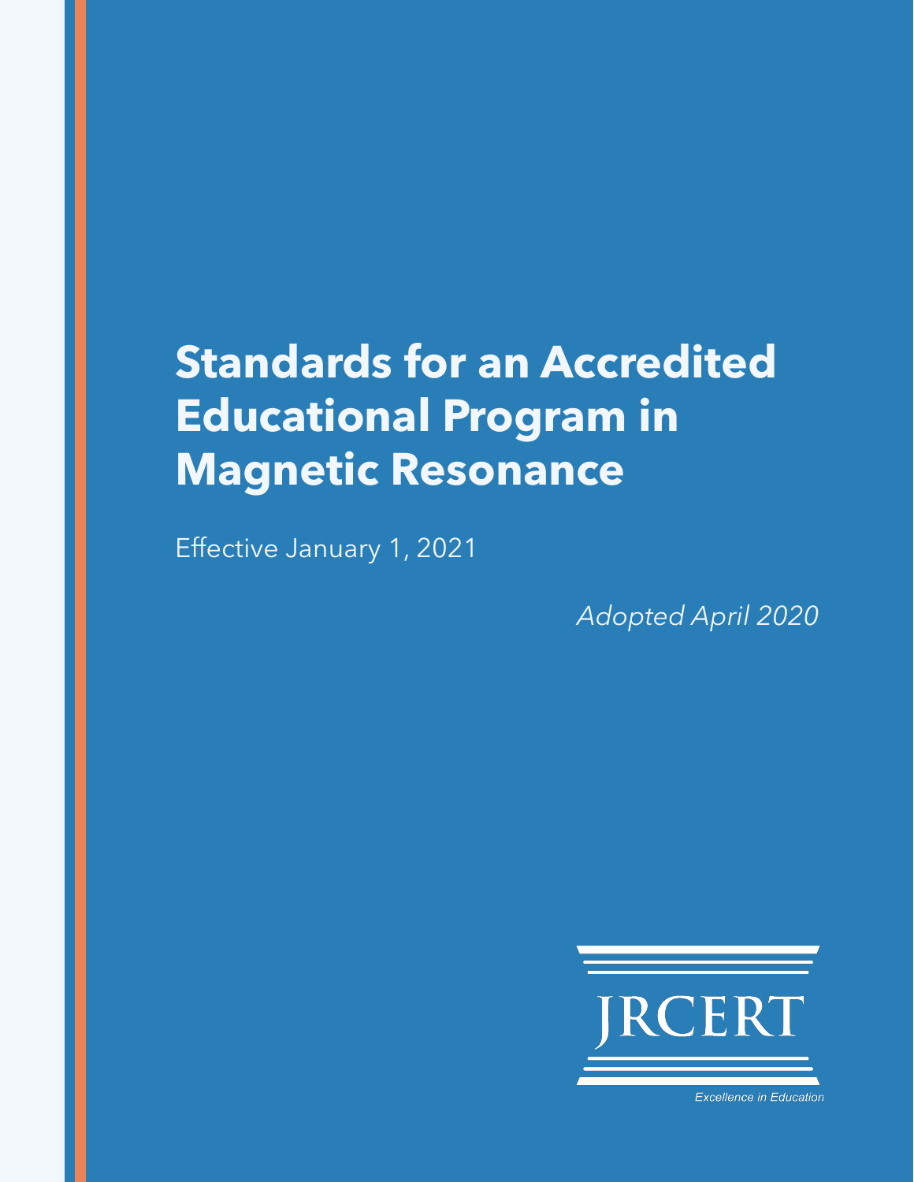# Standards for an Accredited Educational Program in Magnetic Resonance

Effective January 1, 2021

*Adopted April 2020*

JRCERT

*Excellence in Education*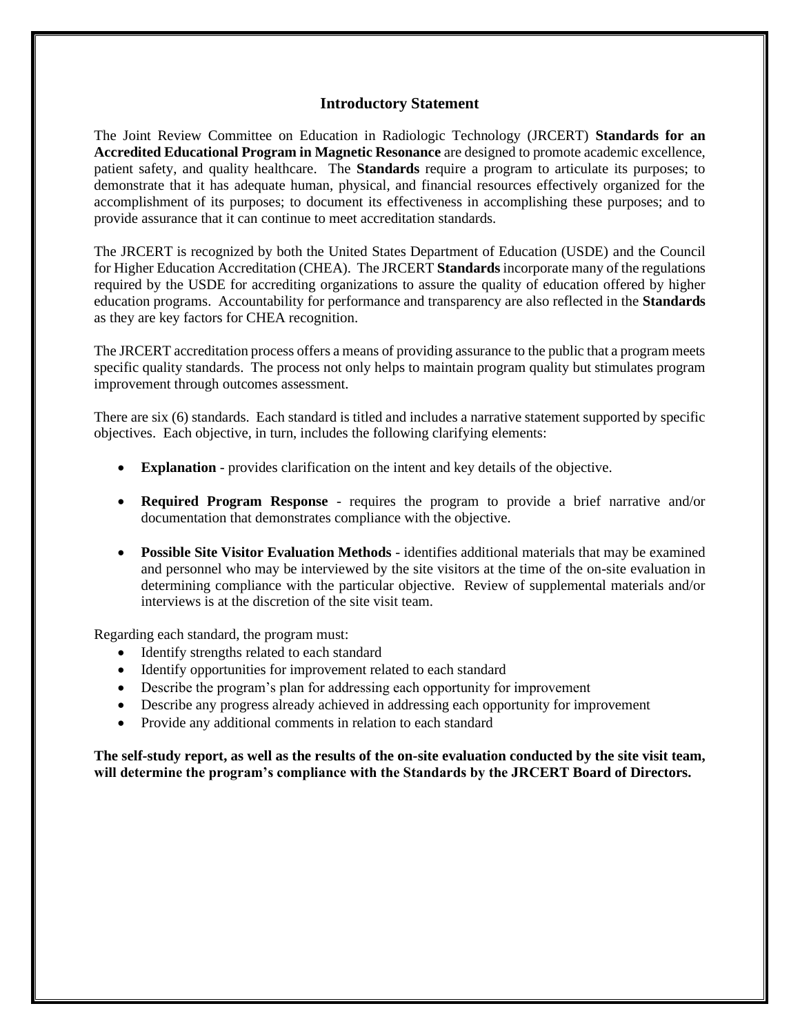## Introductory Statement

The Joint Review Committee on Education in Radiologic Technology (JRCERT) **Standards for an Accredited Educational Program in Magnetic Resonance** are designed to promote academic excellence, patient safety, and quality healthcare. The **Standards** require a program to articulate its purposes; to demonstrate that it has adequate human, physical, and financial resources effectively organized for the accomplishment of its purposes; to document its effectiveness in accomplishing these purposes; and to provide assurance that it can continue to meet accreditation standards.

The JRCERT is recognized by both the United States Department of Education (USDE) and the Council for Higher Education Accreditation (CHEA). The JRCERT **Standards** incorporate many of the regulations required by the USDE for accrediting organizations to assure the quality of education offered by higher education programs. Accountability for performance and transparency are also reflected in the **Standards** as they are key factors for CHEA recognition.

The JRCERT accreditation process offers a means of providing assurance to the public that a program meets specific quality standards. The process not only helps to maintain program quality but stimulates program improvement through outcomes assessment.

There are six (6) standards. Each standard is titled and includes a narrative statement supported by specific objectives. Each objective, in turn, includes the following clarifying elements:

- **Explanation** - provides clarification on the intent and key details of the objective.
- **Required Program Response** - requires the program to provide a brief narrative and/or documentation that demonstrates compliance with the objective.
- **Possible Site Visitor Evaluation Methods** - identifies additional materials that may be examined and personnel who may be interviewed by the site visitors at the time of the on-site evaluation in determining compliance with the particular objective. Review of supplemental materials and/or interviews is at the discretion of the site visit team.

Regarding each standard, the program must:

- Identify strengths related to each standard
- Identify opportunities for improvement related to each standard
- Describe the program's plan for addressing each opportunity for improvement
- Describe any progress already achieved in addressing each opportunity for improvement
- Provide any additional comments in relation to each standard

**The self-study report, as well as the results of the on-site evaluation conducted by the site visit team, will determine the program's compliance with the Standards by the JRCERT Board of Directors.**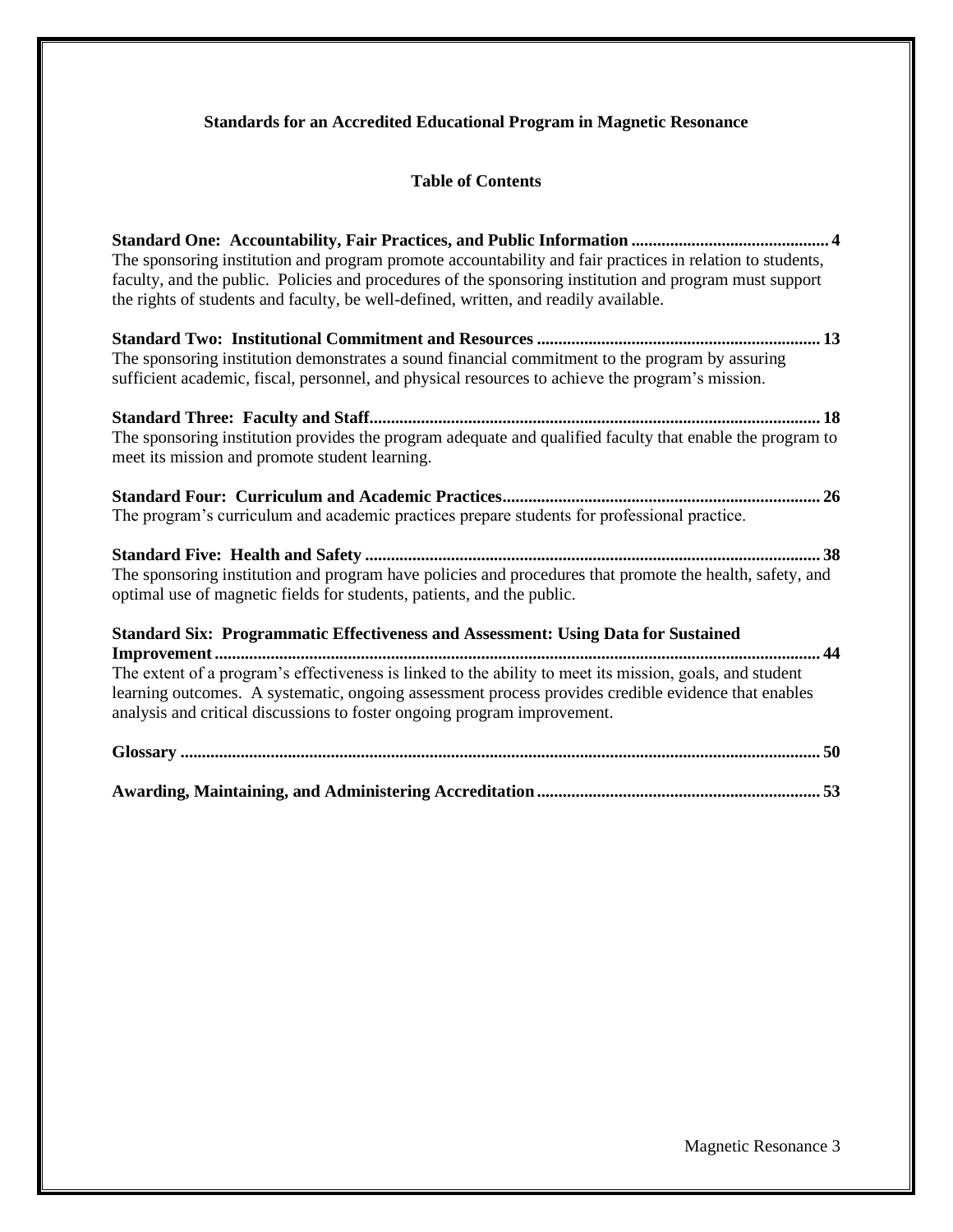**Standards for an Accredited Educational Program in Magnetic Resonance**

**Table of Contents**

**Standard One: Accountability, Fair Practices, and Public Information .............................................. 4**
The sponsoring institution and program promote accountability and fair practices in relation to students, faculty, and the public. Policies and procedures of the sponsoring institution and program must support the rights of students and faculty, be well-defined, written, and readily available.

**Standard Two: Institutional Commitment and Resources ................................................................. 13**
The sponsoring institution demonstrates a sound financial commitment to the program by assuring sufficient academic, fiscal, personnel, and physical resources to achieve the program's mission.

**Standard Three: Faculty and Staff........................................................................................................ 18**
The sponsoring institution provides the program adequate and qualified faculty that enable the program to meet its mission and promote student learning.

**Standard Four: Curriculum and Academic Practices......................................................................... 26**
The program's curriculum and academic practices prepare students for professional practice.

**Standard Five: Health and Safety ......................................................................................................... 38**
The sponsoring institution and program have policies and procedures that promote the health, safety, and optimal use of magnetic fields for students, patients, and the public.

**Standard Six: Programmatic Effectiveness and Assessment: Using Data for Sustained Improvement ........................................................................................................................................... 44**
The extent of a program's effectiveness is linked to the ability to meet its mission, goals, and student learning outcomes. A systematic, ongoing assessment process provides credible evidence that enables analysis and critical discussions to foster ongoing program improvement.

**Glossary ................................................................................................................................................... 50**

**Awarding, Maintaining, and Administering Accreditation................................................................. 53**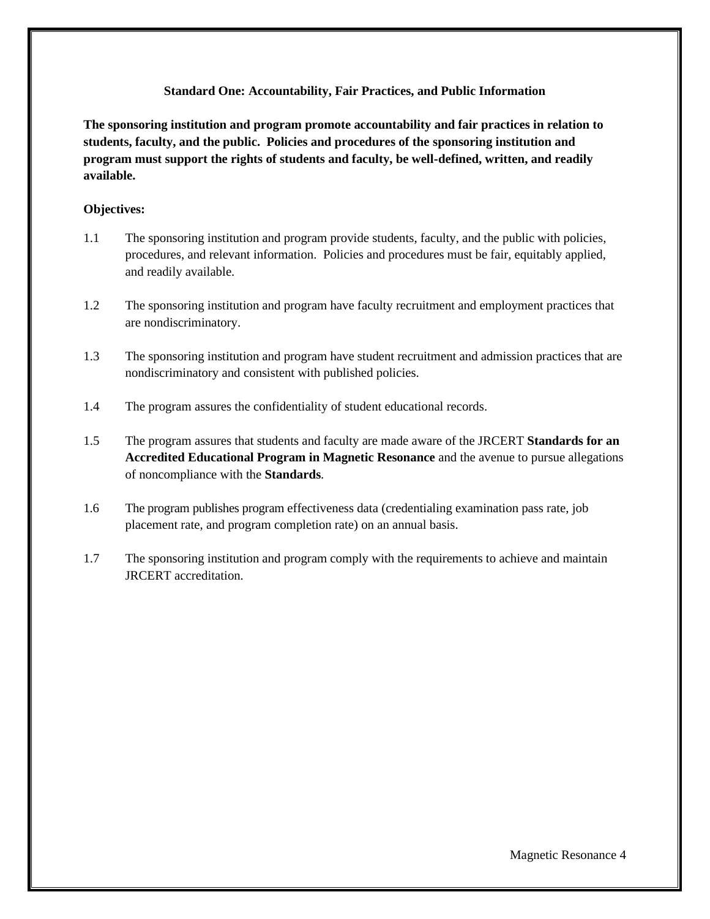## Standard One: Accountability, Fair Practices, and Public Information

**The sponsoring institution and program promote accountability and fair practices in relation to students, faculty, and the public. Policies and procedures of the sponsoring institution and program must support the rights of students and faculty, be well-defined, written, and readily available.**

**Objectives:**

1.1 The sponsoring institution and program provide students, faculty, and the public with policies, procedures, and relevant information. Policies and procedures must be fair, equitably applied, and readily available.

1.2 The sponsoring institution and program have faculty recruitment and employment practices that are nondiscriminatory.

1.3 The sponsoring institution and program have student recruitment and admission practices that are nondiscriminatory and consistent with published policies.

1.4 The program assures the confidentiality of student educational records.

1.5 The program assures that students and faculty are made aware of the JRCERT **Standards for an Accredited Educational Program in Magnetic Resonance** and the avenue to pursue allegations of noncompliance with the **Standards**.

1.6 The program publishes program effectiveness data (credentialing examination pass rate, job placement rate, and program completion rate) on an annual basis.

1.7 The sponsoring institution and program comply with the requirements to achieve and maintain JRCERT accreditation.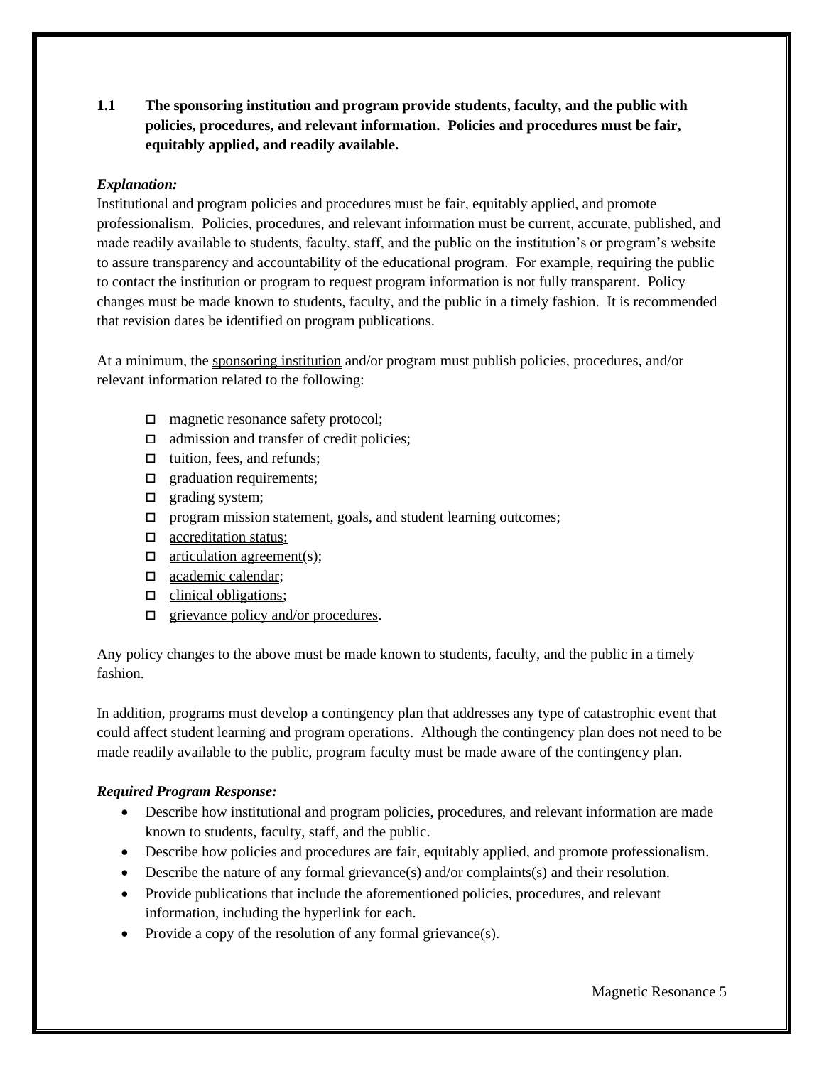**1.1 The sponsoring institution and program provide students, faculty, and the public with policies, procedures, and relevant information. Policies and procedures must be fair, equitably applied, and readily available.**

***Explanation:***

Institutional and program policies and procedures must be fair, equitably applied, and promote professionalism. Policies, procedures, and relevant information must be current, accurate, published, and made readily available to students, faculty, staff, and the public on the institution's or program's website to assure transparency and accountability of the educational program. For example, requiring the public to contact the institution or program to request program information is not fully transparent. Policy changes must be made known to students, faculty, and the public in a timely fashion. It is recommended that revision dates be identified on program publications.

At a minimum, the sponsoring institution and/or program must publish policies, procedures, and/or relevant information related to the following:

- ☐ magnetic resonance safety protocol;
- ☐ admission and transfer of credit policies;
- ☐ tuition, fees, and refunds;
- ☐ graduation requirements;
- ☐ grading system;
- ☐ program mission statement, goals, and student learning outcomes;
- ☐ accreditation status;
- ☐ articulation agreement(s);
- ☐ academic calendar;
- ☐ clinical obligations;
- ☐ grievance policy and/or procedures.

Any policy changes to the above must be made known to students, faculty, and the public in a timely fashion.

In addition, programs must develop a contingency plan that addresses any type of catastrophic event that could affect student learning and program operations. Although the contingency plan does not need to be made readily available to the public, program faculty must be made aware of the contingency plan.

***Required Program Response:***

- Describe how institutional and program policies, procedures, and relevant information are made known to students, faculty, staff, and the public.
- Describe how policies and procedures are fair, equitably applied, and promote professionalism.
- Describe the nature of any formal grievance(s) and/or complaints(s) and their resolution.
- Provide publications that include the aforementioned policies, procedures, and relevant information, including the hyperlink for each.
- Provide a copy of the resolution of any formal grievance(s).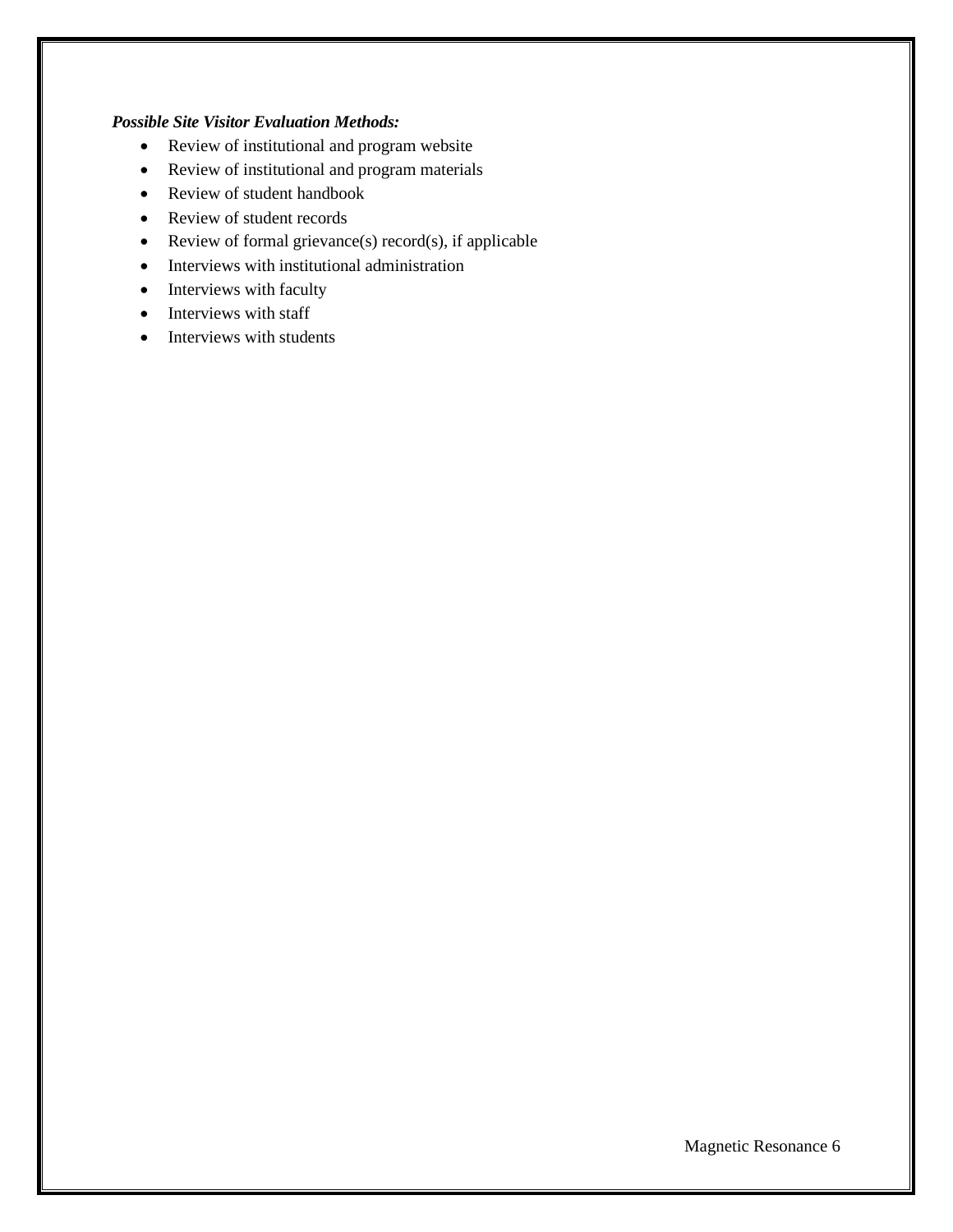***Possible Site Visitor Evaluation Methods:***

- Review of institutional and program website
- Review of institutional and program materials
- Review of student handbook
- Review of student records
- Review of formal grievance(s) record(s), if applicable
- Interviews with institutional administration
- Interviews with faculty
- Interviews with staff
- Interviews with students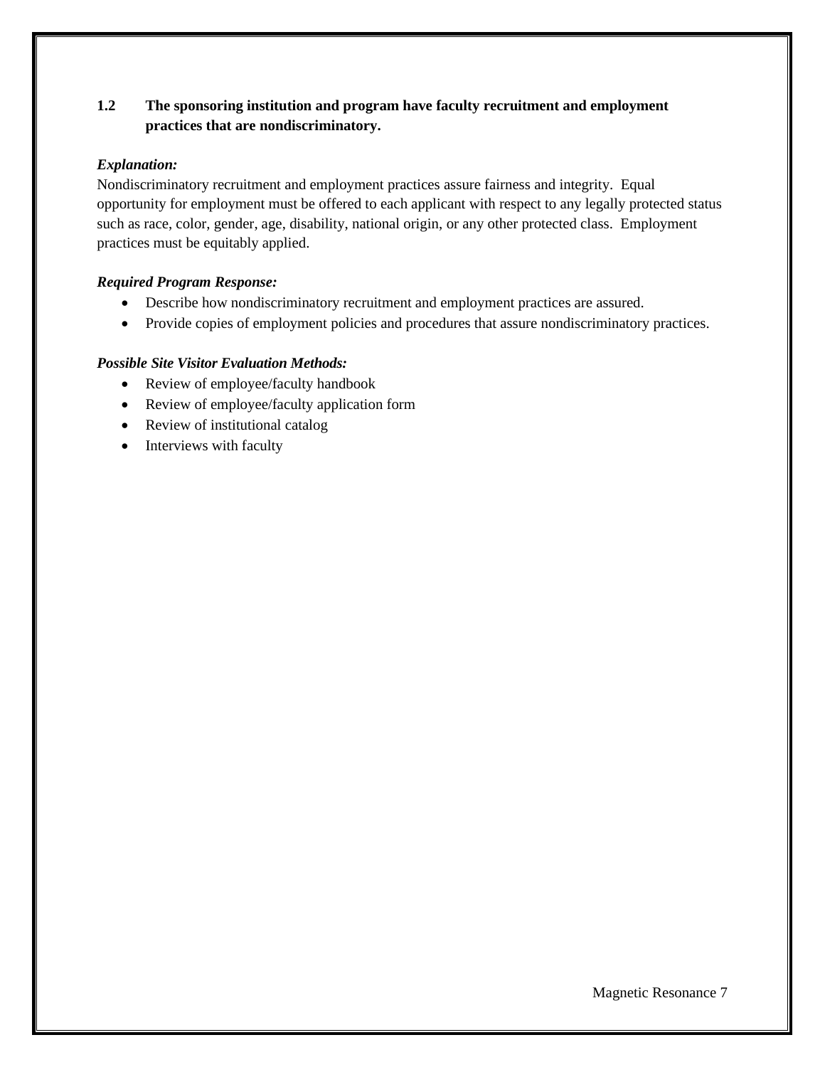**1.2 The sponsoring institution and program have faculty recruitment and employment practices that are nondiscriminatory.**

***Explanation:***

Nondiscriminatory recruitment and employment practices assure fairness and integrity. Equal opportunity for employment must be offered to each applicant with respect to any legally protected status such as race, color, gender, age, disability, national origin, or any other protected class. Employment practices must be equitably applied.

***Required Program Response:***

- Describe how nondiscriminatory recruitment and employment practices are assured.
- Provide copies of employment policies and procedures that assure nondiscriminatory practices.

***Possible Site Visitor Evaluation Methods:***

- Review of employee/faculty handbook
- Review of employee/faculty application form
- Review of institutional catalog
- Interviews with faculty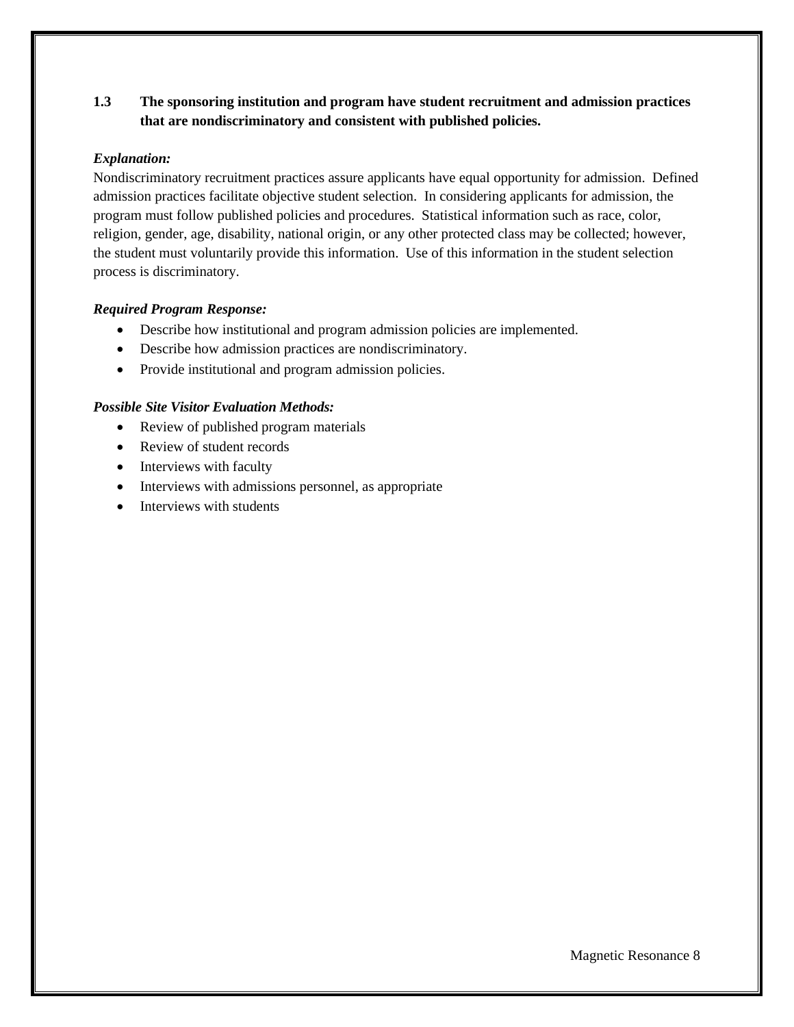**1.3 The sponsoring institution and program have student recruitment and admission practices that are nondiscriminatory and consistent with published policies.**

***Explanation:***

Nondiscriminatory recruitment practices assure applicants have equal opportunity for admission. Defined admission practices facilitate objective student selection. In considering applicants for admission, the program must follow published policies and procedures. Statistical information such as race, color, religion, gender, age, disability, national origin, or any other protected class may be collected; however, the student must voluntarily provide this information. Use of this information in the student selection process is discriminatory.

***Required Program Response:***

- Describe how institutional and program admission policies are implemented.
- Describe how admission practices are nondiscriminatory.
- Provide institutional and program admission policies.

***Possible Site Visitor Evaluation Methods:***

- Review of published program materials
- Review of student records
- Interviews with faculty
- Interviews with admissions personnel, as appropriate
- Interviews with students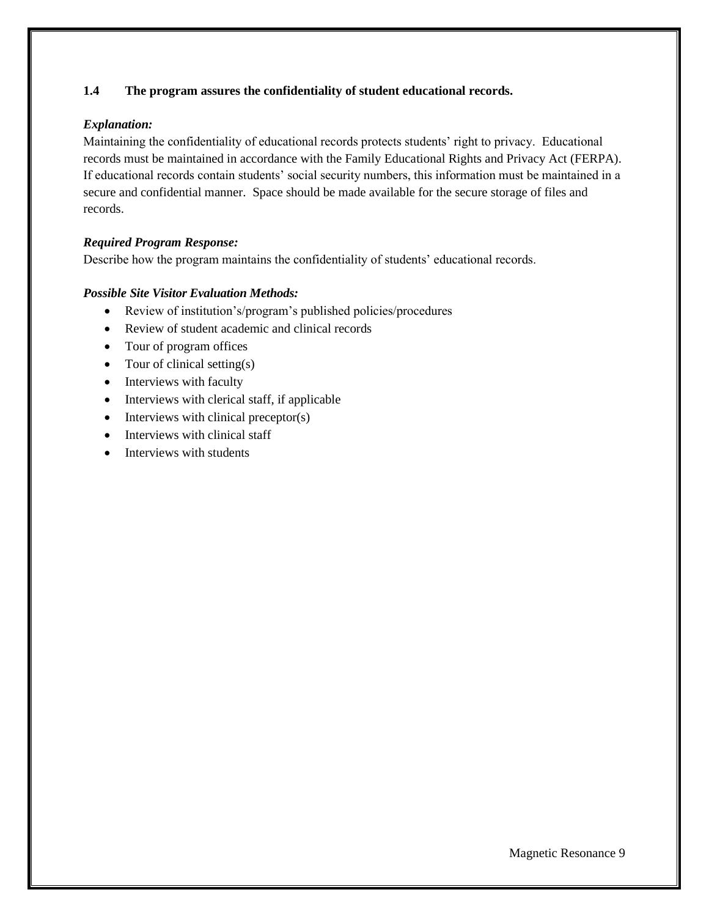**1.4 The program assures the confidentiality of student educational records.**

***Explanation:***

Maintaining the confidentiality of educational records protects students' right to privacy. Educational records must be maintained in accordance with the Family Educational Rights and Privacy Act (FERPA). If educational records contain students' social security numbers, this information must be maintained in a secure and confidential manner. Space should be made available for the secure storage of files and records.

***Required Program Response:***

Describe how the program maintains the confidentiality of students' educational records.

***Possible Site Visitor Evaluation Methods:***

- Review of institution's/program's published policies/procedures
- Review of student academic and clinical records
- Tour of program offices
- Tour of clinical setting(s)
- Interviews with faculty
- Interviews with clerical staff, if applicable
- Interviews with clinical preceptor(s)
- Interviews with clinical staff
- Interviews with students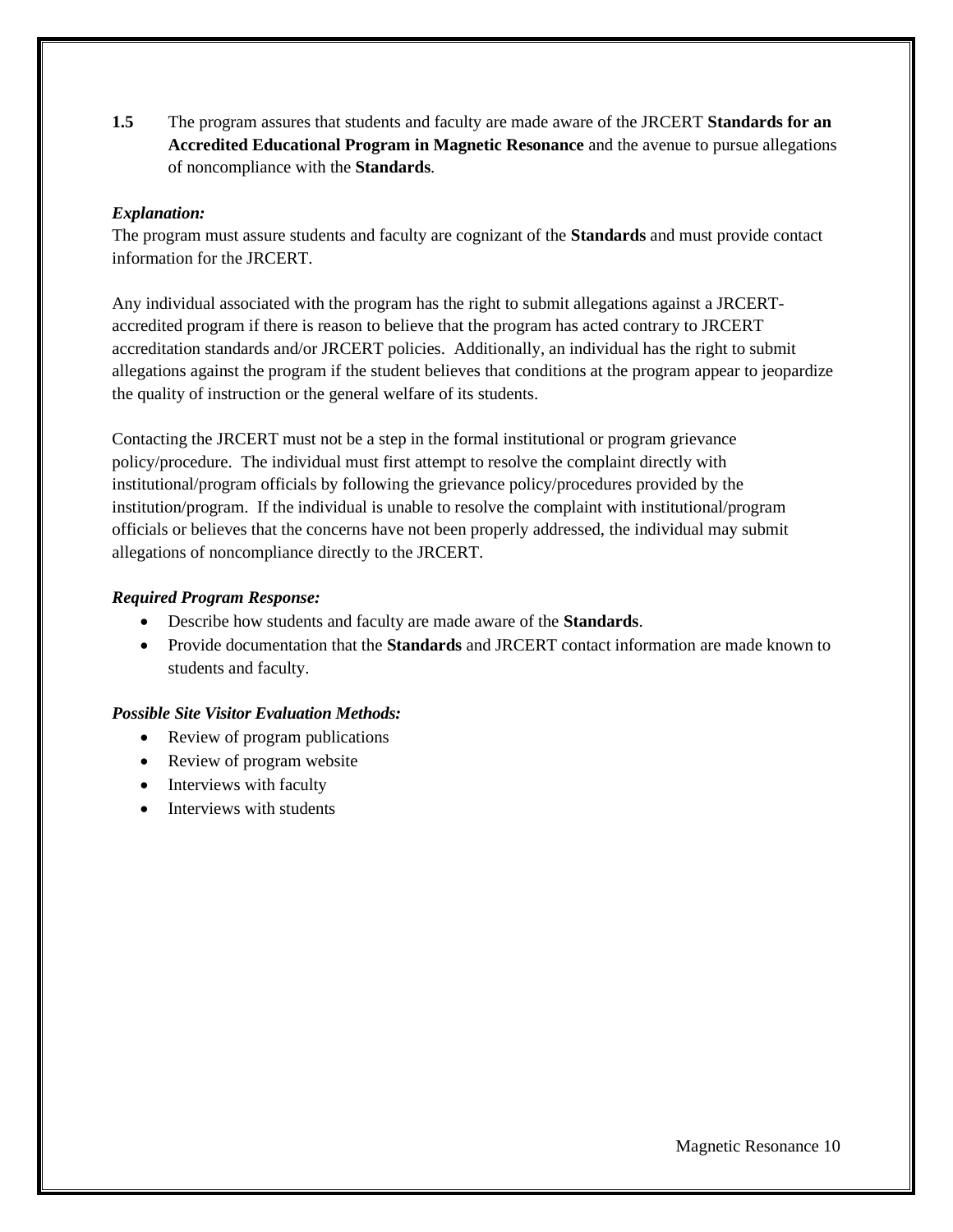**1.5** The program assures that students and faculty are made aware of the JRCERT **Standards for an Accredited Educational Program in Magnetic Resonance** and the avenue to pursue allegations of noncompliance with the **Standards**.

***Explanation:***

The program must assure students and faculty are cognizant of the **Standards** and must provide contact information for the JRCERT.

Any individual associated with the program has the right to submit allegations against a JRCERT-accredited program if there is reason to believe that the program has acted contrary to JRCERT accreditation standards and/or JRCERT policies. Additionally, an individual has the right to submit allegations against the program if the student believes that conditions at the program appear to jeopardize the quality of instruction or the general welfare of its students.

Contacting the JRCERT must not be a step in the formal institutional or program grievance policy/procedure. The individual must first attempt to resolve the complaint directly with institutional/program officials by following the grievance policy/procedures provided by the institution/program. If the individual is unable to resolve the complaint with institutional/program officials or believes that the concerns have not been properly addressed, the individual may submit allegations of noncompliance directly to the JRCERT.

***Required Program Response:***

- Describe how students and faculty are made aware of the **Standards**.
- Provide documentation that the **Standards** and JRCERT contact information are made known to students and faculty.

***Possible Site Visitor Evaluation Methods:***

- Review of program publications
- Review of program website
- Interviews with faculty
- Interviews with students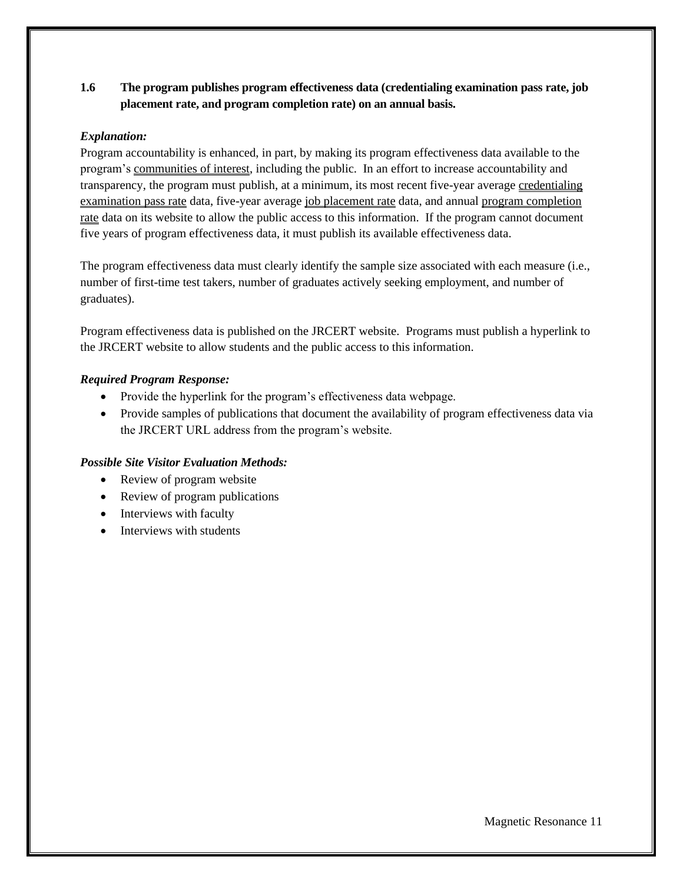**1.6 The program publishes program effectiveness data (credentialing examination pass rate, job placement rate, and program completion rate) on an annual basis.**

***Explanation:***

Program accountability is enhanced, in part, by making its program effectiveness data available to the program's communities of interest, including the public. In an effort to increase accountability and transparency, the program must publish, at a minimum, its most recent five-year average credentialing examination pass rate data, five-year average job placement rate data, and annual program completion rate data on its website to allow the public access to this information. If the program cannot document five years of program effectiveness data, it must publish its available effectiveness data.

The program effectiveness data must clearly identify the sample size associated with each measure (i.e., number of first-time test takers, number of graduates actively seeking employment, and number of graduates).

Program effectiveness data is published on the JRCERT website. Programs must publish a hyperlink to the JRCERT website to allow students and the public access to this information.

***Required Program Response:***

- Provide the hyperlink for the program's effectiveness data webpage.
- Provide samples of publications that document the availability of program effectiveness data via the JRCERT URL address from the program's website.

***Possible Site Visitor Evaluation Methods:***

- Review of program website
- Review of program publications
- Interviews with faculty
- Interviews with students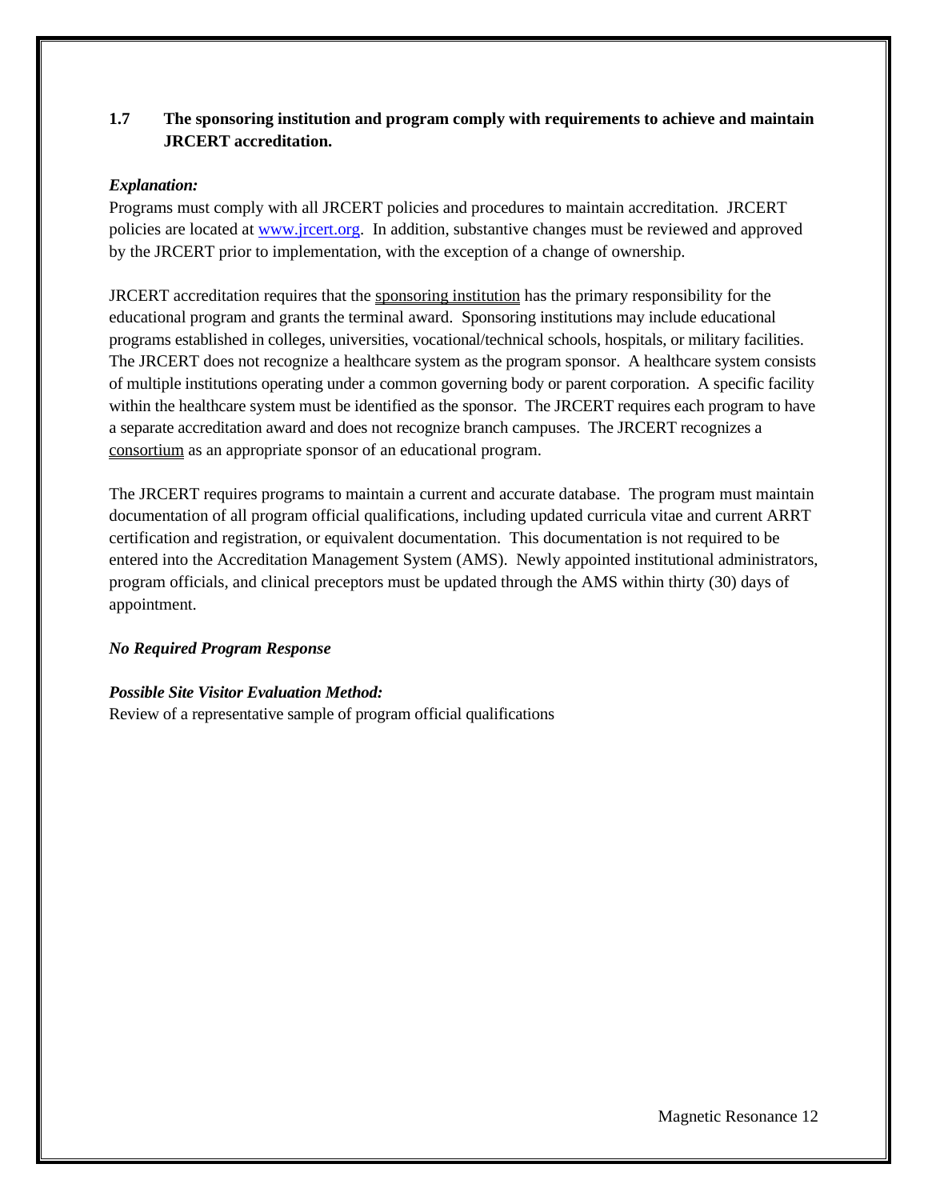**1.7 The sponsoring institution and program comply with requirements to achieve and maintain JRCERT accreditation.**

***Explanation:***

Programs must comply with all JRCERT policies and procedures to maintain accreditation. JRCERT policies are located at www.jrcert.org. In addition, substantive changes must be reviewed and approved by the JRCERT prior to implementation, with the exception of a change of ownership.

JRCERT accreditation requires that the sponsoring institution has the primary responsibility for the educational program and grants the terminal award. Sponsoring institutions may include educational programs established in colleges, universities, vocational/technical schools, hospitals, or military facilities. The JRCERT does not recognize a healthcare system as the program sponsor. A healthcare system consists of multiple institutions operating under a common governing body or parent corporation. A specific facility within the healthcare system must be identified as the sponsor. The JRCERT requires each program to have a separate accreditation award and does not recognize branch campuses. The JRCERT recognizes a consortium as an appropriate sponsor of an educational program.

The JRCERT requires programs to maintain a current and accurate database. The program must maintain documentation of all program official qualifications, including updated curricula vitae and current ARRT certification and registration, or equivalent documentation. This documentation is not required to be entered into the Accreditation Management System (AMS). Newly appointed institutional administrators, program officials, and clinical preceptors must be updated through the AMS within thirty (30) days of appointment.

***No Required Program Response***

***Possible Site Visitor Evaluation Method:***

Review of a representative sample of program official qualifications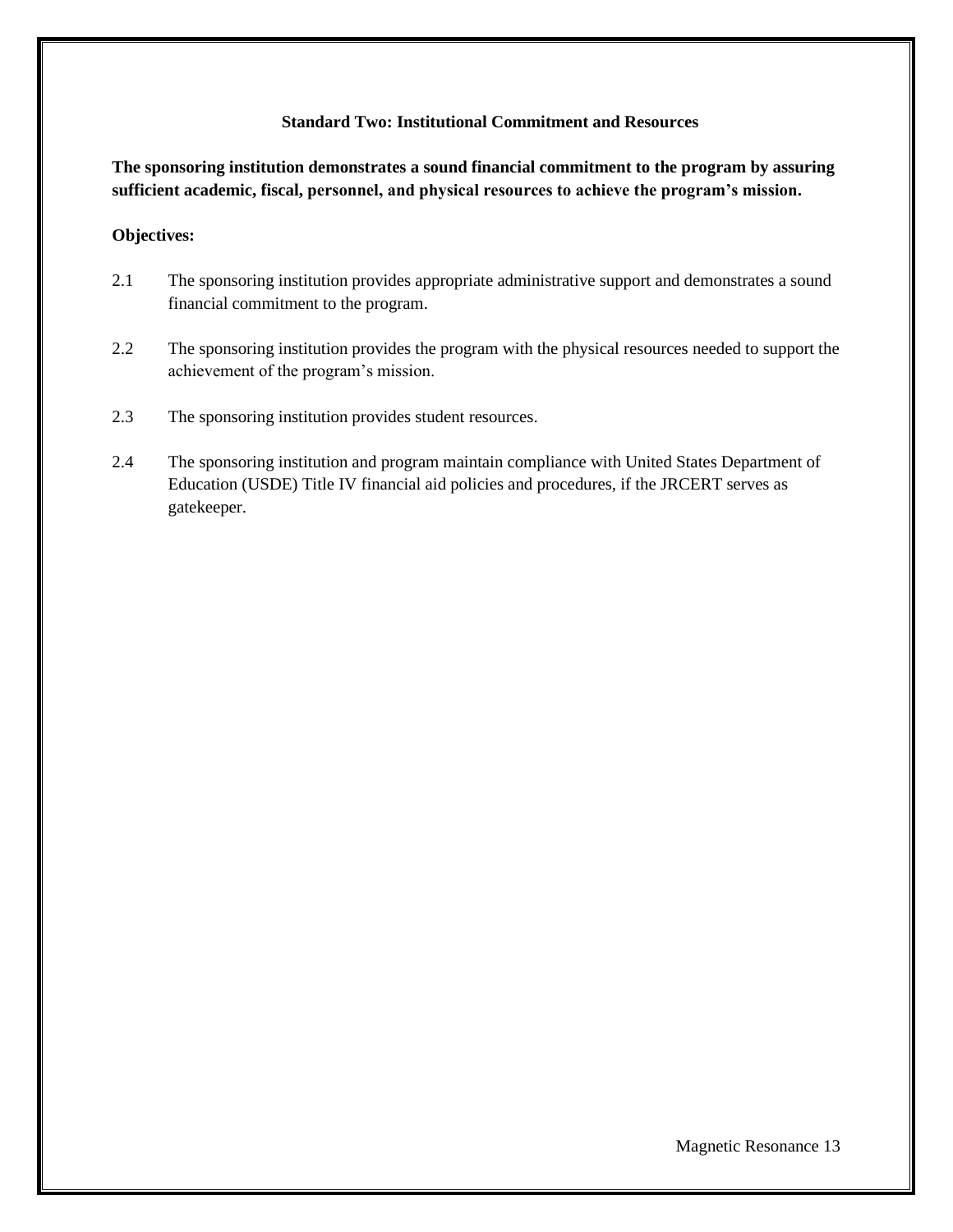## Standard Two: Institutional Commitment and Resources

**The sponsoring institution demonstrates a sound financial commitment to the program by assuring sufficient academic, fiscal, personnel, and physical resources to achieve the program's mission.**

**Objectives:**

2.1 The sponsoring institution provides appropriate administrative support and demonstrates a sound financial commitment to the program.

2.2 The sponsoring institution provides the program with the physical resources needed to support the achievement of the program's mission.

2.3 The sponsoring institution provides student resources.

2.4 The sponsoring institution and program maintain compliance with United States Department of Education (USDE) Title IV financial aid policies and procedures, if the JRCERT serves as gatekeeper.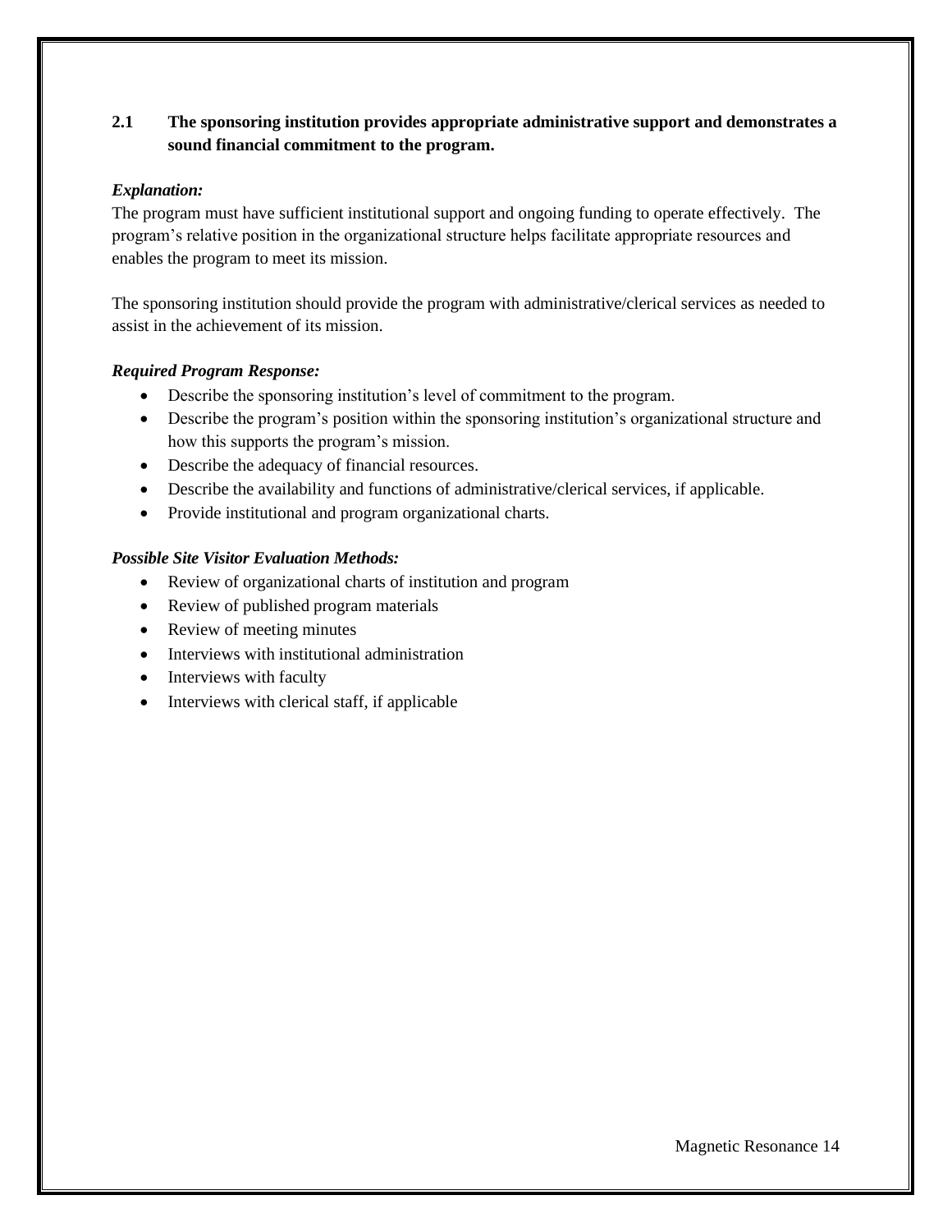**2.1 The sponsoring institution provides appropriate administrative support and demonstrates a sound financial commitment to the program.**

***Explanation:***

The program must have sufficient institutional support and ongoing funding to operate effectively. The program's relative position in the organizational structure helps facilitate appropriate resources and enables the program to meet its mission.

The sponsoring institution should provide the program with administrative/clerical services as needed to assist in the achievement of its mission.

***Required Program Response:***

- Describe the sponsoring institution's level of commitment to the program.
- Describe the program's position within the sponsoring institution's organizational structure and how this supports the program's mission.
- Describe the adequacy of financial resources.
- Describe the availability and functions of administrative/clerical services, if applicable.
- Provide institutional and program organizational charts.

***Possible Site Visitor Evaluation Methods:***

- Review of organizational charts of institution and program
- Review of published program materials
- Review of meeting minutes
- Interviews with institutional administration
- Interviews with faculty
- Interviews with clerical staff, if applicable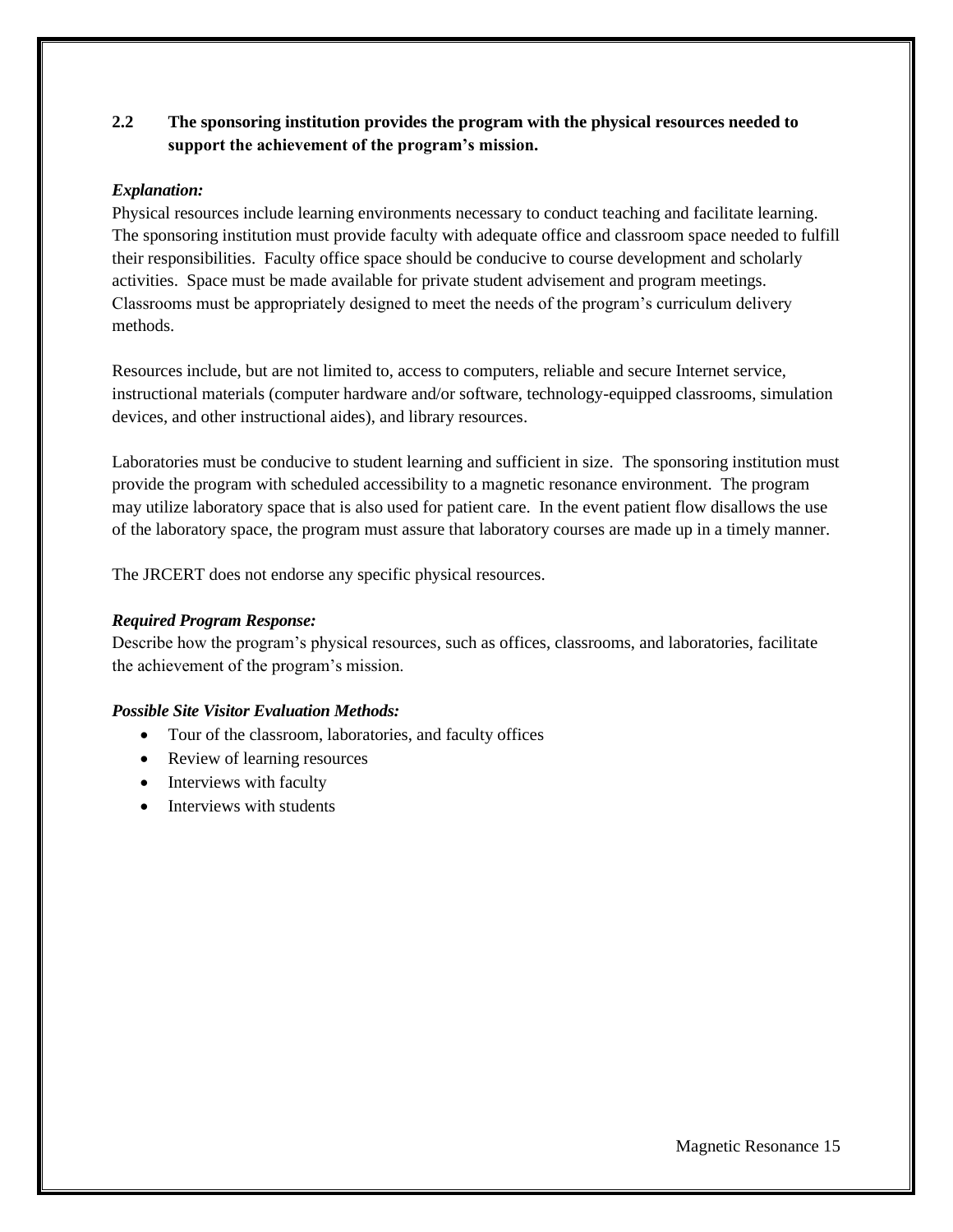**2.2 The sponsoring institution provides the program with the physical resources needed to support the achievement of the program's mission.**

***Explanation:***

Physical resources include learning environments necessary to conduct teaching and facilitate learning. The sponsoring institution must provide faculty with adequate office and classroom space needed to fulfill their responsibilities. Faculty office space should be conducive to course development and scholarly activities. Space must be made available for private student advisement and program meetings. Classrooms must be appropriately designed to meet the needs of the program's curriculum delivery methods.

Resources include, but are not limited to, access to computers, reliable and secure Internet service, instructional materials (computer hardware and/or software, technology-equipped classrooms, simulation devices, and other instructional aides), and library resources.

Laboratories must be conducive to student learning and sufficient in size. The sponsoring institution must provide the program with scheduled accessibility to a magnetic resonance environment. The program may utilize laboratory space that is also used for patient care. In the event patient flow disallows the use of the laboratory space, the program must assure that laboratory courses are made up in a timely manner.

The JRCERT does not endorse any specific physical resources.

***Required Program Response:***

Describe how the program's physical resources, such as offices, classrooms, and laboratories, facilitate the achievement of the program's mission.

***Possible Site Visitor Evaluation Methods:***

- Tour of the classroom, laboratories, and faculty offices
- Review of learning resources
- Interviews with faculty
- Interviews with students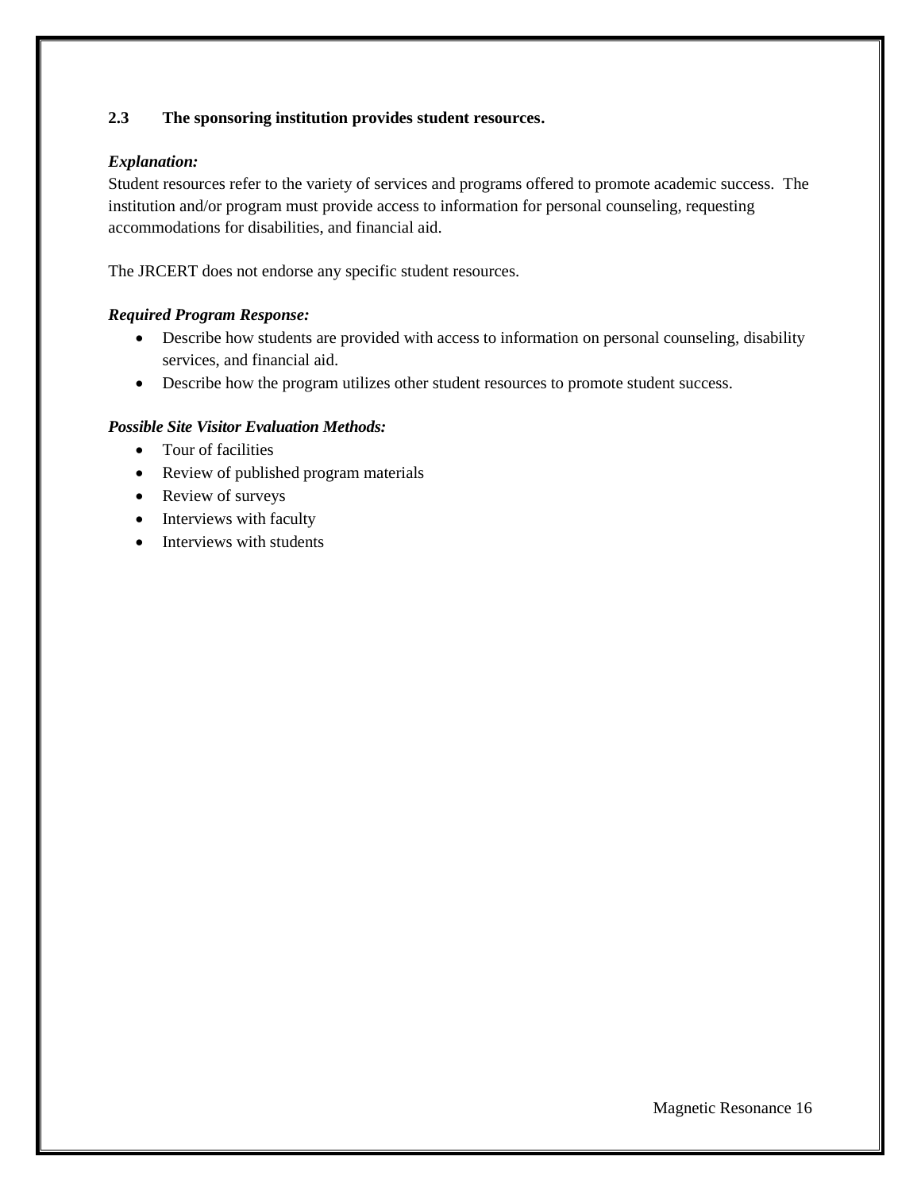**2.3 The sponsoring institution provides student resources.**

***Explanation:***

Student resources refer to the variety of services and programs offered to promote academic success. The institution and/or program must provide access to information for personal counseling, requesting accommodations for disabilities, and financial aid.

The JRCERT does not endorse any specific student resources.

***Required Program Response:***

- Describe how students are provided with access to information on personal counseling, disability services, and financial aid.
- Describe how the program utilizes other student resources to promote student success.

***Possible Site Visitor Evaluation Methods:***

- Tour of facilities
- Review of published program materials
- Review of surveys
- Interviews with faculty
- Interviews with students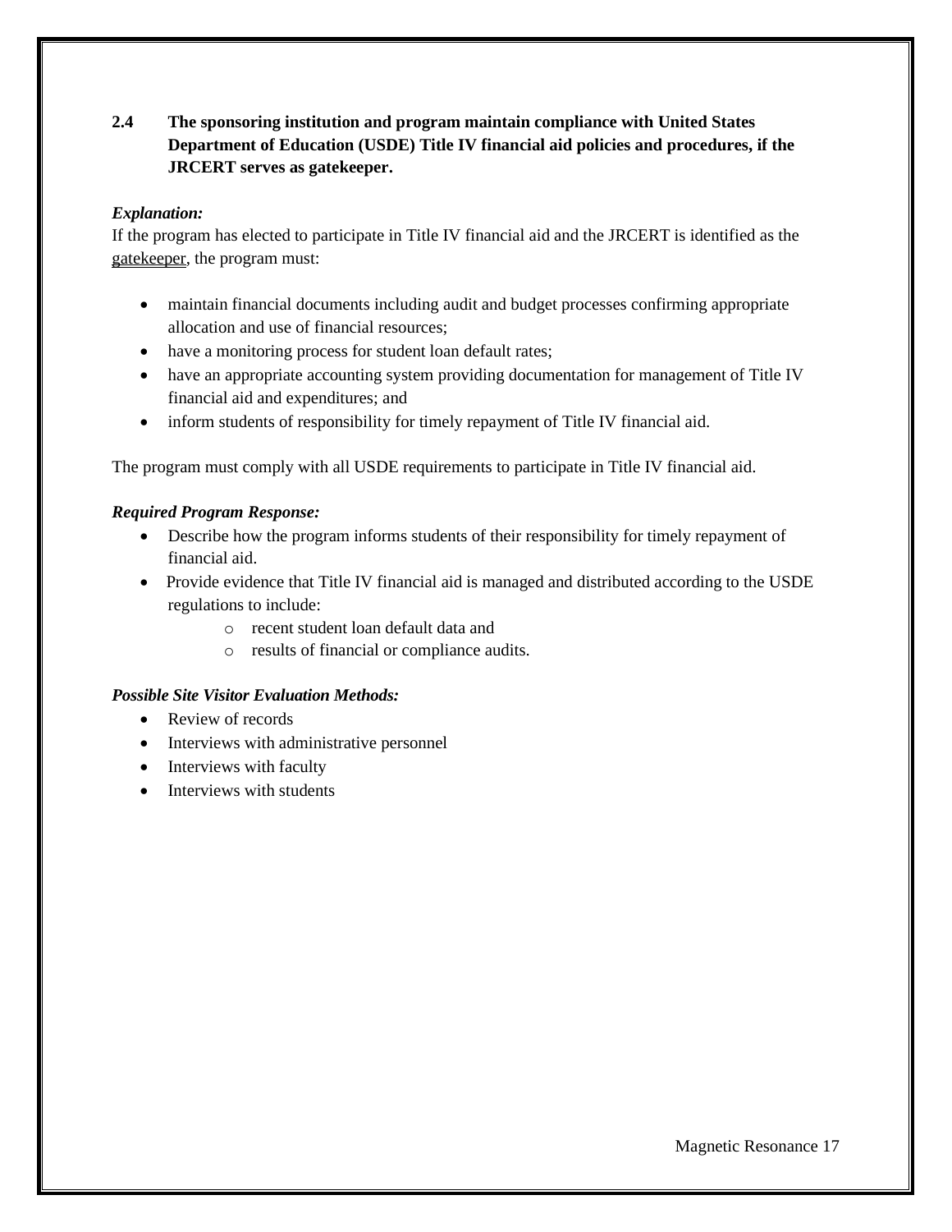**2.4 The sponsoring institution and program maintain compliance with United States Department of Education (USDE) Title IV financial aid policies and procedures, if the JRCERT serves as gatekeeper.**

***Explanation:***

If the program has elected to participate in Title IV financial aid and the JRCERT is identified as the gatekeeper, the program must:

- maintain financial documents including audit and budget processes confirming appropriate allocation and use of financial resources;
- have a monitoring process for student loan default rates;
- have an appropriate accounting system providing documentation for management of Title IV financial aid and expenditures; and
- inform students of responsibility for timely repayment of Title IV financial aid.

The program must comply with all USDE requirements to participate in Title IV financial aid.

***Required Program Response:***

- Describe how the program informs students of their responsibility for timely repayment of financial aid.
- Provide evidence that Title IV financial aid is managed and distributed according to the USDE regulations to include:
  - recent student loan default data and
  - results of financial or compliance audits.

***Possible Site Visitor Evaluation Methods:***

- Review of records
- Interviews with administrative personnel
- Interviews with faculty
- Interviews with students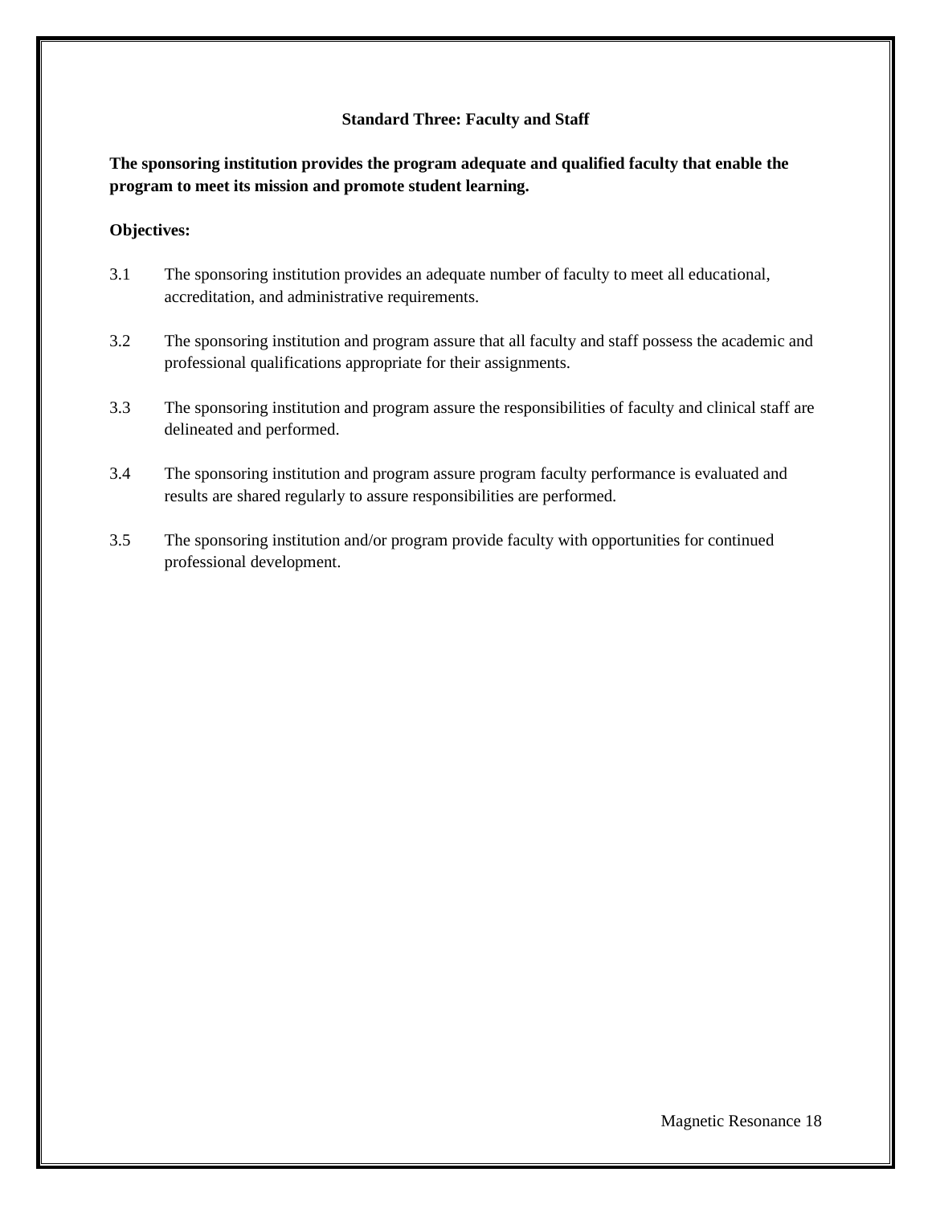## Standard Three: Faculty and Staff

**The sponsoring institution provides the program adequate and qualified faculty that enable the program to meet its mission and promote student learning.**

**Objectives:**

3.1 The sponsoring institution provides an adequate number of faculty to meet all educational, accreditation, and administrative requirements.

3.2 The sponsoring institution and program assure that all faculty and staff possess the academic and professional qualifications appropriate for their assignments.

3.3 The sponsoring institution and program assure the responsibilities of faculty and clinical staff are delineated and performed.

3.4 The sponsoring institution and program assure program faculty performance is evaluated and results are shared regularly to assure responsibilities are performed.

3.5 The sponsoring institution and/or program provide faculty with opportunities for continued professional development.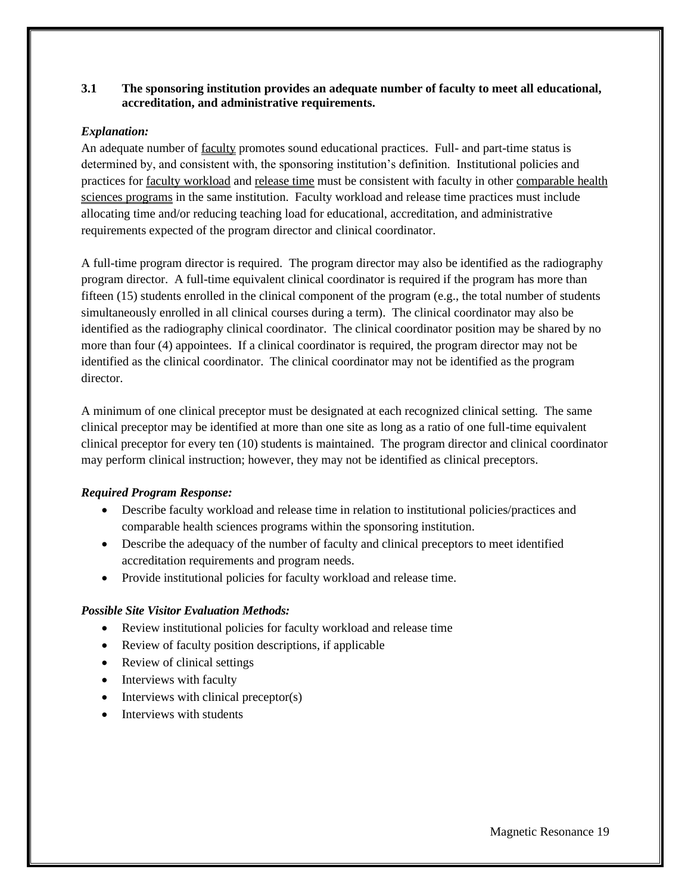**3.1 The sponsoring institution provides an adequate number of faculty to meet all educational, accreditation, and administrative requirements.**

***Explanation:***

An adequate number of faculty promotes sound educational practices. Full- and part-time status is determined by, and consistent with, the sponsoring institution's definition. Institutional policies and practices for faculty workload and release time must be consistent with faculty in other comparable health sciences programs in the same institution. Faculty workload and release time practices must include allocating time and/or reducing teaching load for educational, accreditation, and administrative requirements expected of the program director and clinical coordinator.

A full-time program director is required. The program director may also be identified as the radiography program director. A full-time equivalent clinical coordinator is required if the program has more than fifteen (15) students enrolled in the clinical component of the program (e.g., the total number of students simultaneously enrolled in all clinical courses during a term). The clinical coordinator may also be identified as the radiography clinical coordinator. The clinical coordinator position may be shared by no more than four (4) appointees. If a clinical coordinator is required, the program director may not be identified as the clinical coordinator. The clinical coordinator may not be identified as the program director.

A minimum of one clinical preceptor must be designated at each recognized clinical setting. The same clinical preceptor may be identified at more than one site as long as a ratio of one full-time equivalent clinical preceptor for every ten (10) students is maintained. The program director and clinical coordinator may perform clinical instruction; however, they may not be identified as clinical preceptors.

***Required Program Response:***

- Describe faculty workload and release time in relation to institutional policies/practices and comparable health sciences programs within the sponsoring institution.
- Describe the adequacy of the number of faculty and clinical preceptors to meet identified accreditation requirements and program needs.
- Provide institutional policies for faculty workload and release time.

***Possible Site Visitor Evaluation Methods:***

- Review institutional policies for faculty workload and release time
- Review of faculty position descriptions, if applicable
- Review of clinical settings
- Interviews with faculty
- Interviews with clinical preceptor(s)
- Interviews with students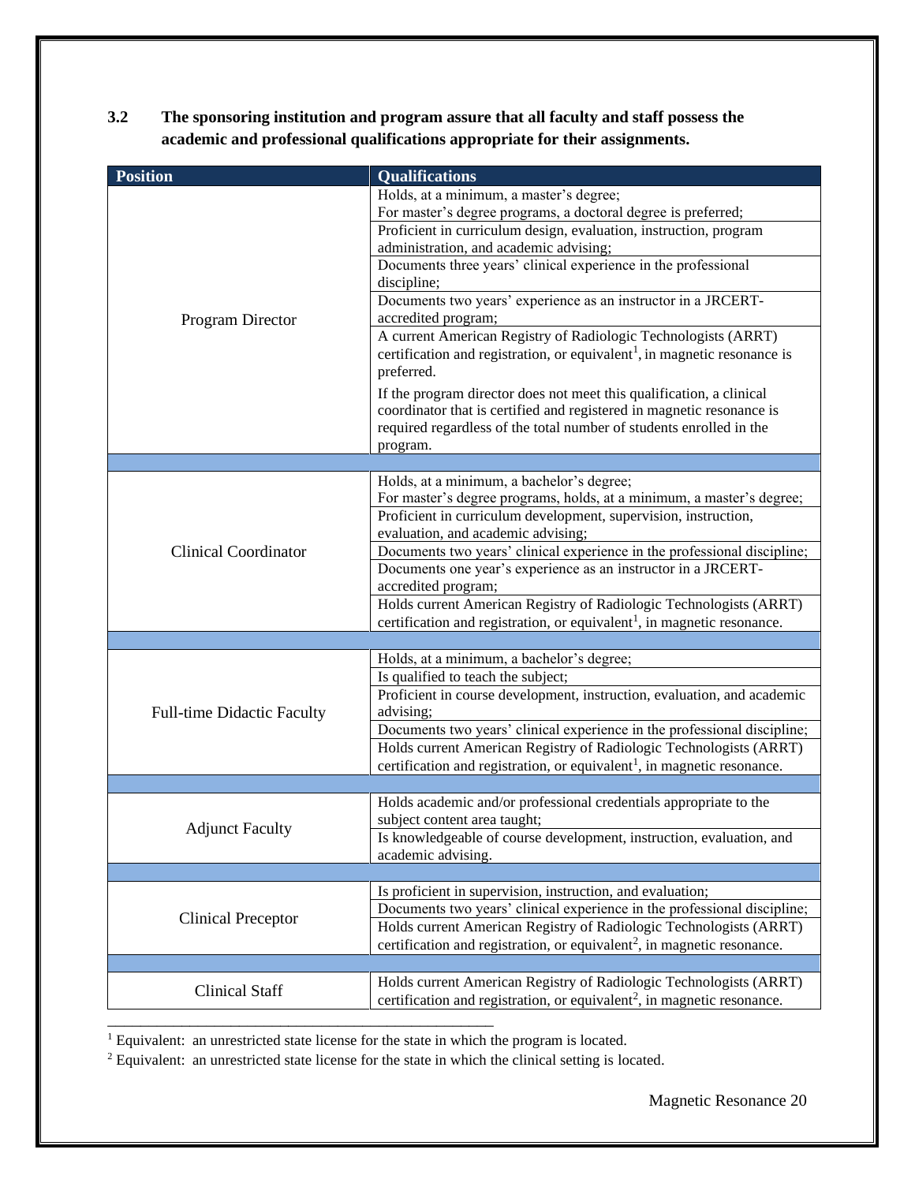**3.2 The sponsoring institution and program assure that all faculty and staff possess the academic and professional qualifications appropriate for their assignments.**

| Position | Qualifications |
|---|---|
| Program Director | Holds, at a minimum, a master's degree; For master's degree programs, a doctoral degree is preferred; |
| | Proficient in curriculum design, evaluation, instruction, program administration, and academic advising; |
| | Documents three years' clinical experience in the professional discipline; |
| | Documents two years' experience as an instructor in a JRCERT-accredited program; |
| | A current American Registry of Radiologic Technologists (ARRT) certification and registration, or equivalent[1], in magnetic resonance is preferred. If the program director does not meet this qualification, a clinical coordinator that is certified and registered in magnetic resonance is required regardless of the total number of students enrolled in the program. |
| Clinical Coordinator | Holds, at a minimum, a bachelor's degree; For master's degree programs, holds, at a minimum, a master's degree; |
| | Proficient in curriculum development, supervision, instruction, evaluation, and academic advising; |
| | Documents two years' clinical experience in the professional discipline; |
| | Documents one year's experience as an instructor in a JRCERT-accredited program; |
| | Holds current American Registry of Radiologic Technologists (ARRT) certification and registration, or equivalent[1], in magnetic resonance. |
| Full-time Didactic Faculty | Holds, at a minimum, a bachelor's degree; |
| | Is qualified to teach the subject; |
| | Proficient in course development, instruction, evaluation, and academic advising; |
| | Documents two years' clinical experience in the professional discipline; |
| | Holds current American Registry of Radiologic Technologists (ARRT) certification and registration, or equivalent[1], in magnetic resonance. |
| Adjunct Faculty | Holds academic and/or professional credentials appropriate to the subject content area taught; |
| | Is knowledgeable of course development, instruction, evaluation, and academic advising. |
| Clinical Preceptor | Is proficient in supervision, instruction, and evaluation; |
| | Documents two years' clinical experience in the professional discipline; |
| | Holds current American Registry of Radiologic Technologists (ARRT) certification and registration, or equivalent[2], in magnetic resonance. |
| Clinical Staff | Holds current American Registry of Radiologic Technologists (ARRT) certification and registration, or equivalent[2], in magnetic resonance. |

[1] Equivalent: an unrestricted state license for the state in which the program is located.

[2] Equivalent: an unrestricted state license for the state in which the clinical setting is located.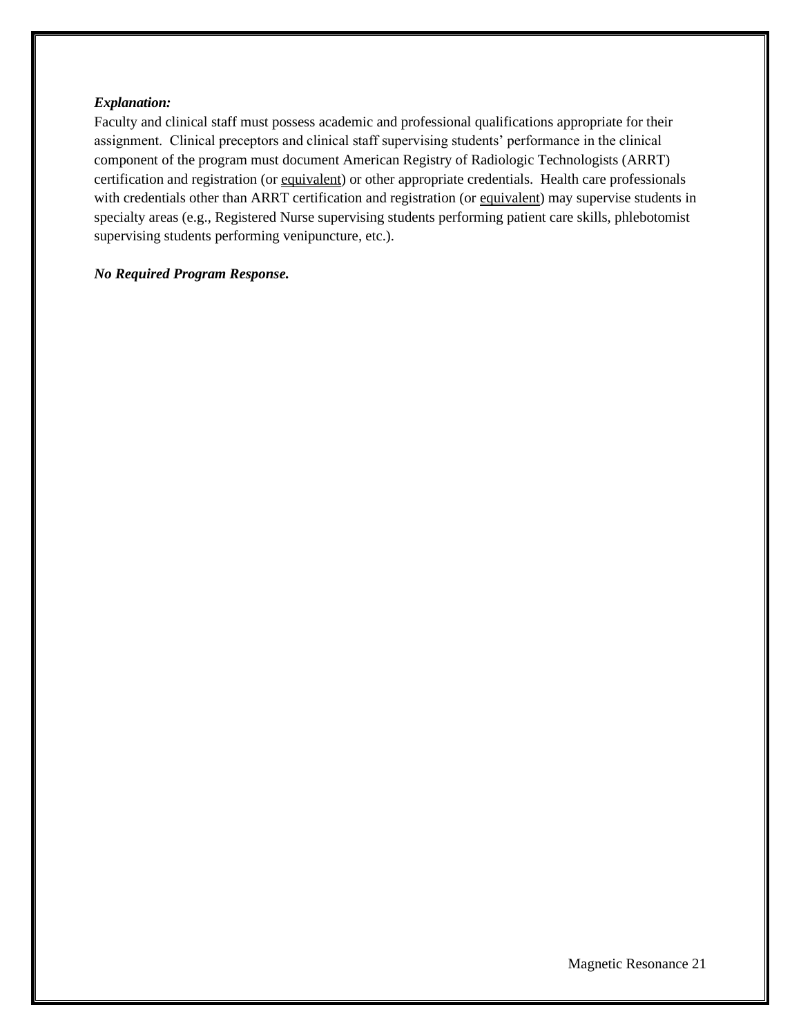***Explanation:***

Faculty and clinical staff must possess academic and professional qualifications appropriate for their assignment. Clinical preceptors and clinical staff supervising students' performance in the clinical component of the program must document American Registry of Radiologic Technologists (ARRT) certification and registration (or equivalent) or other appropriate credentials. Health care professionals with credentials other than ARRT certification and registration (or equivalent) may supervise students in specialty areas (e.g., Registered Nurse supervising students performing patient care skills, phlebotomist supervising students performing venipuncture, etc.).

***No Required Program Response.***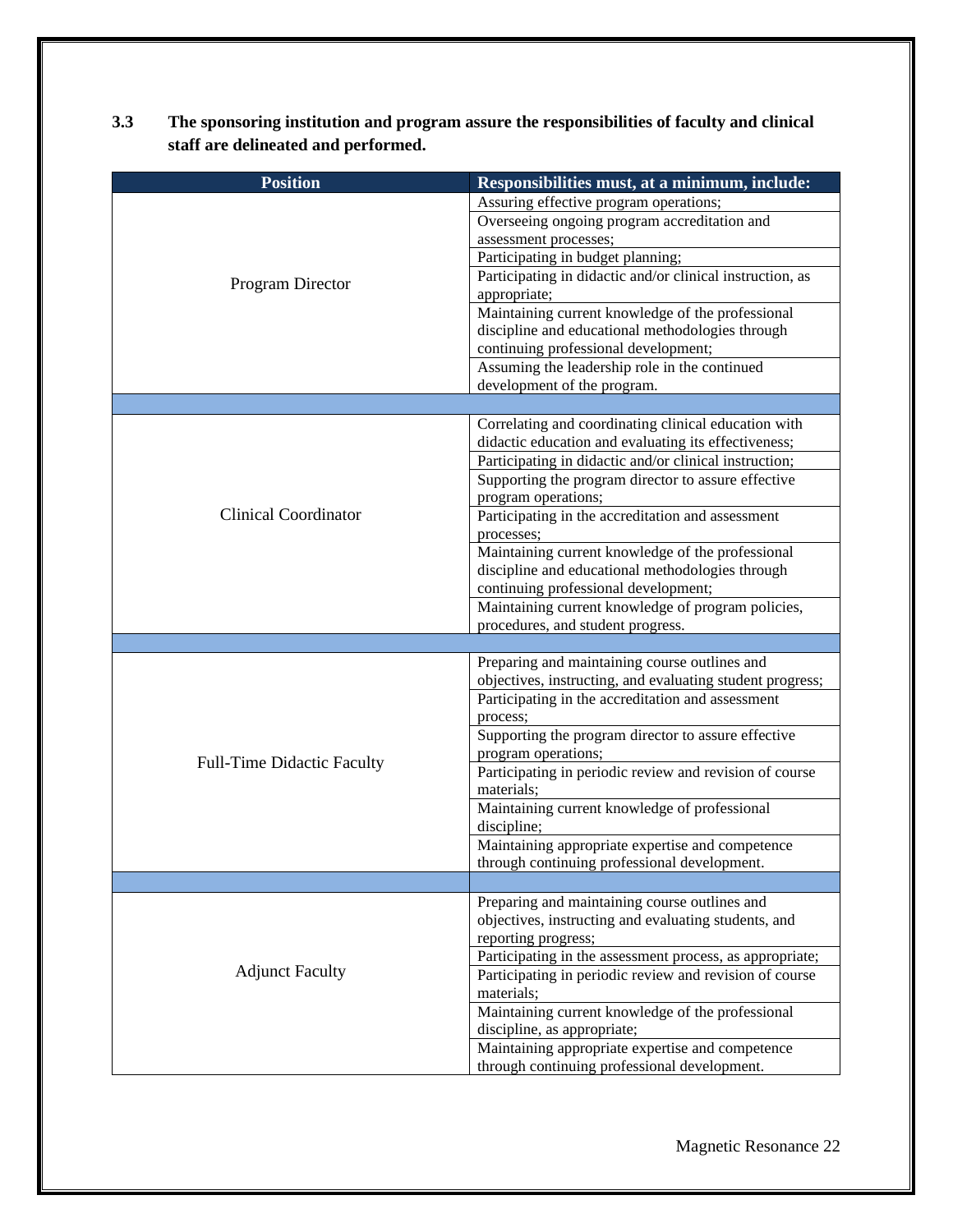**3.3 The sponsoring institution and program assure the responsibilities of faculty and clinical staff are delineated and performed.**

| Position | Responsibilities must, at a minimum, include: |
|---|---|
| Program Director | Assuring effective program operations; |
| | Overseeing ongoing program accreditation and assessment processes; |
| | Participating in budget planning; |
| | Participating in didactic and/or clinical instruction, as appropriate; |
| | Maintaining current knowledge of the professional discipline and educational methodologies through continuing professional development; |
| | Assuming the leadership role in the continued development of the program. |
| | |
| Clinical Coordinator | Correlating and coordinating clinical education with didactic education and evaluating its effectiveness; |
| | Participating in didactic and/or clinical instruction; |
| | Supporting the program director to assure effective program operations; |
| | Participating in the accreditation and assessment processes; |
| | Maintaining current knowledge of the professional discipline and educational methodologies through continuing professional development; |
| | Maintaining current knowledge of program policies, procedures, and student progress. |
| | |
| Full-Time Didactic Faculty | Preparing and maintaining course outlines and objectives, instructing, and evaluating student progress; |
| | Participating in the accreditation and assessment process; |
| | Supporting the program director to assure effective program operations; |
| | Participating in periodic review and revision of course materials; |
| | Maintaining current knowledge of professional discipline; |
| | Maintaining appropriate expertise and competence through continuing professional development. |
| | |
| Adjunct Faculty | Preparing and maintaining course outlines and objectives, instructing and evaluating students, and reporting progress; |
| | Participating in the assessment process, as appropriate; |
| | Participating in periodic review and revision of course materials; |
| | Maintaining current knowledge of the professional discipline, as appropriate; |
| | Maintaining appropriate expertise and competence through continuing professional development. |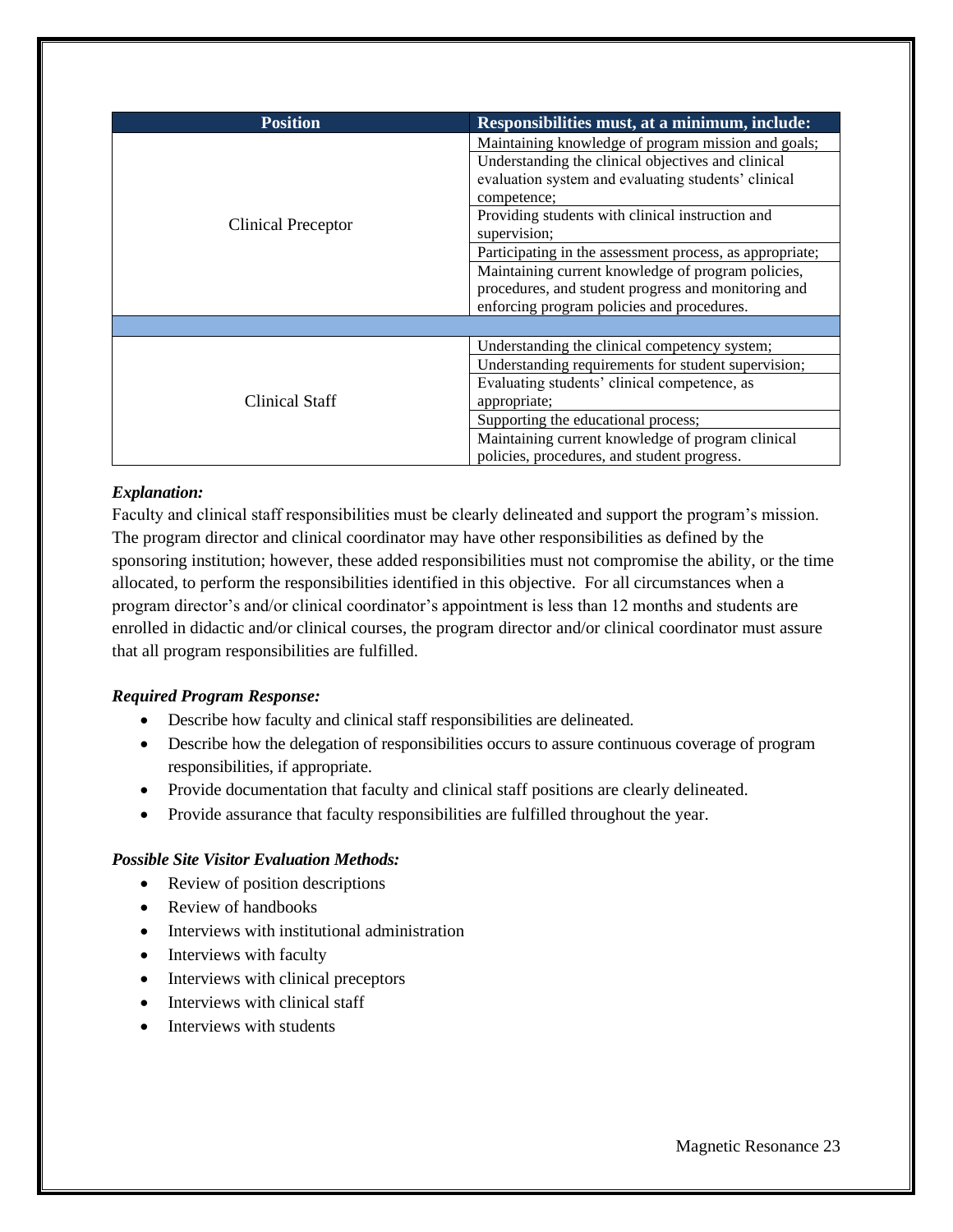| Position | Responsibilities must, at a minimum, include: |
|---|---|
| Clinical Preceptor | Maintaining knowledge of program mission and goals; |
| | Understanding the clinical objectives and clinical evaluation system and evaluating students' clinical competence; |
| | Providing students with clinical instruction and supervision; |
| | Participating in the assessment process, as appropriate; |
| | Maintaining current knowledge of program policies, procedures, and student progress and monitoring and enforcing program policies and procedures. |
| | |
| Clinical Staff | Understanding the clinical competency system; |
| | Understanding requirements for student supervision; |
| | Evaluating students' clinical competence, as appropriate; |
| | Supporting the educational process; |
| | Maintaining current knowledge of program clinical policies, procedures, and student progress. |

***Explanation:***

Faculty and clinical staff responsibilities must be clearly delineated and support the program's mission. The program director and clinical coordinator may have other responsibilities as defined by the sponsoring institution; however, these added responsibilities must not compromise the ability, or the time allocated, to perform the responsibilities identified in this objective. For all circumstances when a program director's and/or clinical coordinator's appointment is less than 12 months and students are enrolled in didactic and/or clinical courses, the program director and/or clinical coordinator must assure that all program responsibilities are fulfilled.

***Required Program Response:***

- Describe how faculty and clinical staff responsibilities are delineated.
- Describe how the delegation of responsibilities occurs to assure continuous coverage of program responsibilities, if appropriate.
- Provide documentation that faculty and clinical staff positions are clearly delineated.
- Provide assurance that faculty responsibilities are fulfilled throughout the year.

***Possible Site Visitor Evaluation Methods:***

- Review of position descriptions
- Review of handbooks
- Interviews with institutional administration
- Interviews with faculty
- Interviews with clinical preceptors
- Interviews with clinical staff
- Interviews with students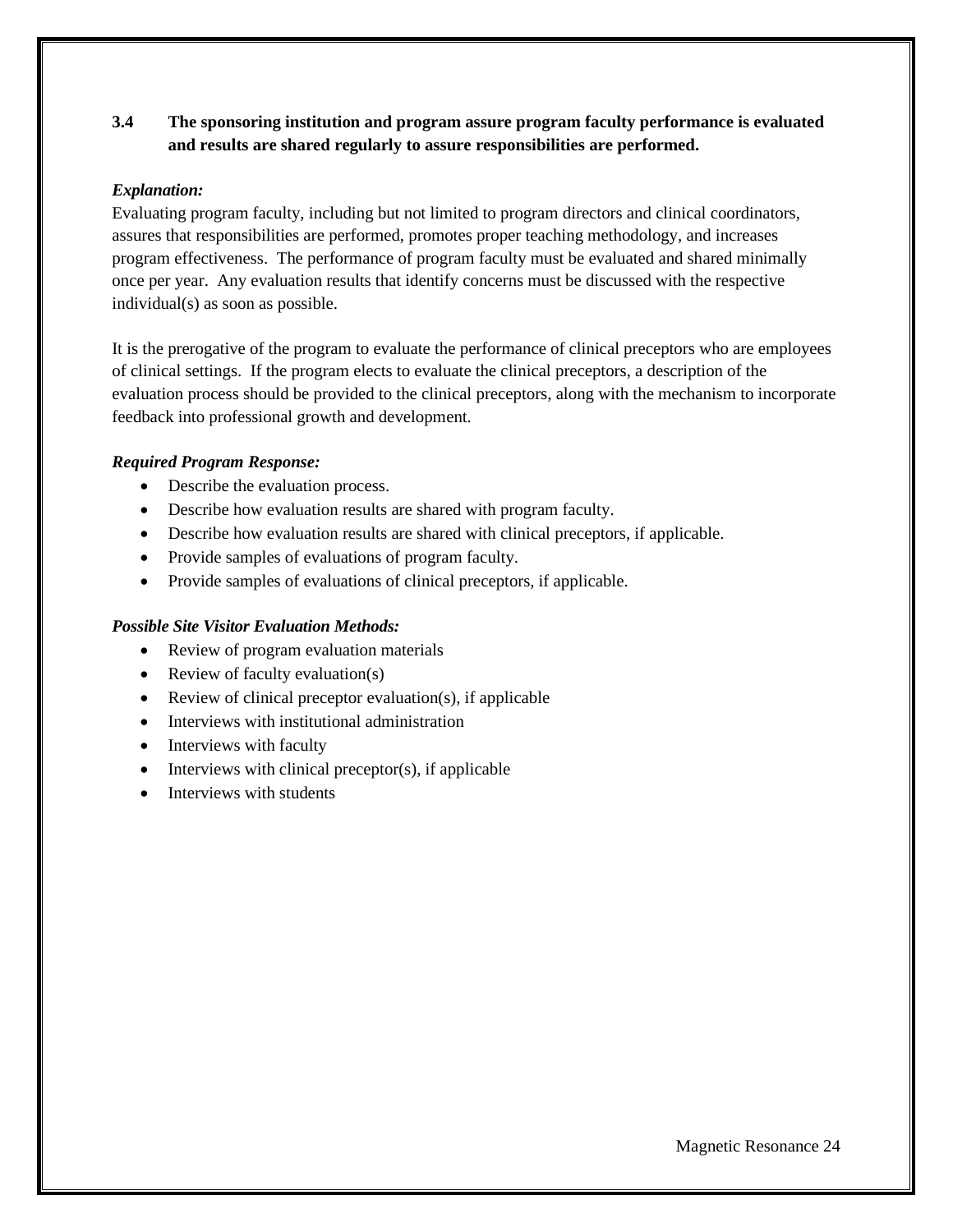**3.4 The sponsoring institution and program assure program faculty performance is evaluated and results are shared regularly to assure responsibilities are performed.**

***Explanation:***

Evaluating program faculty, including but not limited to program directors and clinical coordinators, assures that responsibilities are performed, promotes proper teaching methodology, and increases program effectiveness. The performance of program faculty must be evaluated and shared minimally once per year. Any evaluation results that identify concerns must be discussed with the respective individual(s) as soon as possible.

It is the prerogative of the program to evaluate the performance of clinical preceptors who are employees of clinical settings. If the program elects to evaluate the clinical preceptors, a description of the evaluation process should be provided to the clinical preceptors, along with the mechanism to incorporate feedback into professional growth and development.

***Required Program Response:***

- Describe the evaluation process.
- Describe how evaluation results are shared with program faculty.
- Describe how evaluation results are shared with clinical preceptors, if applicable.
- Provide samples of evaluations of program faculty.
- Provide samples of evaluations of clinical preceptors, if applicable.

***Possible Site Visitor Evaluation Methods:***

- Review of program evaluation materials
- Review of faculty evaluation(s)
- Review of clinical preceptor evaluation(s), if applicable
- Interviews with institutional administration
- Interviews with faculty
- Interviews with clinical preceptor(s), if applicable
- Interviews with students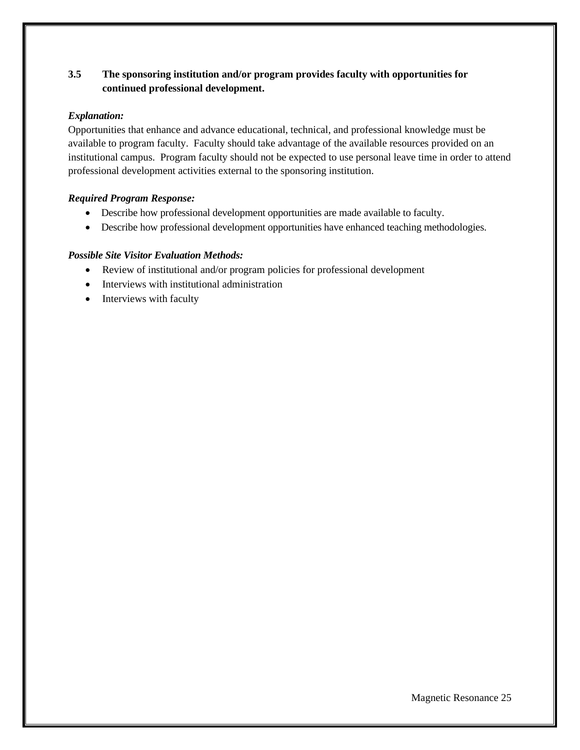**3.5 The sponsoring institution and/or program provides faculty with opportunities for continued professional development.**

***Explanation:***

Opportunities that enhance and advance educational, technical, and professional knowledge must be available to program faculty. Faculty should take advantage of the available resources provided on an institutional campus. Program faculty should not be expected to use personal leave time in order to attend professional development activities external to the sponsoring institution.

***Required Program Response:***

- Describe how professional development opportunities are made available to faculty.
- Describe how professional development opportunities have enhanced teaching methodologies.

***Possible Site Visitor Evaluation Methods:***

- Review of institutional and/or program policies for professional development
- Interviews with institutional administration
- Interviews with faculty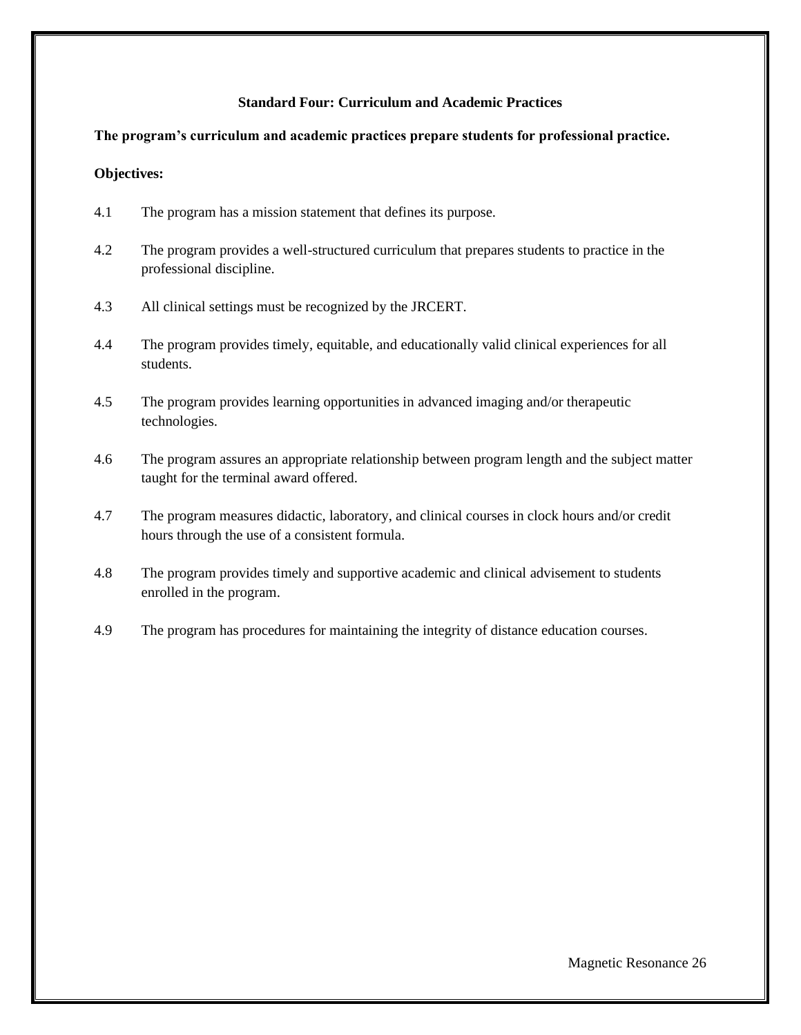## Standard Four: Curriculum and Academic Practices

**The program's curriculum and academic practices prepare students for professional practice.**

**Objectives:**

4.1 The program has a mission statement that defines its purpose.

4.2 The program provides a well-structured curriculum that prepares students to practice in the professional discipline.

4.3 All clinical settings must be recognized by the JRCERT.

4.4 The program provides timely, equitable, and educationally valid clinical experiences for all students.

4.5 The program provides learning opportunities in advanced imaging and/or therapeutic technologies.

4.6 The program assures an appropriate relationship between program length and the subject matter taught for the terminal award offered.

4.7 The program measures didactic, laboratory, and clinical courses in clock hours and/or credit hours through the use of a consistent formula.

4.8 The program provides timely and supportive academic and clinical advisement to students enrolled in the program.

4.9 The program has procedures for maintaining the integrity of distance education courses.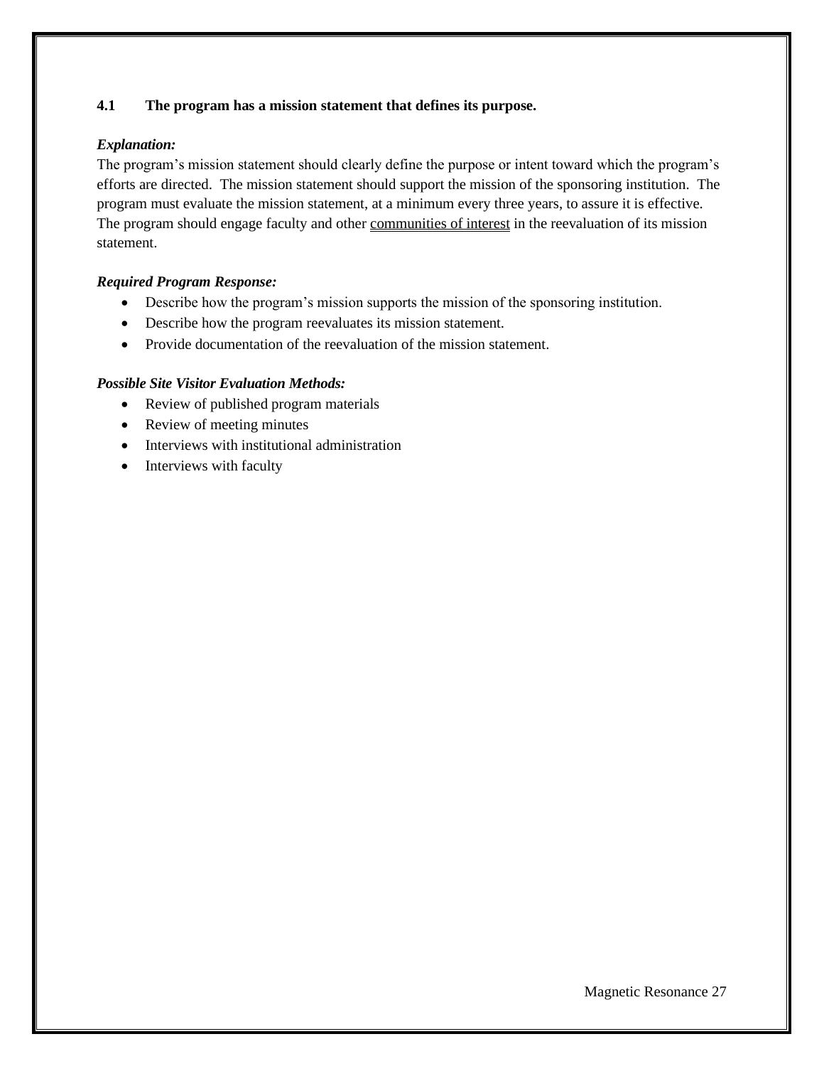**4.1 The program has a mission statement that defines its purpose.**

***Explanation:***

The program's mission statement should clearly define the purpose or intent toward which the program's efforts are directed. The mission statement should support the mission of the sponsoring institution. The program must evaluate the mission statement, at a minimum every three years, to assure it is effective. The program should engage faculty and other communities of interest in the reevaluation of its mission statement.

***Required Program Response:***

- Describe how the program's mission supports the mission of the sponsoring institution.
- Describe how the program reevaluates its mission statement.
- Provide documentation of the reevaluation of the mission statement.

***Possible Site Visitor Evaluation Methods:***

- Review of published program materials
- Review of meeting minutes
- Interviews with institutional administration
- Interviews with faculty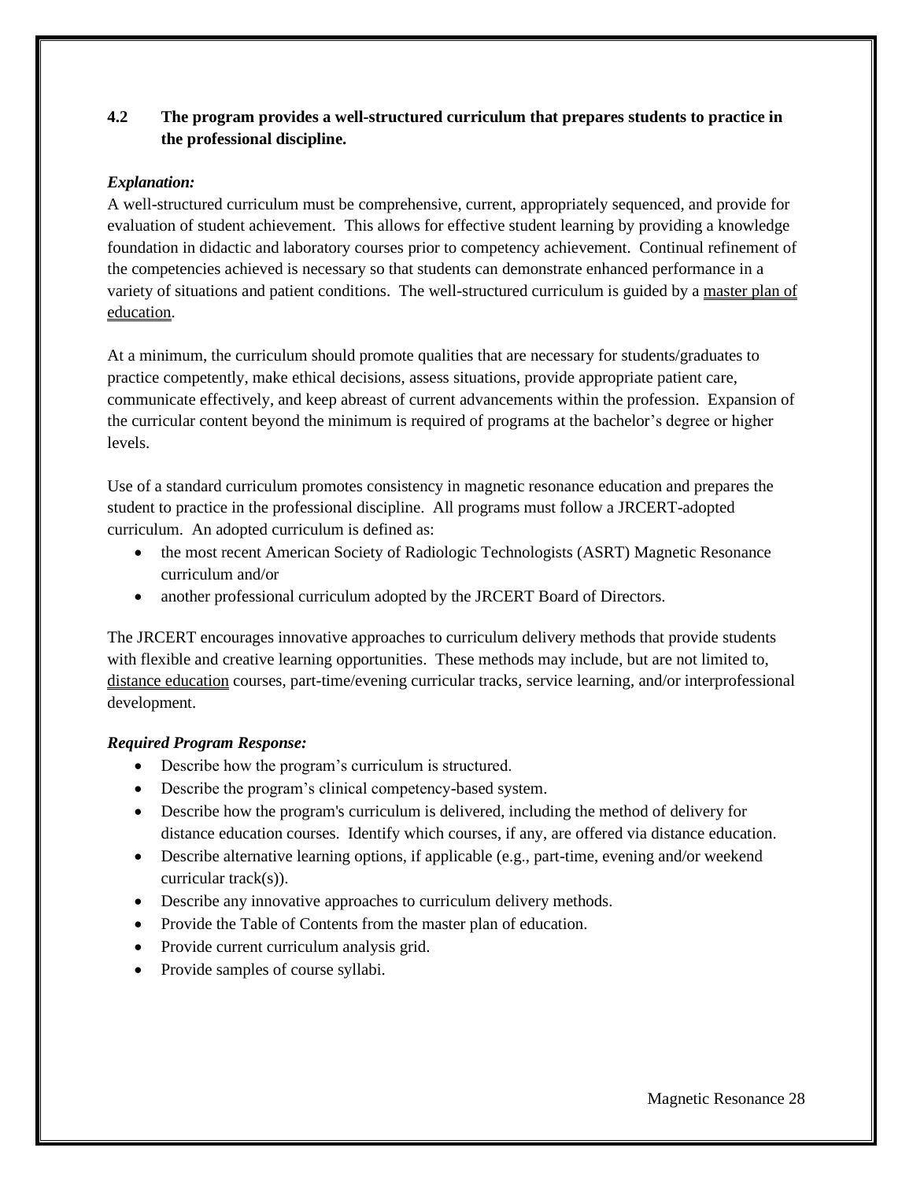## 4.2 The program provides a well-structured curriculum that prepares students to practice in the professional discipline.

***Explanation:***

A well-structured curriculum must be comprehensive, current, appropriately sequenced, and provide for evaluation of student achievement. This allows for effective student learning by providing a knowledge foundation in didactic and laboratory courses prior to competency achievement. Continual refinement of the competencies achieved is necessary so that students can demonstrate enhanced performance in a variety of situations and patient conditions. The well-structured curriculum is guided by a master plan of education.

At a minimum, the curriculum should promote qualities that are necessary for students/graduates to practice competently, make ethical decisions, assess situations, provide appropriate patient care, communicate effectively, and keep abreast of current advancements within the profession. Expansion of the curricular content beyond the minimum is required of programs at the bachelor's degree or higher levels.

Use of a standard curriculum promotes consistency in magnetic resonance education and prepares the student to practice in the professional discipline. All programs must follow a JRCERT-adopted curriculum. An adopted curriculum is defined as:

- the most recent American Society of Radiologic Technologists (ASRT) Magnetic Resonance curriculum and/or
- another professional curriculum adopted by the JRCERT Board of Directors.

The JRCERT encourages innovative approaches to curriculum delivery methods that provide students with flexible and creative learning opportunities. These methods may include, but are not limited to, distance education courses, part-time/evening curricular tracks, service learning, and/or interprofessional development.

***Required Program Response:***

- Describe how the program's curriculum is structured.
- Describe the program's clinical competency-based system.
- Describe how the program's curriculum is delivered, including the method of delivery for distance education courses. Identify which courses, if any, are offered via distance education.
- Describe alternative learning options, if applicable (e.g., part-time, evening and/or weekend curricular track(s)).
- Describe any innovative approaches to curriculum delivery methods.
- Provide the Table of Contents from the master plan of education.
- Provide current curriculum analysis grid.
- Provide samples of course syllabi.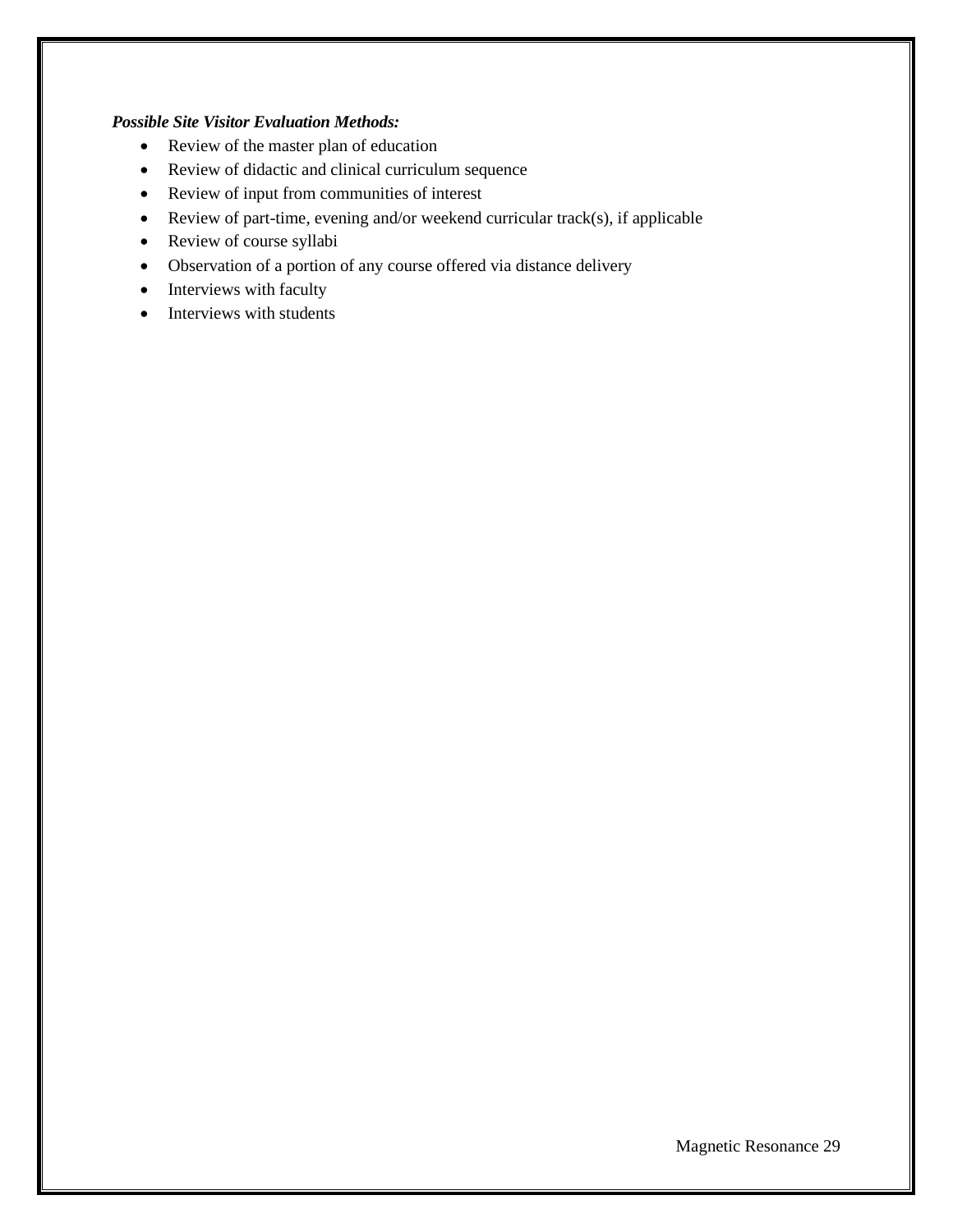***Possible Site Visitor Evaluation Methods:***

- Review of the master plan of education
- Review of didactic and clinical curriculum sequence
- Review of input from communities of interest
- Review of part-time, evening and/or weekend curricular track(s), if applicable
- Review of course syllabi
- Observation of a portion of any course offered via distance delivery
- Interviews with faculty
- Interviews with students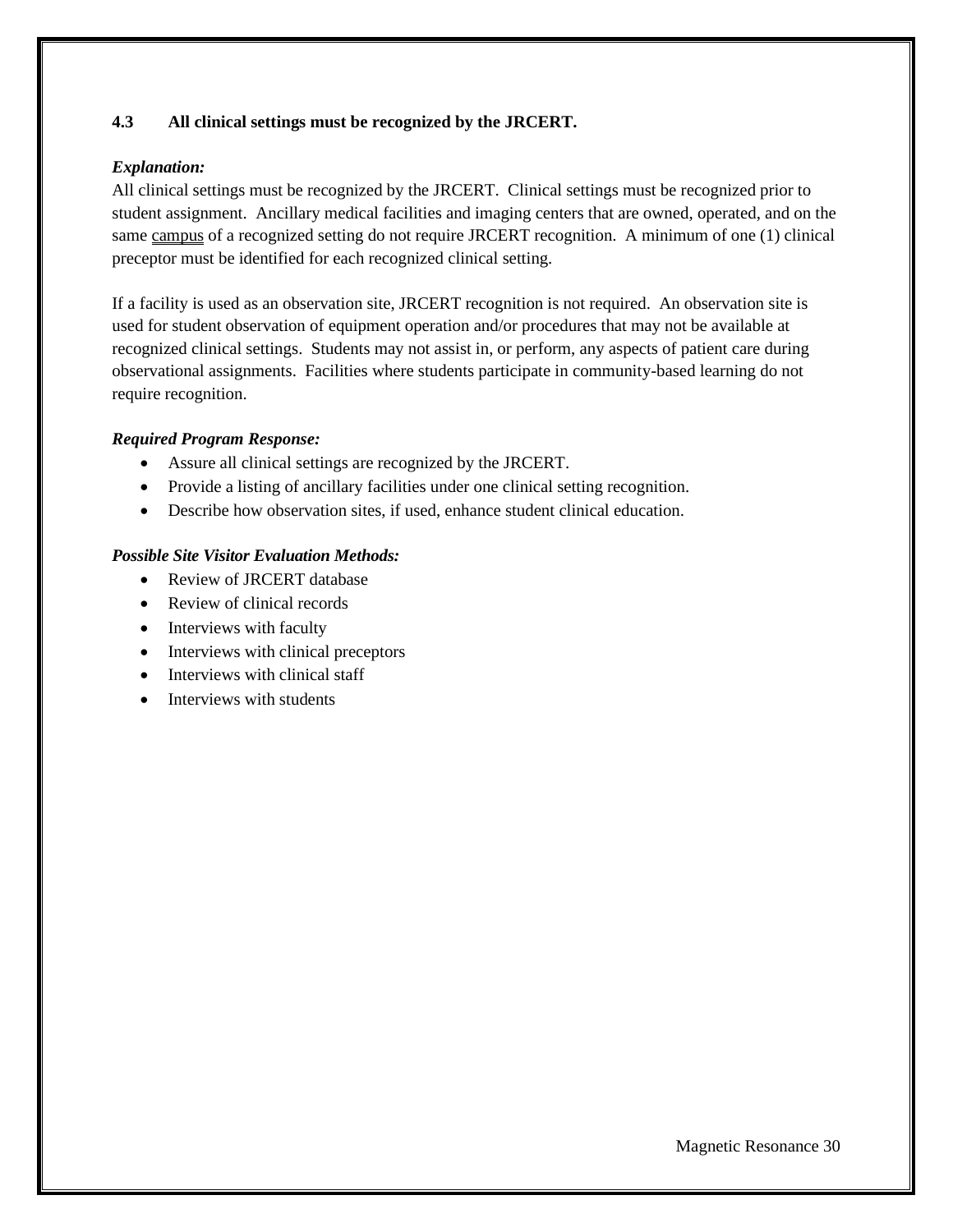**4.3 All clinical settings must be recognized by the JRCERT.**

***Explanation:***

All clinical settings must be recognized by the JRCERT. Clinical settings must be recognized prior to student assignment. Ancillary medical facilities and imaging centers that are owned, operated, and on the same campus of a recognized setting do not require JRCERT recognition. A minimum of one (1) clinical preceptor must be identified for each recognized clinical setting.

If a facility is used as an observation site, JRCERT recognition is not required. An observation site is used for student observation of equipment operation and/or procedures that may not be available at recognized clinical settings. Students may not assist in, or perform, any aspects of patient care during observational assignments. Facilities where students participate in community-based learning do not require recognition.

***Required Program Response:***

- Assure all clinical settings are recognized by the JRCERT.
- Provide a listing of ancillary facilities under one clinical setting recognition.
- Describe how observation sites, if used, enhance student clinical education.

***Possible Site Visitor Evaluation Methods:***

- Review of JRCERT database
- Review of clinical records
- Interviews with faculty
- Interviews with clinical preceptors
- Interviews with clinical staff
- Interviews with students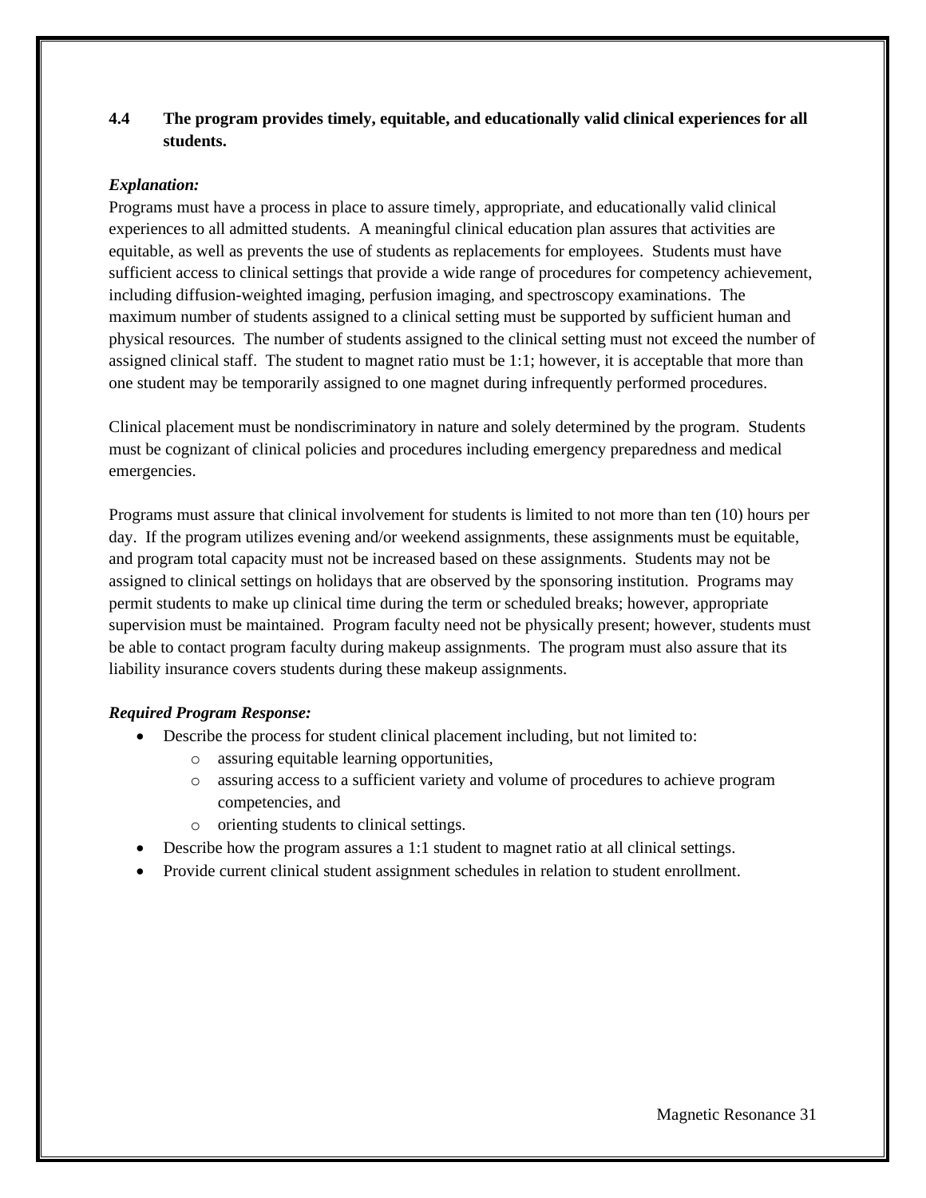### 4.4 The program provides timely, equitable, and educationally valid clinical experiences for all students.

***Explanation:***

Programs must have a process in place to assure timely, appropriate, and educationally valid clinical experiences to all admitted students. A meaningful clinical education plan assures that activities are equitable, as well as prevents the use of students as replacements for employees. Students must have sufficient access to clinical settings that provide a wide range of procedures for competency achievement, including diffusion-weighted imaging, perfusion imaging, and spectroscopy examinations. The maximum number of students assigned to a clinical setting must be supported by sufficient human and physical resources. The number of students assigned to the clinical setting must not exceed the number of assigned clinical staff. The student to magnet ratio must be 1:1; however, it is acceptable that more than one student may be temporarily assigned to one magnet during infrequently performed procedures.

Clinical placement must be nondiscriminatory in nature and solely determined by the program. Students must be cognizant of clinical policies and procedures including emergency preparedness and medical emergencies.

Programs must assure that clinical involvement for students is limited to not more than ten (10) hours per day. If the program utilizes evening and/or weekend assignments, these assignments must be equitable, and program total capacity must not be increased based on these assignments. Students may not be assigned to clinical settings on holidays that are observed by the sponsoring institution. Programs may permit students to make up clinical time during the term or scheduled breaks; however, appropriate supervision must be maintained. Program faculty need not be physically present; however, students must be able to contact program faculty during makeup assignments. The program must also assure that its liability insurance covers students during these makeup assignments.

***Required Program Response:***

- Describe the process for student clinical placement including, but not limited to:
  - assuring equitable learning opportunities,
  - assuring access to a sufficient variety and volume of procedures to achieve program competencies, and
  - orienting students to clinical settings.
- Describe how the program assures a 1:1 student to magnet ratio at all clinical settings.
- Provide current clinical student assignment schedules in relation to student enrollment.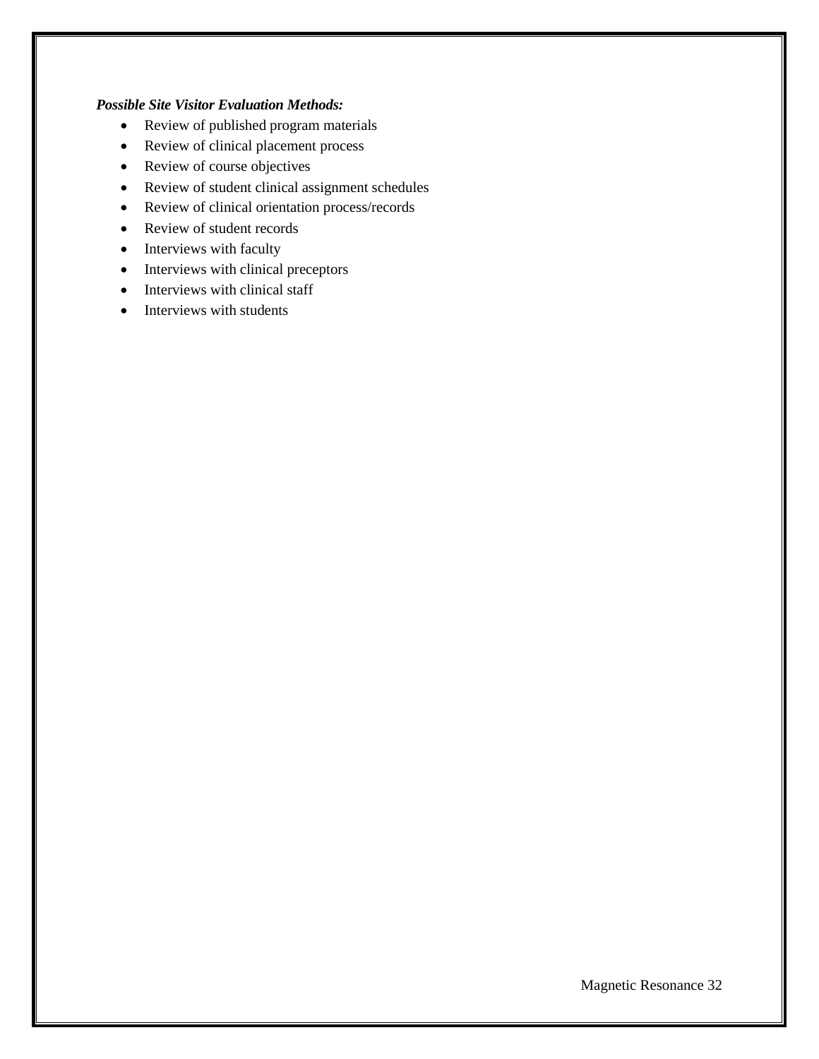***Possible Site Visitor Evaluation Methods:***

- Review of published program materials
- Review of clinical placement process
- Review of course objectives
- Review of student clinical assignment schedules
- Review of clinical orientation process/records
- Review of student records
- Interviews with faculty
- Interviews with clinical preceptors
- Interviews with clinical staff
- Interviews with students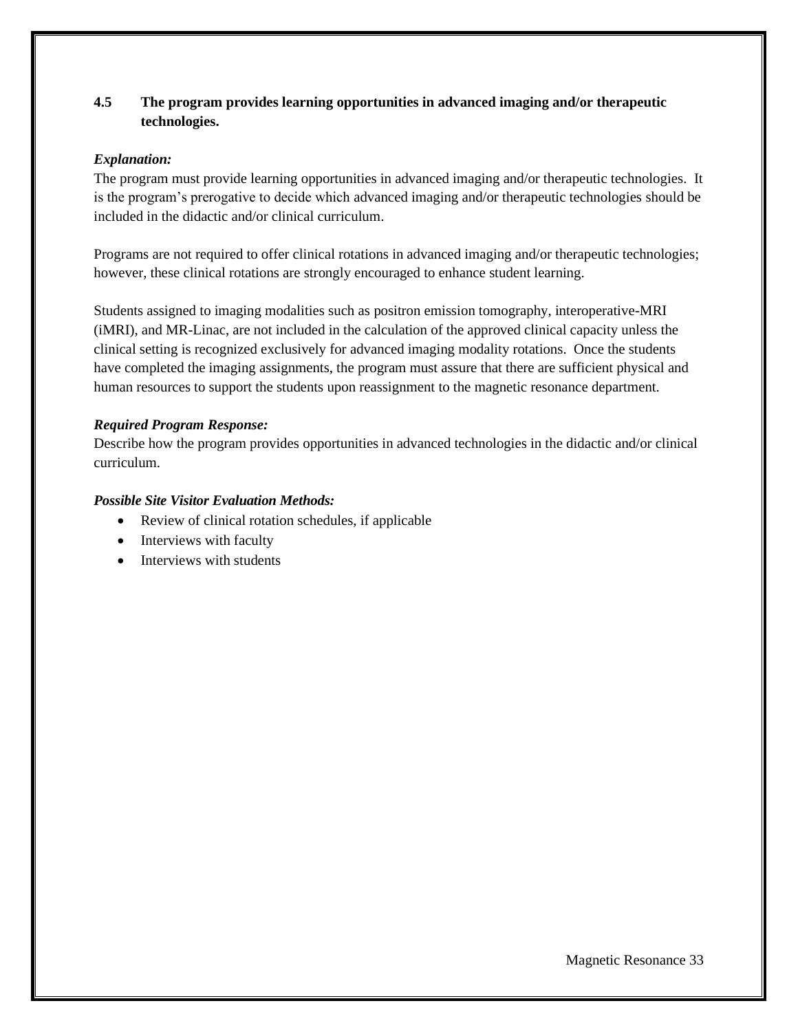### 4.5 The program provides learning opportunities in advanced imaging and/or therapeutic technologies.

***Explanation:***

The program must provide learning opportunities in advanced imaging and/or therapeutic technologies. It is the program's prerogative to decide which advanced imaging and/or therapeutic technologies should be included in the didactic and/or clinical curriculum.

Programs are not required to offer clinical rotations in advanced imaging and/or therapeutic technologies; however, these clinical rotations are strongly encouraged to enhance student learning.

Students assigned to imaging modalities such as positron emission tomography, interoperative-MRI (iMRI), and MR-Linac, are not included in the calculation of the approved clinical capacity unless the clinical setting is recognized exclusively for advanced imaging modality rotations. Once the students have completed the imaging assignments, the program must assure that there are sufficient physical and human resources to support the students upon reassignment to the magnetic resonance department.

***Required Program Response:***

Describe how the program provides opportunities in advanced technologies in the didactic and/or clinical curriculum.

***Possible Site Visitor Evaluation Methods:***

- Review of clinical rotation schedules, if applicable
- Interviews with faculty
- Interviews with students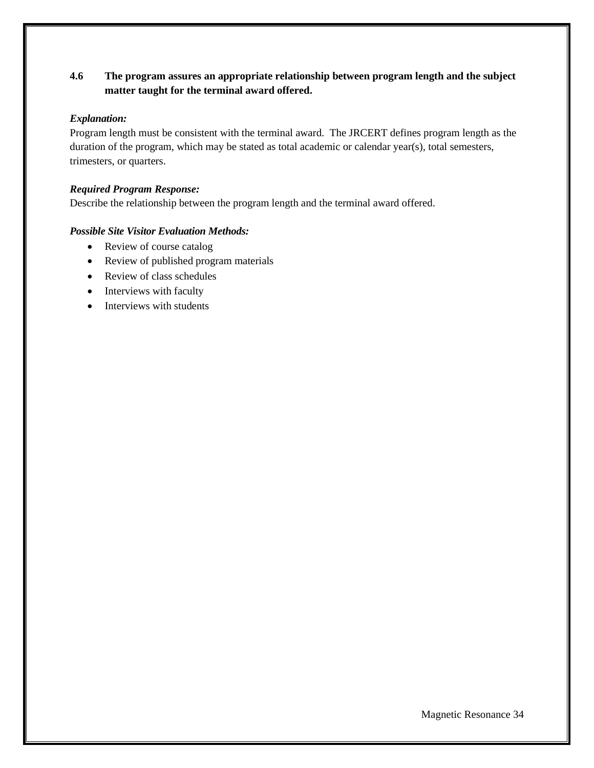**4.6 The program assures an appropriate relationship between program length and the subject matter taught for the terminal award offered.**

***Explanation:***
Program length must be consistent with the terminal award. The JRCERT defines program length as the duration of the program, which may be stated as total academic or calendar year(s), total semesters, trimesters, or quarters.

***Required Program Response:***
Describe the relationship between the program length and the terminal award offered.

***Possible Site Visitor Evaluation Methods:***

- Review of course catalog
- Review of published program materials
- Review of class schedules
- Interviews with faculty
- Interviews with students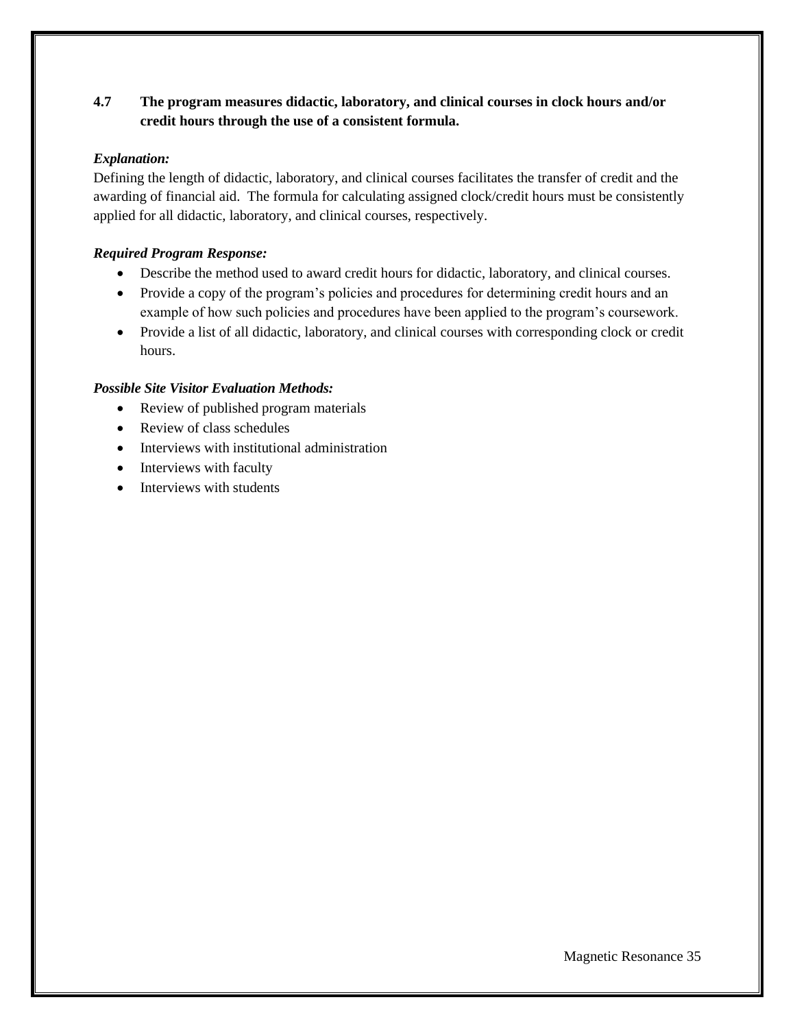**4.7 The program measures didactic, laboratory, and clinical courses in clock hours and/or credit hours through the use of a consistent formula.**

***Explanation:***

Defining the length of didactic, laboratory, and clinical courses facilitates the transfer of credit and the awarding of financial aid. The formula for calculating assigned clock/credit hours must be consistently applied for all didactic, laboratory, and clinical courses, respectively.

***Required Program Response:***

- Describe the method used to award credit hours for didactic, laboratory, and clinical courses.
- Provide a copy of the program's policies and procedures for determining credit hours and an example of how such policies and procedures have been applied to the program's coursework.
- Provide a list of all didactic, laboratory, and clinical courses with corresponding clock or credit hours.

***Possible Site Visitor Evaluation Methods:***

- Review of published program materials
- Review of class schedules
- Interviews with institutional administration
- Interviews with faculty
- Interviews with students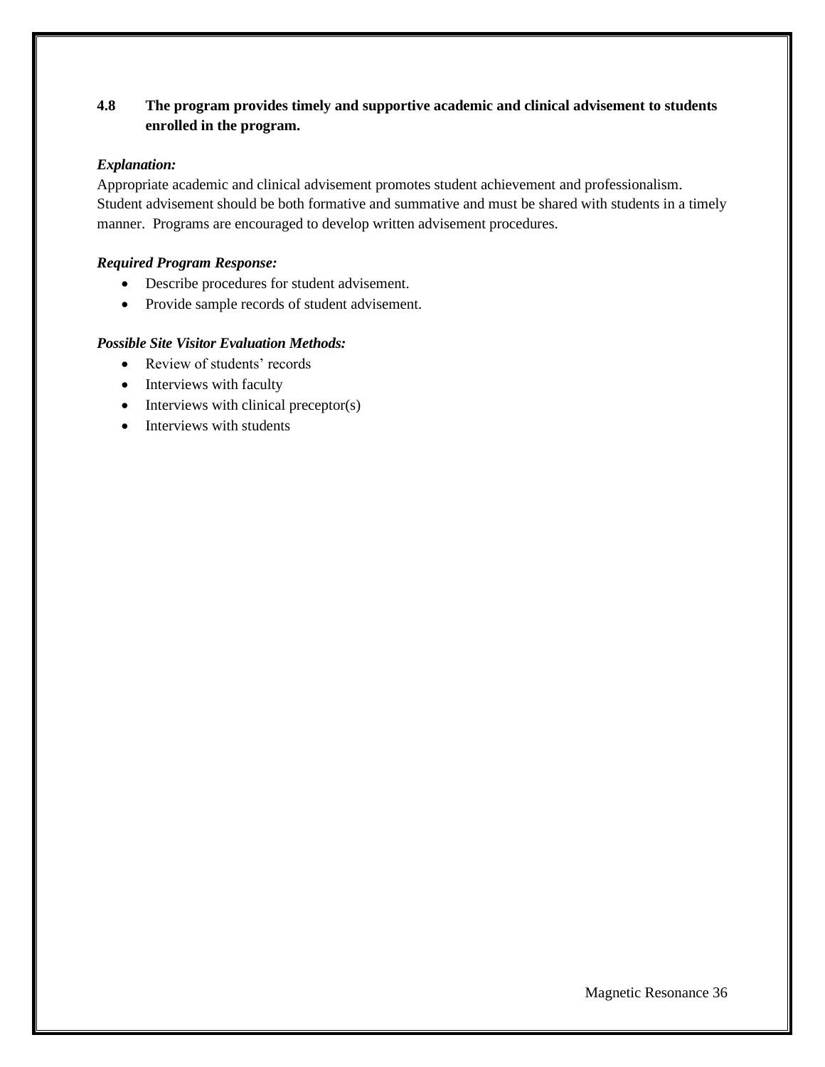**4.8 The program provides timely and supportive academic and clinical advisement to students enrolled in the program.**

***Explanation:***

Appropriate academic and clinical advisement promotes student achievement and professionalism. Student advisement should be both formative and summative and must be shared with students in a timely manner. Programs are encouraged to develop written advisement procedures.

***Required Program Response:***

- Describe procedures for student advisement.
- Provide sample records of student advisement.

***Possible Site Visitor Evaluation Methods:***

- Review of students' records
- Interviews with faculty
- Interviews with clinical preceptor(s)
- Interviews with students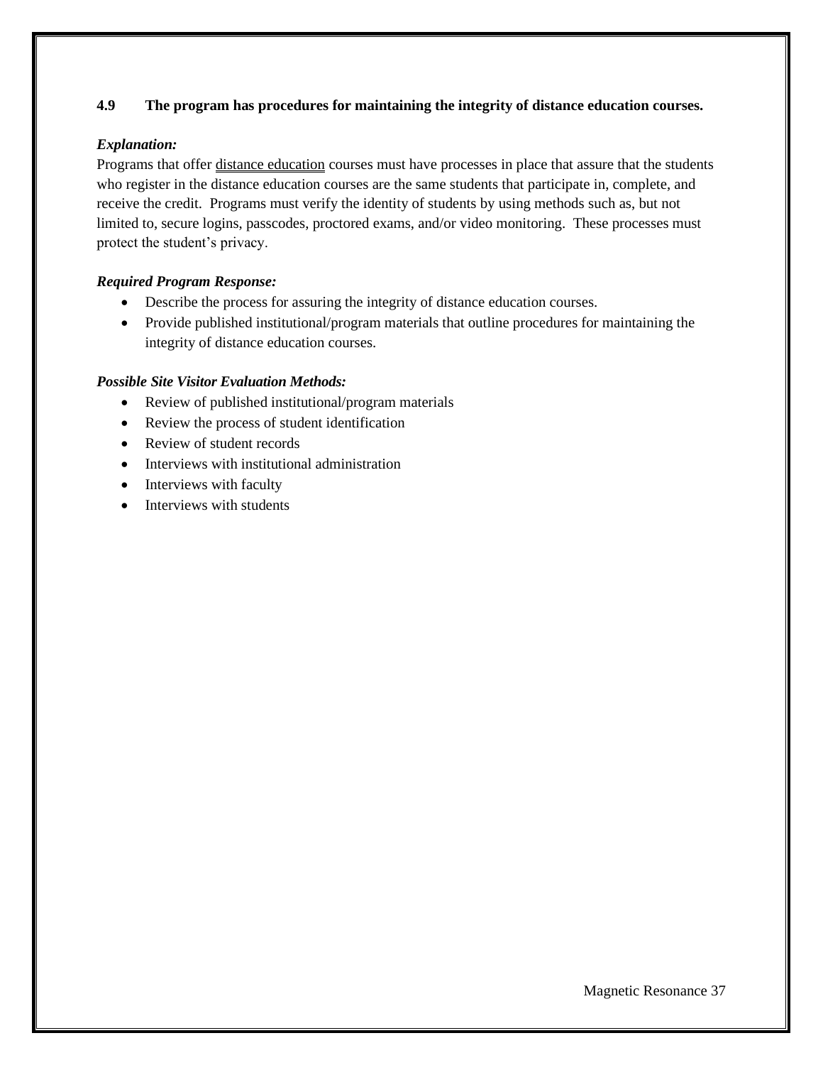### 4.9 The program has procedures for maintaining the integrity of distance education courses.

***Explanation:***

Programs that offer distance education courses must have processes in place that assure that the students who register in the distance education courses are the same students that participate in, complete, and receive the credit. Programs must verify the identity of students by using methods such as, but not limited to, secure logins, passcodes, proctored exams, and/or video monitoring. These processes must protect the student's privacy.

***Required Program Response:***

- Describe the process for assuring the integrity of distance education courses.
- Provide published institutional/program materials that outline procedures for maintaining the integrity of distance education courses.

***Possible Site Visitor Evaluation Methods:***

- Review of published institutional/program materials
- Review the process of student identification
- Review of student records
- Interviews with institutional administration
- Interviews with faculty
- Interviews with students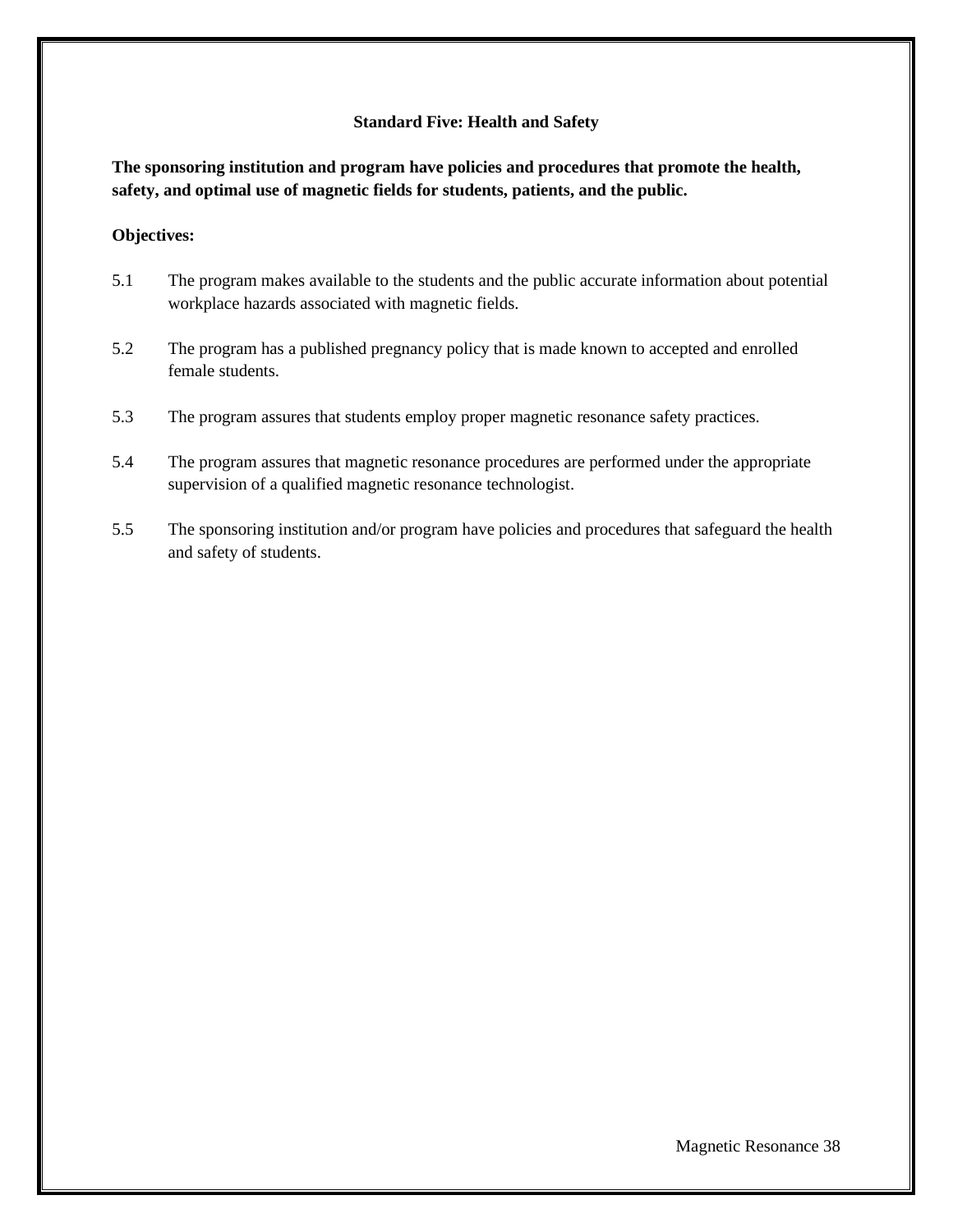## Standard Five: Health and Safety

**The sponsoring institution and program have policies and procedures that promote the health, safety, and optimal use of magnetic fields for students, patients, and the public.**

**Objectives:**

5.1 The program makes available to the students and the public accurate information about potential workplace hazards associated with magnetic fields.

5.2 The program has a published pregnancy policy that is made known to accepted and enrolled female students.

5.3 The program assures that students employ proper magnetic resonance safety practices.

5.4 The program assures that magnetic resonance procedures are performed under the appropriate supervision of a qualified magnetic resonance technologist.

5.5 The sponsoring institution and/or program have policies and procedures that safeguard the health and safety of students.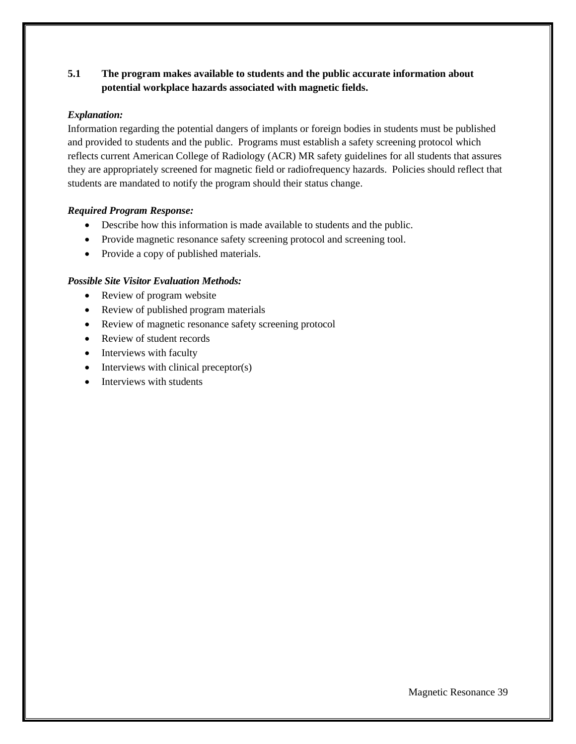**5.1 The program makes available to students and the public accurate information about potential workplace hazards associated with magnetic fields.**

***Explanation:***

Information regarding the potential dangers of implants or foreign bodies in students must be published and provided to students and the public. Programs must establish a safety screening protocol which reflects current American College of Radiology (ACR) MR safety guidelines for all students that assures they are appropriately screened for magnetic field or radiofrequency hazards. Policies should reflect that students are mandated to notify the program should their status change.

***Required Program Response:***

- Describe how this information is made available to students and the public.
- Provide magnetic resonance safety screening protocol and screening tool.
- Provide a copy of published materials.

***Possible Site Visitor Evaluation Methods:***

- Review of program website
- Review of published program materials
- Review of magnetic resonance safety screening protocol
- Review of student records
- Interviews with faculty
- Interviews with clinical preceptor(s)
- Interviews with students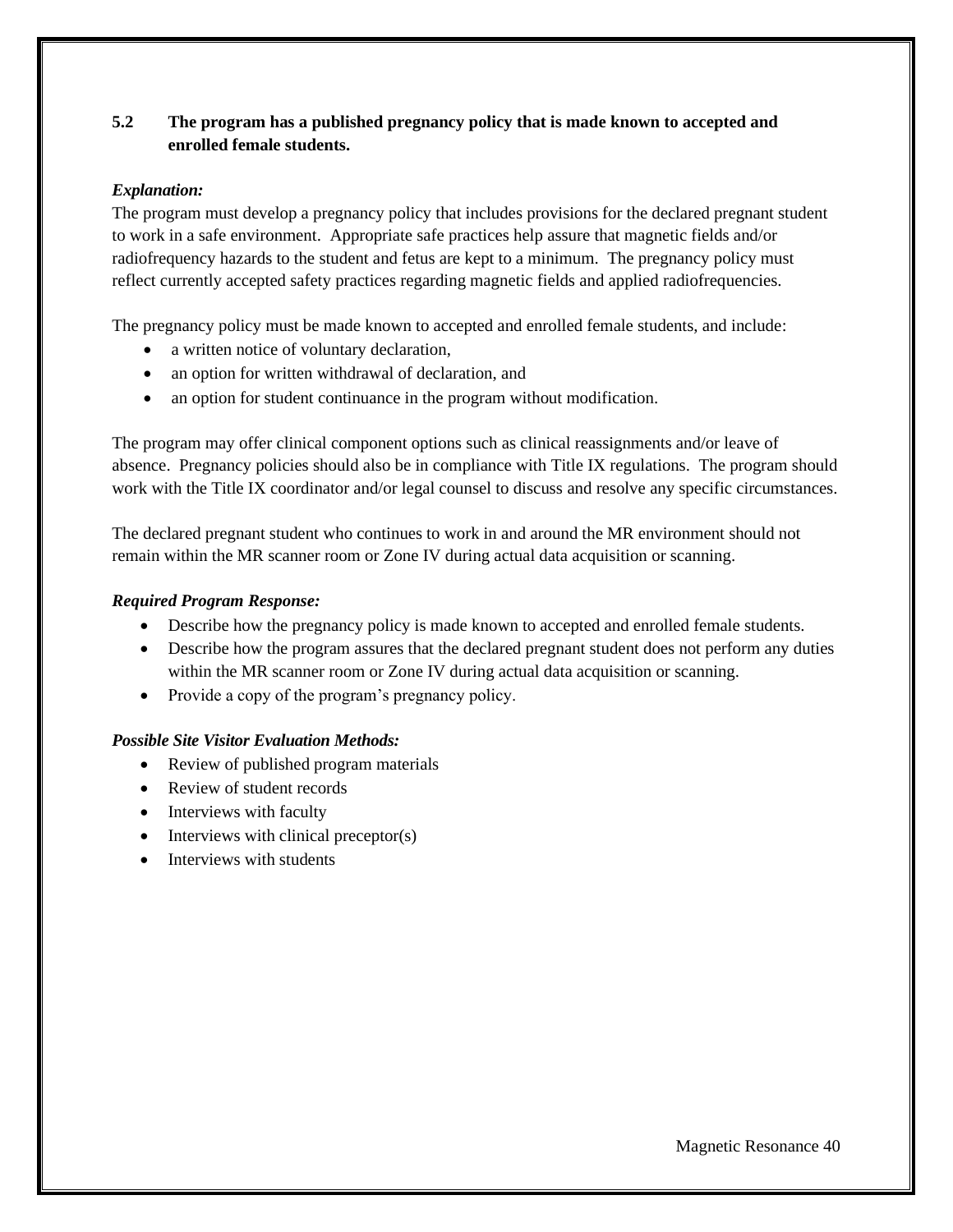**5.2 The program has a published pregnancy policy that is made known to accepted and enrolled female students.**

***Explanation:***

The program must develop a pregnancy policy that includes provisions for the declared pregnant student to work in a safe environment. Appropriate safe practices help assure that magnetic fields and/or radiofrequency hazards to the student and fetus are kept to a minimum. The pregnancy policy must reflect currently accepted safety practices regarding magnetic fields and applied radiofrequencies.

The pregnancy policy must be made known to accepted and enrolled female students, and include:

- a written notice of voluntary declaration,
- an option for written withdrawal of declaration, and
- an option for student continuance in the program without modification.

The program may offer clinical component options such as clinical reassignments and/or leave of absence. Pregnancy policies should also be in compliance with Title IX regulations. The program should work with the Title IX coordinator and/or legal counsel to discuss and resolve any specific circumstances.

The declared pregnant student who continues to work in and around the MR environment should not remain within the MR scanner room or Zone IV during actual data acquisition or scanning.

***Required Program Response:***

- Describe how the pregnancy policy is made known to accepted and enrolled female students.
- Describe how the program assures that the declared pregnant student does not perform any duties within the MR scanner room or Zone IV during actual data acquisition or scanning.
- Provide a copy of the program's pregnancy policy.

***Possible Site Visitor Evaluation Methods:***

- Review of published program materials
- Review of student records
- Interviews with faculty
- Interviews with clinical preceptor(s)
- Interviews with students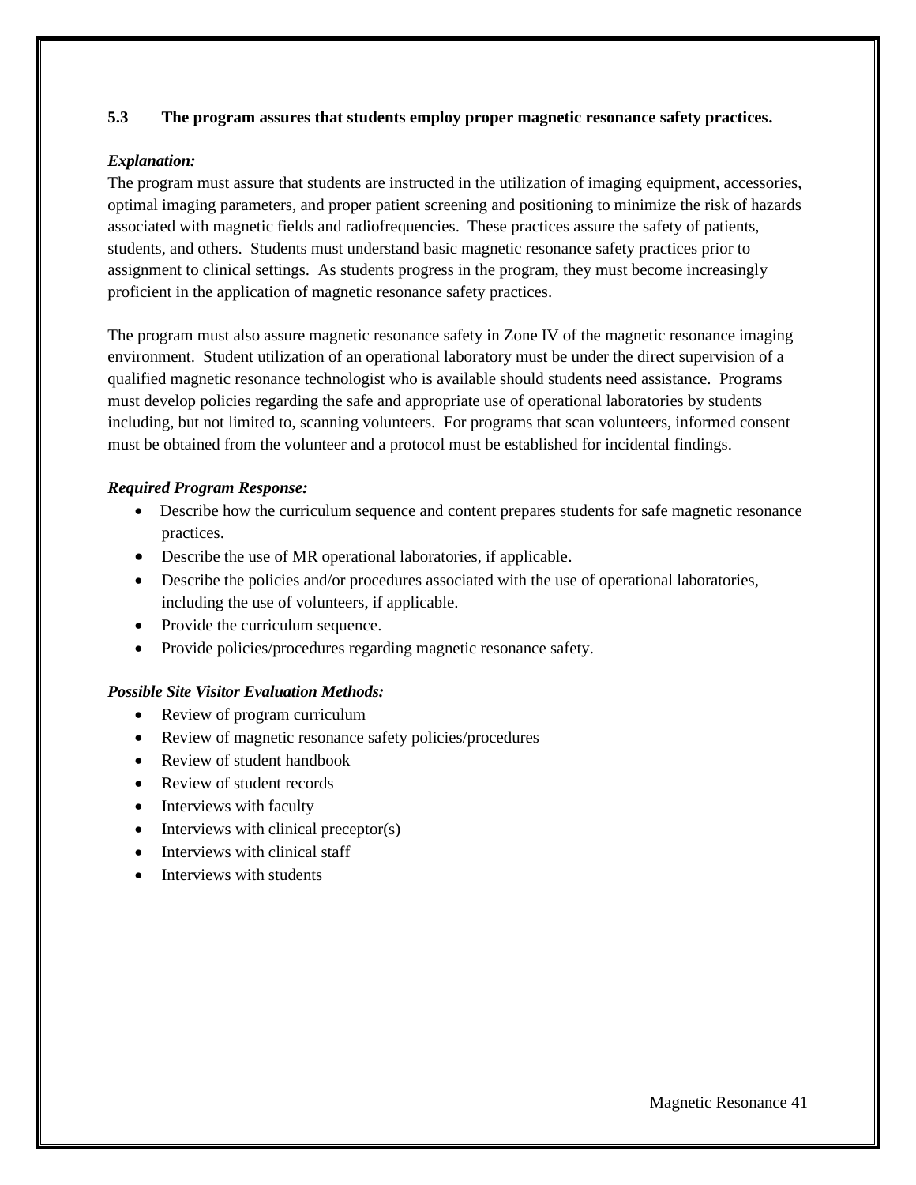**5.3 The program assures that students employ proper magnetic resonance safety practices.**

***Explanation:***

The program must assure that students are instructed in the utilization of imaging equipment, accessories, optimal imaging parameters, and proper patient screening and positioning to minimize the risk of hazards associated with magnetic fields and radiofrequencies. These practices assure the safety of patients, students, and others. Students must understand basic magnetic resonance safety practices prior to assignment to clinical settings. As students progress in the program, they must become increasingly proficient in the application of magnetic resonance safety practices.

The program must also assure magnetic resonance safety in Zone IV of the magnetic resonance imaging environment. Student utilization of an operational laboratory must be under the direct supervision of a qualified magnetic resonance technologist who is available should students need assistance. Programs must develop policies regarding the safe and appropriate use of operational laboratories by students including, but not limited to, scanning volunteers. For programs that scan volunteers, informed consent must be obtained from the volunteer and a protocol must be established for incidental findings.

***Required Program Response:***

- Describe how the curriculum sequence and content prepares students for safe magnetic resonance practices.
- Describe the use of MR operational laboratories, if applicable.
- Describe the policies and/or procedures associated with the use of operational laboratories, including the use of volunteers, if applicable.
- Provide the curriculum sequence.
- Provide policies/procedures regarding magnetic resonance safety.

***Possible Site Visitor Evaluation Methods:***

- Review of program curriculum
- Review of magnetic resonance safety policies/procedures
- Review of student handbook
- Review of student records
- Interviews with faculty
- Interviews with clinical preceptor(s)
- Interviews with clinical staff
- Interviews with students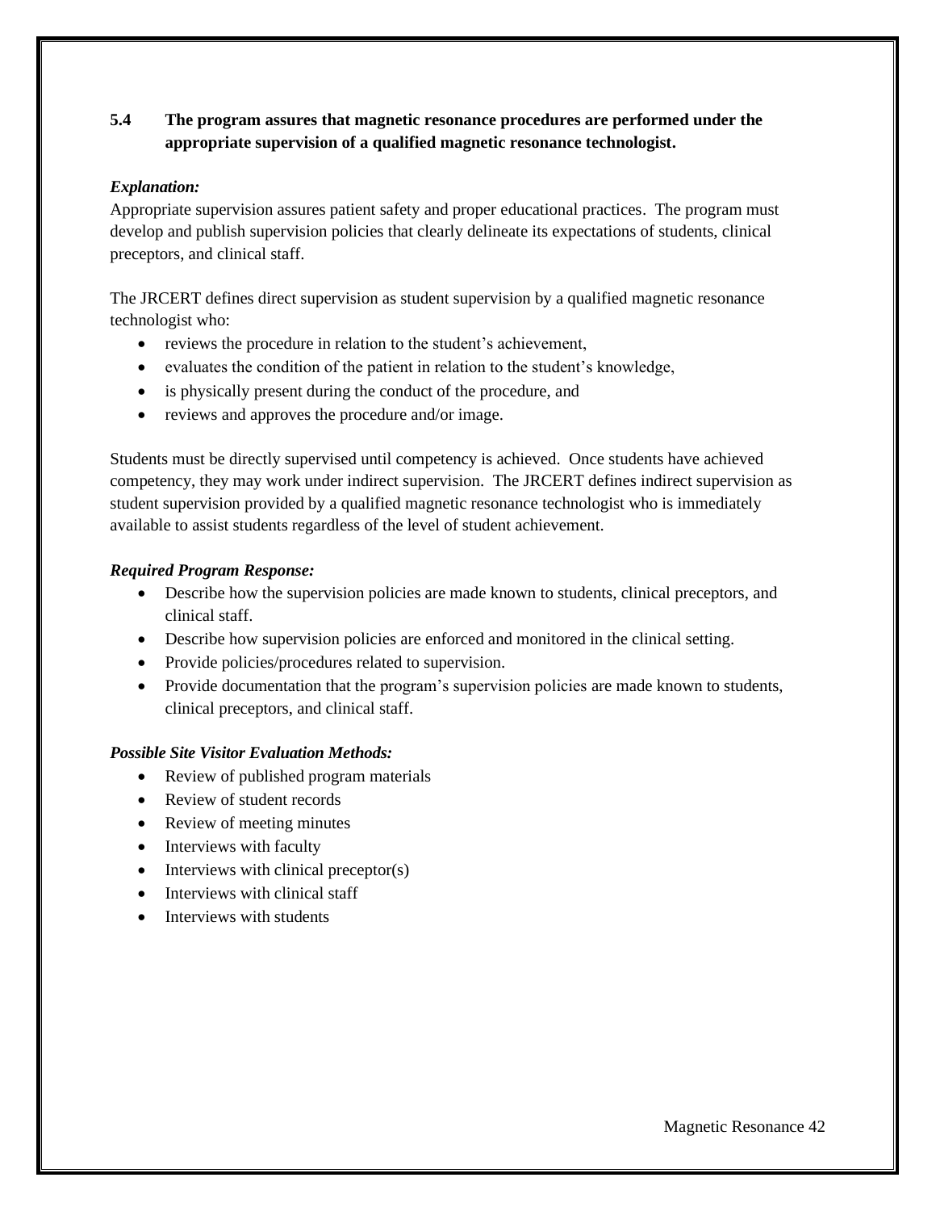**5.4 The program assures that magnetic resonance procedures are performed under the appropriate supervision of a qualified magnetic resonance technologist.**

***Explanation:***

Appropriate supervision assures patient safety and proper educational practices. The program must develop and publish supervision policies that clearly delineate its expectations of students, clinical preceptors, and clinical staff.

The JRCERT defines direct supervision as student supervision by a qualified magnetic resonance technologist who:

- reviews the procedure in relation to the student's achievement,
- evaluates the condition of the patient in relation to the student's knowledge,
- is physically present during the conduct of the procedure, and
- reviews and approves the procedure and/or image.

Students must be directly supervised until competency is achieved. Once students have achieved competency, they may work under indirect supervision. The JRCERT defines indirect supervision as student supervision provided by a qualified magnetic resonance technologist who is immediately available to assist students regardless of the level of student achievement.

***Required Program Response:***

- Describe how the supervision policies are made known to students, clinical preceptors, and clinical staff.
- Describe how supervision policies are enforced and monitored in the clinical setting.
- Provide policies/procedures related to supervision.
- Provide documentation that the program's supervision policies are made known to students, clinical preceptors, and clinical staff.

***Possible Site Visitor Evaluation Methods:***

- Review of published program materials
- Review of student records
- Review of meeting minutes
- Interviews with faculty
- Interviews with clinical preceptor(s)
- Interviews with clinical staff
- Interviews with students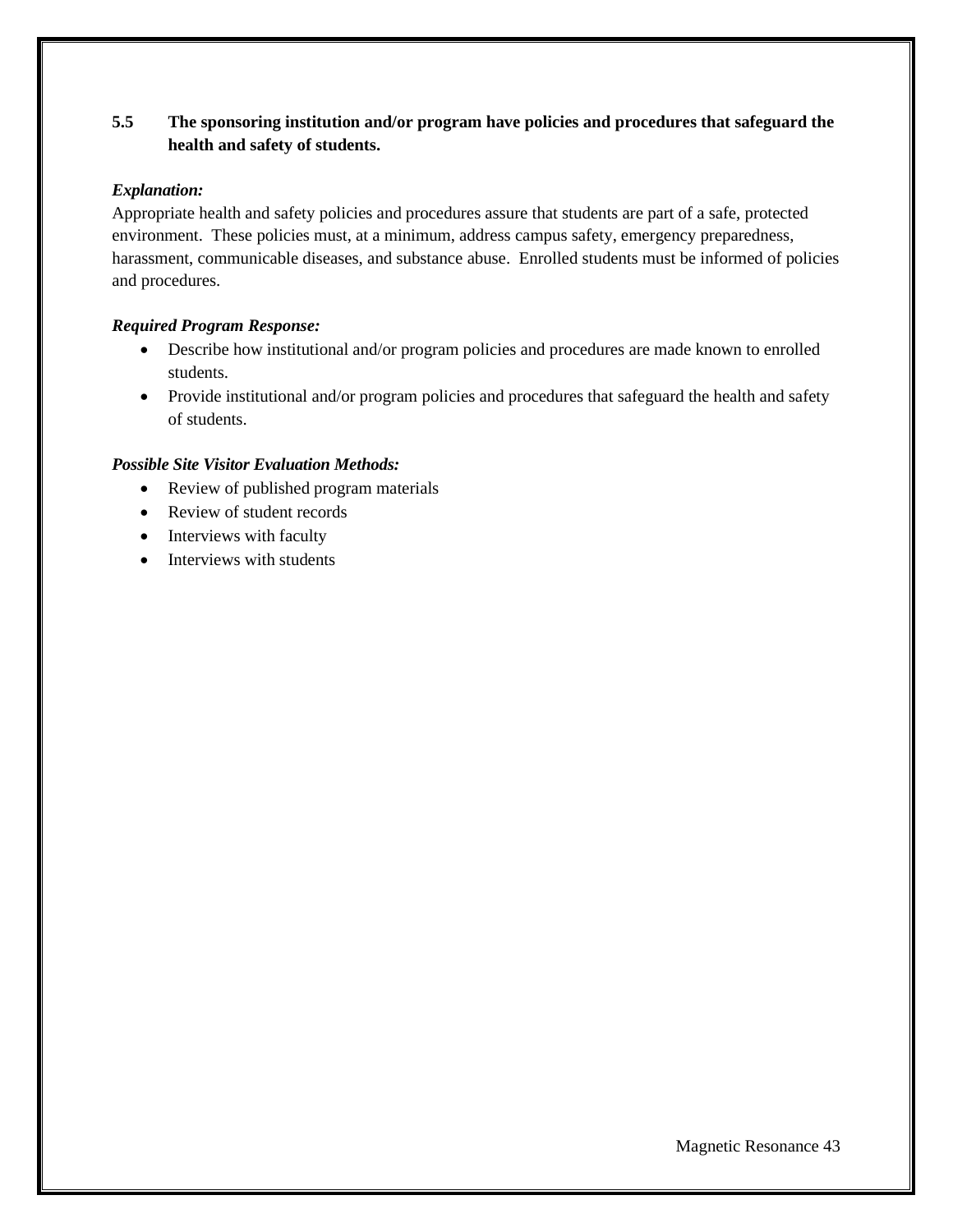**5.5 The sponsoring institution and/or program have policies and procedures that safeguard the health and safety of students.**

***Explanation:***

Appropriate health and safety policies and procedures assure that students are part of a safe, protected environment. These policies must, at a minimum, address campus safety, emergency preparedness, harassment, communicable diseases, and substance abuse. Enrolled students must be informed of policies and procedures.

***Required Program Response:***

- Describe how institutional and/or program policies and procedures are made known to enrolled students.
- Provide institutional and/or program policies and procedures that safeguard the health and safety of students.

***Possible Site Visitor Evaluation Methods:***

- Review of published program materials
- Review of student records
- Interviews with faculty
- Interviews with students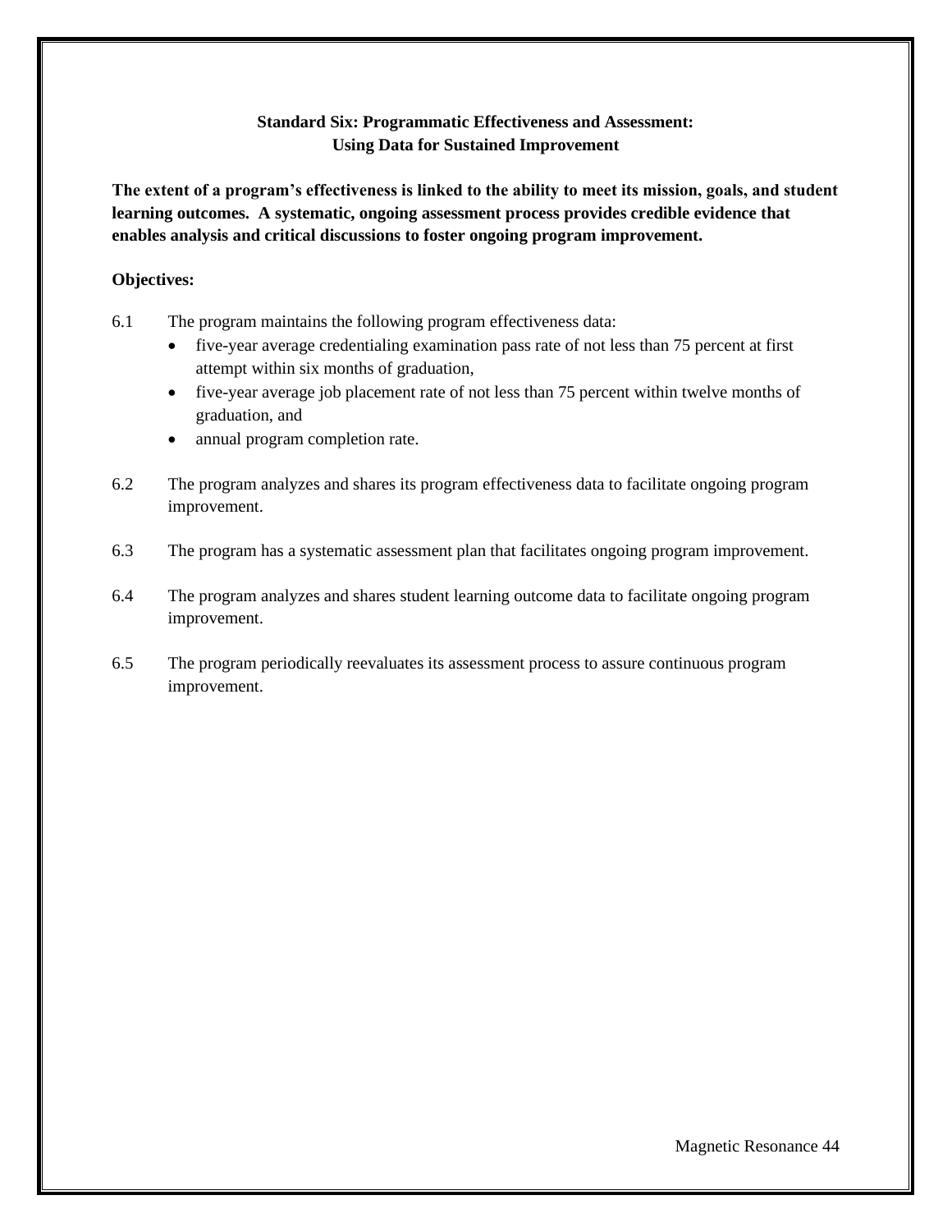## Standard Six: Programmatic Effectiveness and Assessment: Using Data for Sustained Improvement

**The extent of a program's effectiveness is linked to the ability to meet its mission, goals, and student learning outcomes. A systematic, ongoing assessment process provides credible evidence that enables analysis and critical discussions to foster ongoing program improvement.**

**Objectives:**

6.1 The program maintains the following program effectiveness data:
- five-year average credentialing examination pass rate of not less than 75 percent at first attempt within six months of graduation,
- five-year average job placement rate of not less than 75 percent within twelve months of graduation, and
- annual program completion rate.

6.2 The program analyzes and shares its program effectiveness data to facilitate ongoing program improvement.

6.3 The program has a systematic assessment plan that facilitates ongoing program improvement.

6.4 The program analyzes and shares student learning outcome data to facilitate ongoing program improvement.

6.5 The program periodically reevaluates its assessment process to assure continuous program improvement.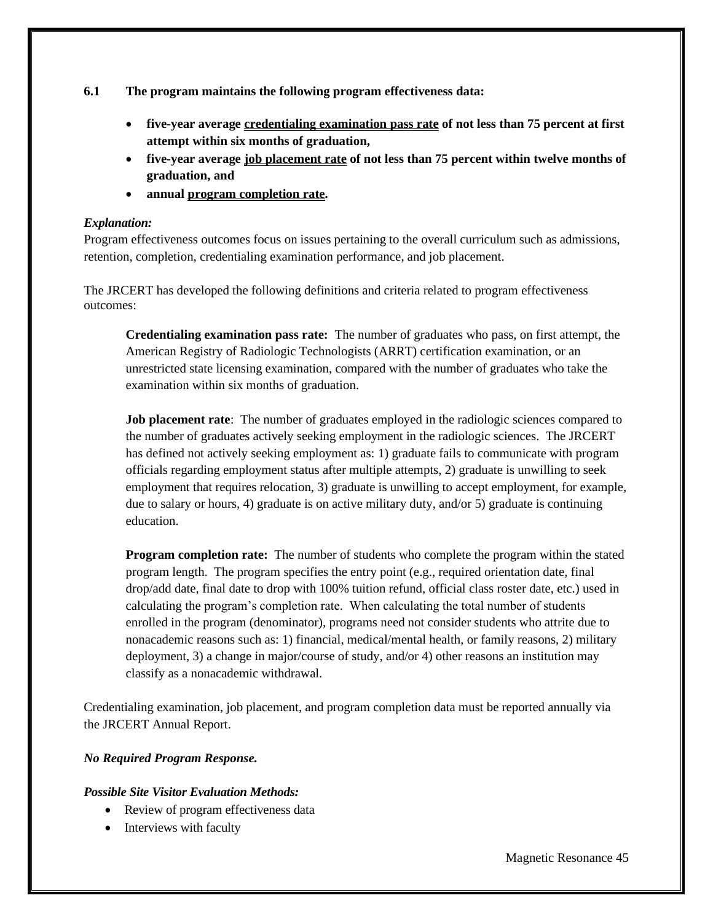**6.1 The program maintains the following program effectiveness data:**

- **five-year average <u>credentialing examination pass rate</u> of not less than 75 percent at first attempt within six months of graduation,**
- **five-year average <u>job placement rate</u> of not less than 75 percent within twelve months of graduation, and**
- **annual <u>program completion rate</u>.**

***Explanation:***

Program effectiveness outcomes focus on issues pertaining to the overall curriculum such as admissions, retention, completion, credentialing examination performance, and job placement.

The JRCERT has developed the following definitions and criteria related to program effectiveness outcomes:

> **Credentialing examination pass rate:** The number of graduates who pass, on first attempt, the American Registry of Radiologic Technologists (ARRT) certification examination, or an unrestricted state licensing examination, compared with the number of graduates who take the examination within six months of graduation.
>
> **Job placement rate**: The number of graduates employed in the radiologic sciences compared to the number of graduates actively seeking employment in the radiologic sciences. The JRCERT has defined not actively seeking employment as: 1) graduate fails to communicate with program officials regarding employment status after multiple attempts, 2) graduate is unwilling to seek employment that requires relocation, 3) graduate is unwilling to accept employment, for example, due to salary or hours, 4) graduate is on active military duty, and/or 5) graduate is continuing education.
>
> **Program completion rate:** The number of students who complete the program within the stated program length. The program specifies the entry point (e.g., required orientation date, final drop/add date, final date to drop with 100% tuition refund, official class roster date, etc.) used in calculating the program's completion rate. When calculating the total number of students enrolled in the program (denominator), programs need not consider students who attrite due to nonacademic reasons such as: 1) financial, medical/mental health, or family reasons, 2) military deployment, 3) a change in major/course of study, and/or 4) other reasons an institution may classify as a nonacademic withdrawal.

Credentialing examination, job placement, and program completion data must be reported annually via the JRCERT Annual Report.

***No Required Program Response.***

***Possible Site Visitor Evaluation Methods:***

- Review of program effectiveness data
- Interviews with faculty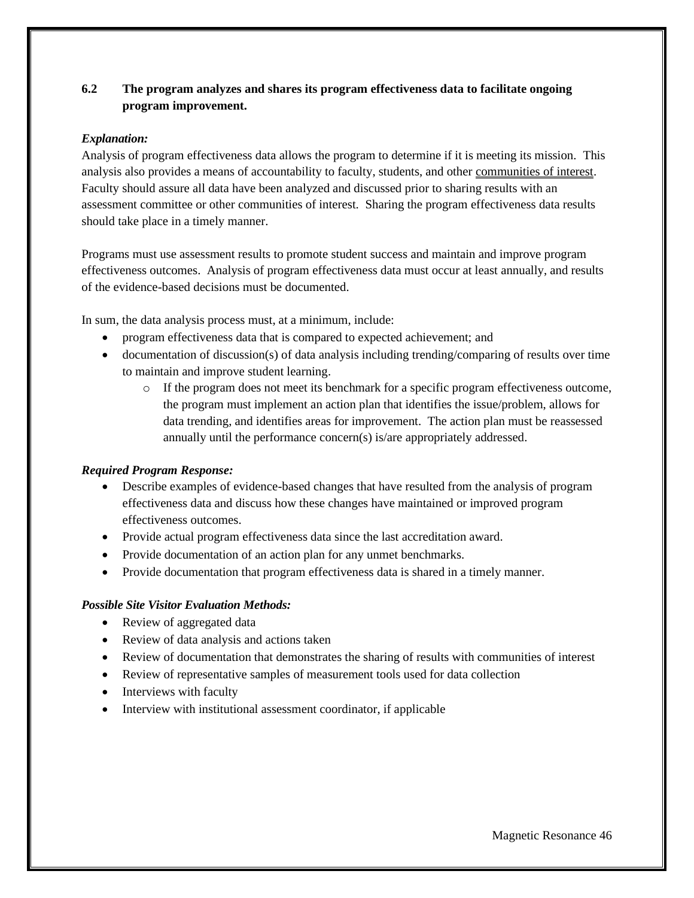**6.2 The program analyzes and shares its program effectiveness data to facilitate ongoing program improvement.**

***Explanation:***

Analysis of program effectiveness data allows the program to determine if it is meeting its mission. This analysis also provides a means of accountability to faculty, students, and other communities of interest. Faculty should assure all data have been analyzed and discussed prior to sharing results with an assessment committee or other communities of interest. Sharing the program effectiveness data results should take place in a timely manner.

Programs must use assessment results to promote student success and maintain and improve program effectiveness outcomes. Analysis of program effectiveness data must occur at least annually, and results of the evidence-based decisions must be documented.

In sum, the data analysis process must, at a minimum, include:

- program effectiveness data that is compared to expected achievement; and
- documentation of discussion(s) of data analysis including trending/comparing of results over time to maintain and improve student learning.
    - If the program does not meet its benchmark for a specific program effectiveness outcome, the program must implement an action plan that identifies the issue/problem, allows for data trending, and identifies areas for improvement. The action plan must be reassessed annually until the performance concern(s) is/are appropriately addressed.

***Required Program Response:***

- Describe examples of evidence-based changes that have resulted from the analysis of program effectiveness data and discuss how these changes have maintained or improved program effectiveness outcomes.
- Provide actual program effectiveness data since the last accreditation award.
- Provide documentation of an action plan for any unmet benchmarks.
- Provide documentation that program effectiveness data is shared in a timely manner.

***Possible Site Visitor Evaluation Methods:***

- Review of aggregated data
- Review of data analysis and actions taken
- Review of documentation that demonstrates the sharing of results with communities of interest
- Review of representative samples of measurement tools used for data collection
- Interviews with faculty
- Interview with institutional assessment coordinator, if applicable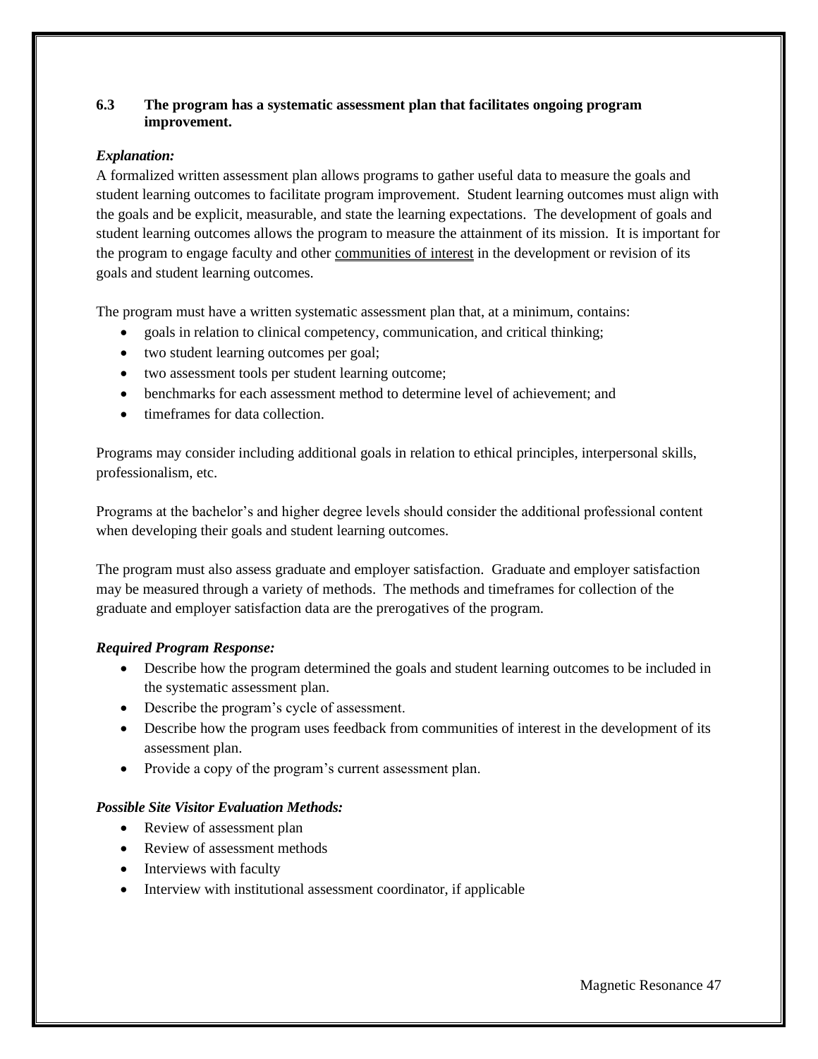**6.3 The program has a systematic assessment plan that facilitates ongoing program improvement.**

***Explanation:***

A formalized written assessment plan allows programs to gather useful data to measure the goals and student learning outcomes to facilitate program improvement. Student learning outcomes must align with the goals and be explicit, measurable, and state the learning expectations. The development of goals and student learning outcomes allows the program to measure the attainment of its mission. It is important for the program to engage faculty and other communities of interest in the development or revision of its goals and student learning outcomes.

The program must have a written systematic assessment plan that, at a minimum, contains:

- goals in relation to clinical competency, communication, and critical thinking;
- two student learning outcomes per goal;
- two assessment tools per student learning outcome;
- benchmarks for each assessment method to determine level of achievement; and
- timeframes for data collection.

Programs may consider including additional goals in relation to ethical principles, interpersonal skills, professionalism, etc.

Programs at the bachelor's and higher degree levels should consider the additional professional content when developing their goals and student learning outcomes.

The program must also assess graduate and employer satisfaction. Graduate and employer satisfaction may be measured through a variety of methods. The methods and timeframes for collection of the graduate and employer satisfaction data are the prerogatives of the program.

***Required Program Response:***

- Describe how the program determined the goals and student learning outcomes to be included in the systematic assessment plan.
- Describe the program's cycle of assessment.
- Describe how the program uses feedback from communities of interest in the development of its assessment plan.
- Provide a copy of the program's current assessment plan.

***Possible Site Visitor Evaluation Methods:***

- Review of assessment plan
- Review of assessment methods
- Interviews with faculty
- Interview with institutional assessment coordinator, if applicable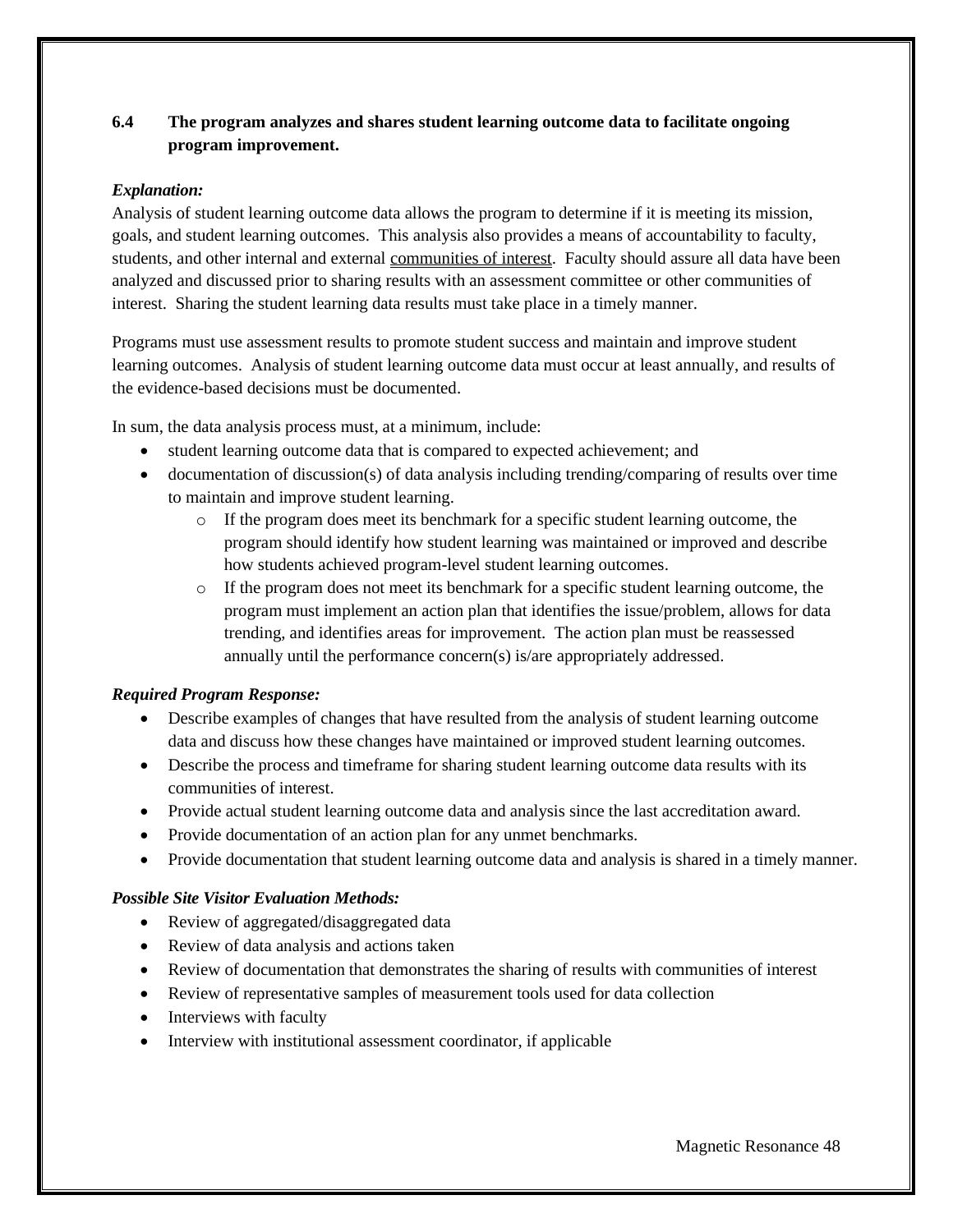**6.4 The program analyzes and shares student learning outcome data to facilitate ongoing program improvement.**

***Explanation:***

Analysis of student learning outcome data allows the program to determine if it is meeting its mission, goals, and student learning outcomes. This analysis also provides a means of accountability to faculty, students, and other internal and external communities of interest. Faculty should assure all data have been analyzed and discussed prior to sharing results with an assessment committee or other communities of interest. Sharing the student learning data results must take place in a timely manner.

Programs must use assessment results to promote student success and maintain and improve student learning outcomes. Analysis of student learning outcome data must occur at least annually, and results of the evidence-based decisions must be documented.

In sum, the data analysis process must, at a minimum, include:

- student learning outcome data that is compared to expected achievement; and
- documentation of discussion(s) of data analysis including trending/comparing of results over time to maintain and improve student learning.
  - If the program does meet its benchmark for a specific student learning outcome, the program should identify how student learning was maintained or improved and describe how students achieved program-level student learning outcomes.
  - If the program does not meet its benchmark for a specific student learning outcome, the program must implement an action plan that identifies the issue/problem, allows for data trending, and identifies areas for improvement. The action plan must be reassessed annually until the performance concern(s) is/are appropriately addressed.

***Required Program Response:***

- Describe examples of changes that have resulted from the analysis of student learning outcome data and discuss how these changes have maintained or improved student learning outcomes.
- Describe the process and timeframe for sharing student learning outcome data results with its communities of interest.
- Provide actual student learning outcome data and analysis since the last accreditation award.
- Provide documentation of an action plan for any unmet benchmarks.
- Provide documentation that student learning outcome data and analysis is shared in a timely manner.

***Possible Site Visitor Evaluation Methods:***

- Review of aggregated/disaggregated data
- Review of data analysis and actions taken
- Review of documentation that demonstrates the sharing of results with communities of interest
- Review of representative samples of measurement tools used for data collection
- Interviews with faculty
- Interview with institutional assessment coordinator, if applicable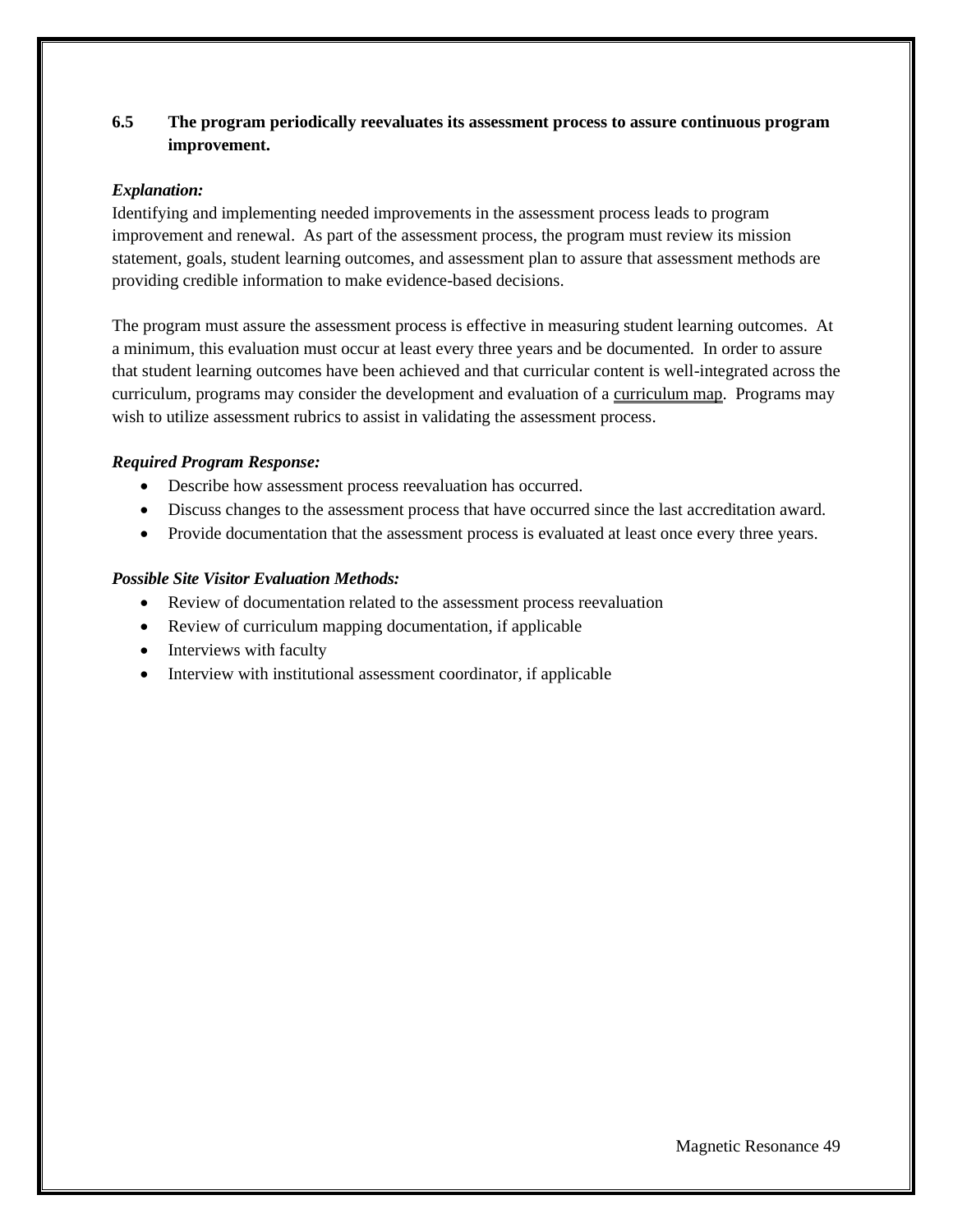**6.5 The program periodically reevaluates its assessment process to assure continuous program improvement.**

***Explanation:***

Identifying and implementing needed improvements in the assessment process leads to program improvement and renewal. As part of the assessment process, the program must review its mission statement, goals, student learning outcomes, and assessment plan to assure that assessment methods are providing credible information to make evidence-based decisions.

The program must assure the assessment process is effective in measuring student learning outcomes. At a minimum, this evaluation must occur at least every three years and be documented. In order to assure that student learning outcomes have been achieved and that curricular content is well-integrated across the curriculum, programs may consider the development and evaluation of a curriculum map. Programs may wish to utilize assessment rubrics to assist in validating the assessment process.

***Required Program Response:***

- Describe how assessment process reevaluation has occurred.
- Discuss changes to the assessment process that have occurred since the last accreditation award.
- Provide documentation that the assessment process is evaluated at least once every three years.

***Possible Site Visitor Evaluation Methods:***

- Review of documentation related to the assessment process reevaluation
- Review of curriculum mapping documentation, if applicable
- Interviews with faculty
- Interview with institutional assessment coordinator, if applicable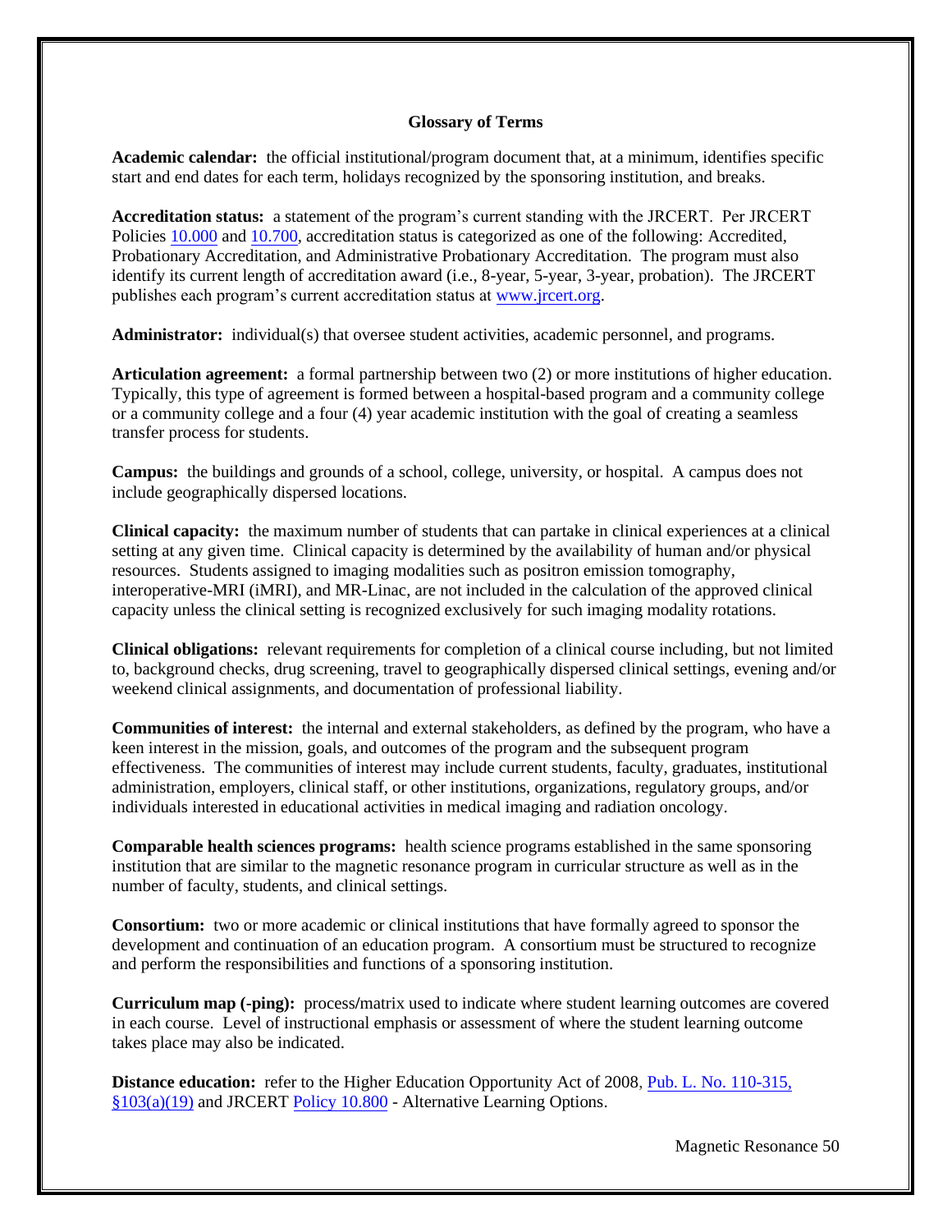## Glossary of Terms

**Academic calendar:** the official institutional/program document that, at a minimum, identifies specific start and end dates for each term, holidays recognized by the sponsoring institution, and breaks.

**Accreditation status:** a statement of the program's current standing with the JRCERT. Per JRCERT Policies 10.000 and 10.700, accreditation status is categorized as one of the following: Accredited, Probationary Accreditation, and Administrative Probationary Accreditation. The program must also identify its current length of accreditation award (i.e., 8-year, 5-year, 3-year, probation). The JRCERT publishes each program's current accreditation status at www.jrcert.org.

**Administrator:** individual(s) that oversee student activities, academic personnel, and programs.

**Articulation agreement:** a formal partnership between two (2) or more institutions of higher education. Typically, this type of agreement is formed between a hospital-based program and a community college or a community college and a four (4) year academic institution with the goal of creating a seamless transfer process for students.

**Campus:** the buildings and grounds of a school, college, university, or hospital. A campus does not include geographically dispersed locations.

**Clinical capacity:** the maximum number of students that can partake in clinical experiences at a clinical setting at any given time. Clinical capacity is determined by the availability of human and/or physical resources. Students assigned to imaging modalities such as positron emission tomography, interoperative-MRI (iMRI), and MR-Linac, are not included in the calculation of the approved clinical capacity unless the clinical setting is recognized exclusively for such imaging modality rotations.

**Clinical obligations:** relevant requirements for completion of a clinical course including, but not limited to, background checks, drug screening, travel to geographically dispersed clinical settings, evening and/or weekend clinical assignments, and documentation of professional liability.

**Communities of interest:** the internal and external stakeholders, as defined by the program, who have a keen interest in the mission, goals, and outcomes of the program and the subsequent program effectiveness. The communities of interest may include current students, faculty, graduates, institutional administration, employers, clinical staff, or other institutions, organizations, regulatory groups, and/or individuals interested in educational activities in medical imaging and radiation oncology.

**Comparable health sciences programs:** health science programs established in the same sponsoring institution that are similar to the magnetic resonance program in curricular structure as well as in the number of faculty, students, and clinical settings.

**Consortium:** two or more academic or clinical institutions that have formally agreed to sponsor the development and continuation of an education program. A consortium must be structured to recognize and perform the responsibilities and functions of a sponsoring institution.

**Curriculum map (-ping):** process/matrix used to indicate where student learning outcomes are covered in each course. Level of instructional emphasis or assessment of where the student learning outcome takes place may also be indicated.

**Distance education:** refer to the Higher Education Opportunity Act of 2008, Pub. L. No. 110-315, §103(a)(19) and JRCERT Policy 10.800 - Alternative Learning Options.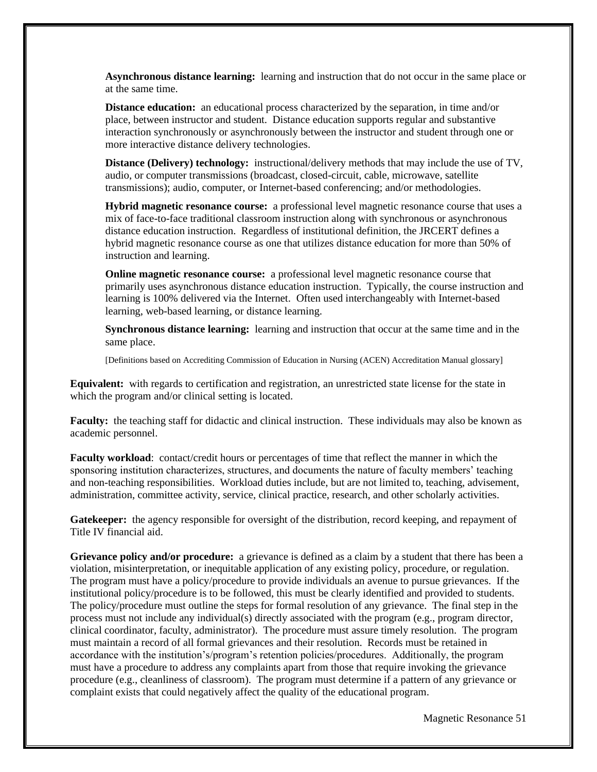**Asynchronous distance learning:** learning and instruction that do not occur in the same place or at the same time.

**Distance education:** an educational process characterized by the separation, in time and/or place, between instructor and student. Distance education supports regular and substantive interaction synchronously or asynchronously between the instructor and student through one or more interactive distance delivery technologies.

**Distance (Delivery) technology:** instructional/delivery methods that may include the use of TV, audio, or computer transmissions (broadcast, closed-circuit, cable, microwave, satellite transmissions); audio, computer, or Internet-based conferencing; and/or methodologies.

**Hybrid magnetic resonance course:** a professional level magnetic resonance course that uses a mix of face-to-face traditional classroom instruction along with synchronous or asynchronous distance education instruction. Regardless of institutional definition, the JRCERT defines a hybrid magnetic resonance course as one that utilizes distance education for more than 50% of instruction and learning.

**Online magnetic resonance course:** a professional level magnetic resonance course that primarily uses asynchronous distance education instruction. Typically, the course instruction and learning is 100% delivered via the Internet. Often used interchangeably with Internet-based learning, web-based learning, or distance learning.

**Synchronous distance learning:** learning and instruction that occur at the same time and in the same place.

[Definitions based on Accrediting Commission of Education in Nursing (ACEN) Accreditation Manual glossary]

**Equivalent:** with regards to certification and registration, an unrestricted state license for the state in which the program and/or clinical setting is located.

**Faculty:** the teaching staff for didactic and clinical instruction. These individuals may also be known as academic personnel.

**Faculty workload**: contact/credit hours or percentages of time that reflect the manner in which the sponsoring institution characterizes, structures, and documents the nature of faculty members' teaching and non-teaching responsibilities. Workload duties include, but are not limited to, teaching, advisement, administration, committee activity, service, clinical practice, research, and other scholarly activities.

**Gatekeeper:** the agency responsible for oversight of the distribution, record keeping, and repayment of Title IV financial aid.

**Grievance policy and/or procedure:** a grievance is defined as a claim by a student that there has been a violation, misinterpretation, or inequitable application of any existing policy, procedure, or regulation. The program must have a policy/procedure to provide individuals an avenue to pursue grievances. If the institutional policy/procedure is to be followed, this must be clearly identified and provided to students. The policy/procedure must outline the steps for formal resolution of any grievance. The final step in the process must not include any individual(s) directly associated with the program (e.g., program director, clinical coordinator, faculty, administrator). The procedure must assure timely resolution. The program must maintain a record of all formal grievances and their resolution. Records must be retained in accordance with the institution's/program's retention policies/procedures. Additionally, the program must have a procedure to address any complaints apart from those that require invoking the grievance procedure (e.g., cleanliness of classroom). The program must determine if a pattern of any grievance or complaint exists that could negatively affect the quality of the educational program.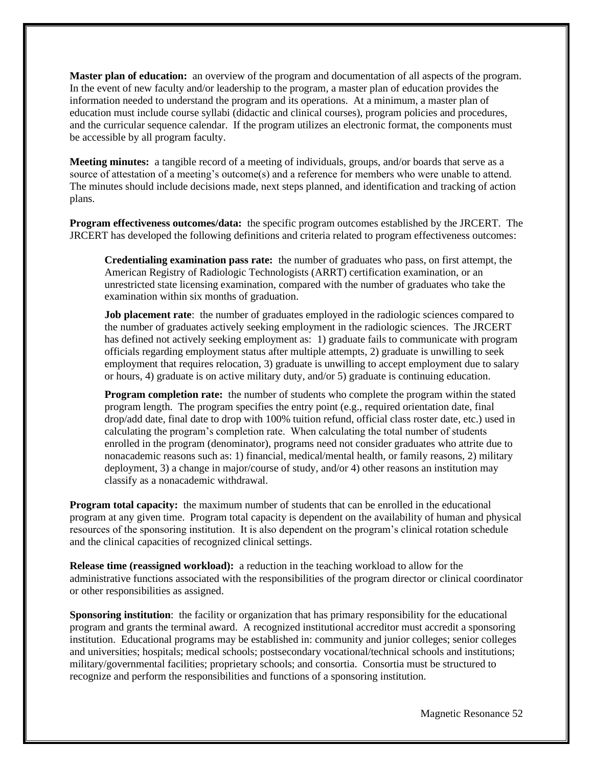**Master plan of education:** an overview of the program and documentation of all aspects of the program. In the event of new faculty and/or leadership to the program, a master plan of education provides the information needed to understand the program and its operations. At a minimum, a master plan of education must include course syllabi (didactic and clinical courses), program policies and procedures, and the curricular sequence calendar. If the program utilizes an electronic format, the components must be accessible by all program faculty.

**Meeting minutes:** a tangible record of a meeting of individuals, groups, and/or boards that serve as a source of attestation of a meeting's outcome(s) and a reference for members who were unable to attend. The minutes should include decisions made, next steps planned, and identification and tracking of action plans.

**Program effectiveness outcomes/data:** the specific program outcomes established by the JRCERT. The JRCERT has developed the following definitions and criteria related to program effectiveness outcomes:

> **Credentialing examination pass rate:** the number of graduates who pass, on first attempt, the American Registry of Radiologic Technologists (ARRT) certification examination, or an unrestricted state licensing examination, compared with the number of graduates who take the examination within six months of graduation.
>
> **Job placement rate**: the number of graduates employed in the radiologic sciences compared to the number of graduates actively seeking employment in the radiologic sciences. The JRCERT has defined not actively seeking employment as: 1) graduate fails to communicate with program officials regarding employment status after multiple attempts, 2) graduate is unwilling to seek employment that requires relocation, 3) graduate is unwilling to accept employment due to salary or hours, 4) graduate is on active military duty, and/or 5) graduate is continuing education.
>
> **Program completion rate:** the number of students who complete the program within the stated program length. The program specifies the entry point (e.g., required orientation date, final drop/add date, final date to drop with 100% tuition refund, official class roster date, etc.) used in calculating the program's completion rate. When calculating the total number of students enrolled in the program (denominator), programs need not consider graduates who attrite due to nonacademic reasons such as: 1) financial, medical/mental health, or family reasons, 2) military deployment, 3) a change in major/course of study, and/or 4) other reasons an institution may classify as a nonacademic withdrawal.

**Program total capacity:** the maximum number of students that can be enrolled in the educational program at any given time. Program total capacity is dependent on the availability of human and physical resources of the sponsoring institution. It is also dependent on the program's clinical rotation schedule and the clinical capacities of recognized clinical settings.

**Release time (reassigned workload):** a reduction in the teaching workload to allow for the administrative functions associated with the responsibilities of the program director or clinical coordinator or other responsibilities as assigned.

**Sponsoring institution**: the facility or organization that has primary responsibility for the educational program and grants the terminal award. A recognized institutional accreditor must accredit a sponsoring institution. Educational programs may be established in: community and junior colleges; senior colleges and universities; hospitals; medical schools; postsecondary vocational/technical schools and institutions; military/governmental facilities; proprietary schools; and consortia. Consortia must be structured to recognize and perform the responsibilities and functions of a sponsoring institution.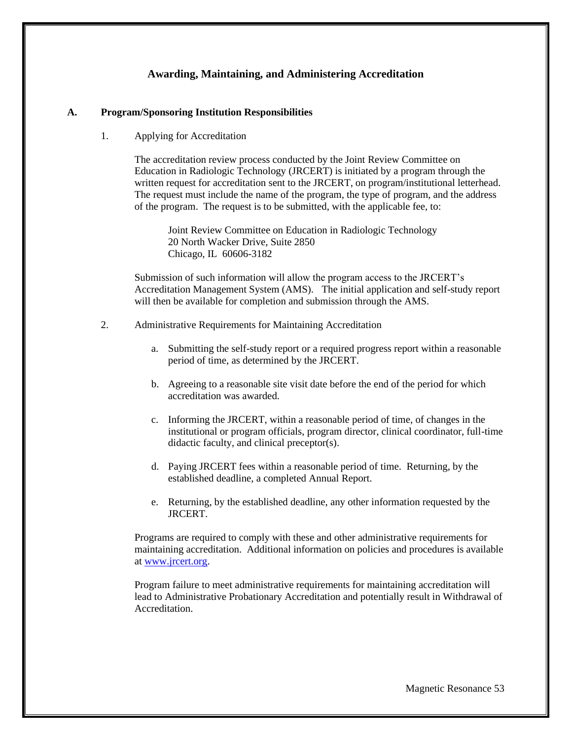# Awarding, Maintaining, and Administering Accreditation

## A. Program/Sponsoring Institution Responsibilities

1. Applying for Accreditation

   The accreditation review process conducted by the Joint Review Committee on Education in Radiologic Technology (JRCERT) is initiated by a program through the written request for accreditation sent to the JRCERT, on program/institutional letterhead. The request must include the name of the program, the type of program, and the address of the program. The request is to be submitted, with the applicable fee, to:

   Joint Review Committee on Education in Radiologic Technology
   20 North Wacker Drive, Suite 2850
   Chicago, IL 60606-3182

   Submission of such information will allow the program access to the JRCERT's Accreditation Management System (AMS). The initial application and self-study report will then be available for completion and submission through the AMS.

2. Administrative Requirements for Maintaining Accreditation

   a. Submitting the self-study report or a required progress report within a reasonable period of time, as determined by the JRCERT.

   b. Agreeing to a reasonable site visit date before the end of the period for which accreditation was awarded.

   c. Informing the JRCERT, within a reasonable period of time, of changes in the institutional or program officials, program director, clinical coordinator, full-time didactic faculty, and clinical preceptor(s).

   d. Paying JRCERT fees within a reasonable period of time. Returning, by the established deadline, a completed Annual Report.

   e. Returning, by the established deadline, any other information requested by the JRCERT.

   Programs are required to comply with these and other administrative requirements for maintaining accreditation. Additional information on policies and procedures is available at [www.jrcert.org](www.jrcert.org).

   Program failure to meet administrative requirements for maintaining accreditation will lead to Administrative Probationary Accreditation and potentially result in Withdrawal of Accreditation.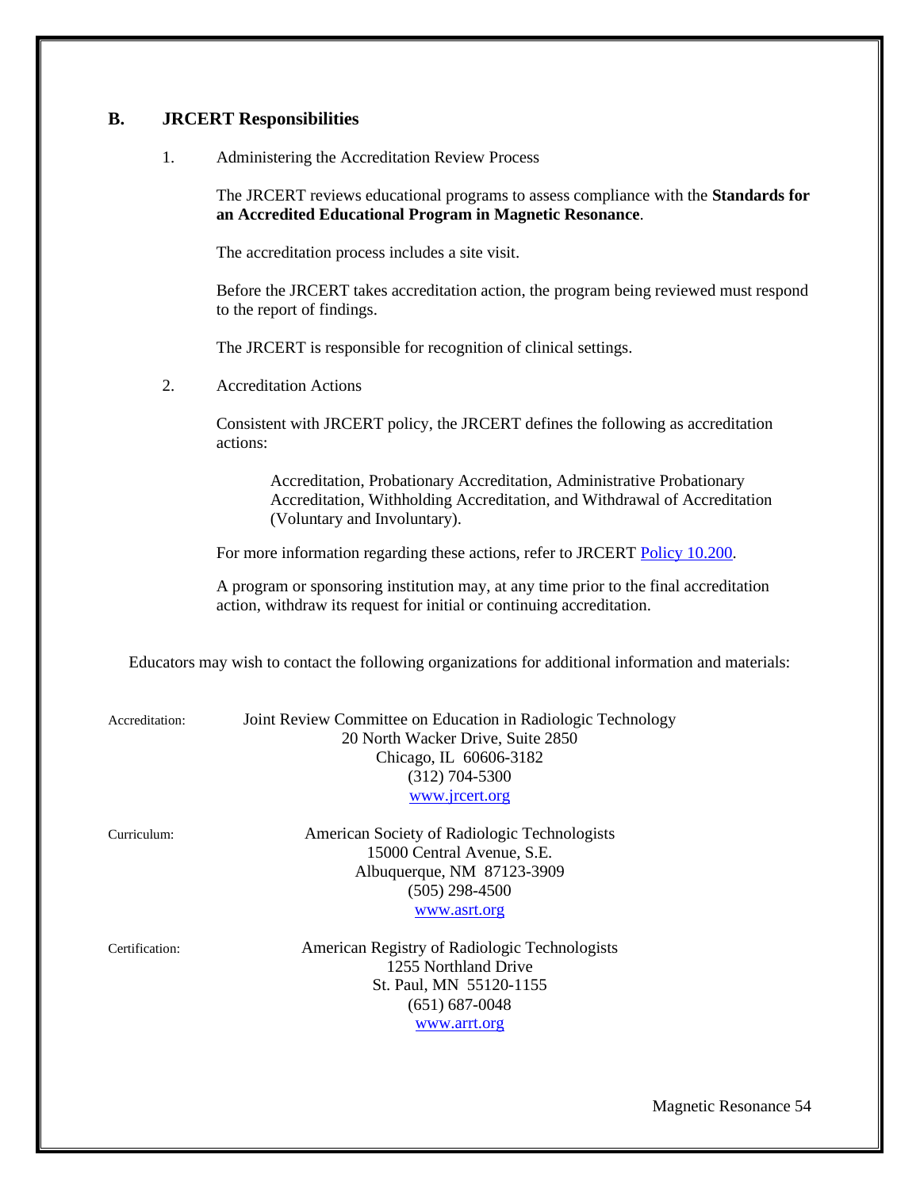## B. JRCERT Responsibilities

1. Administering the Accreditation Review Process

   The JRCERT reviews educational programs to assess compliance with the **Standards for an Accredited Educational Program in Magnetic Resonance**.

   The accreditation process includes a site visit.

   Before the JRCERT takes accreditation action, the program being reviewed must respond to the report of findings.

   The JRCERT is responsible for recognition of clinical settings.

2. Accreditation Actions

   Consistent with JRCERT policy, the JRCERT defines the following as accreditation actions:

   > Accreditation, Probationary Accreditation, Administrative Probationary Accreditation, Withholding Accreditation, and Withdrawal of Accreditation (Voluntary and Involuntary).

   For more information regarding these actions, refer to JRCERT [Policy 10.200](Policy 10.200).

   A program or sponsoring institution may, at any time prior to the final accreditation action, withdraw its request for initial or continuing accreditation.

Educators may wish to contact the following organizations for additional information and materials:

Accreditation:
Joint Review Committee on Education in Radiologic Technology
20 North Wacker Drive, Suite 2850
Chicago, IL 60606-3182
(312) 704-5300
[www.jrcert.org](www.jrcert.org)

Curriculum:
American Society of Radiologic Technologists
15000 Central Avenue, S.E.
Albuquerque, NM 87123-3909
(505) 298-4500
[www.asrt.org](www.asrt.org)

Certification:
American Registry of Radiologic Technologists
1255 Northland Drive
St. Paul, MN 55120-1155
(651) 687-0048
[www.arrt.org](www.arrt.org)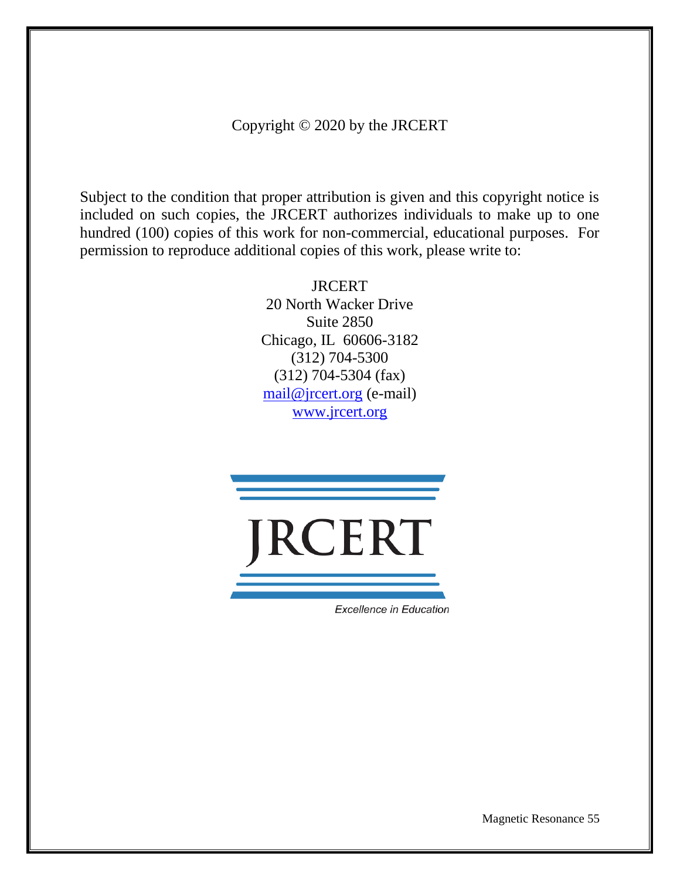Copyright © 2020 by the JRCERT

Subject to the condition that proper attribution is given and this copyright notice is included on such copies, the JRCERT authorizes individuals to make up to one hundred (100) copies of this work for non-commercial, educational purposes. For permission to reproduce additional copies of this work, please write to:

JRCERT  
20 North Wacker Drive  
Suite 2850  
Chicago, IL 60606-3182  
(312) 704-5300  
(312) 704-5304 (fax)  
mail@jrcert.org (e-mail)  
www.jrcert.org

JRCERT

Excellence in Education